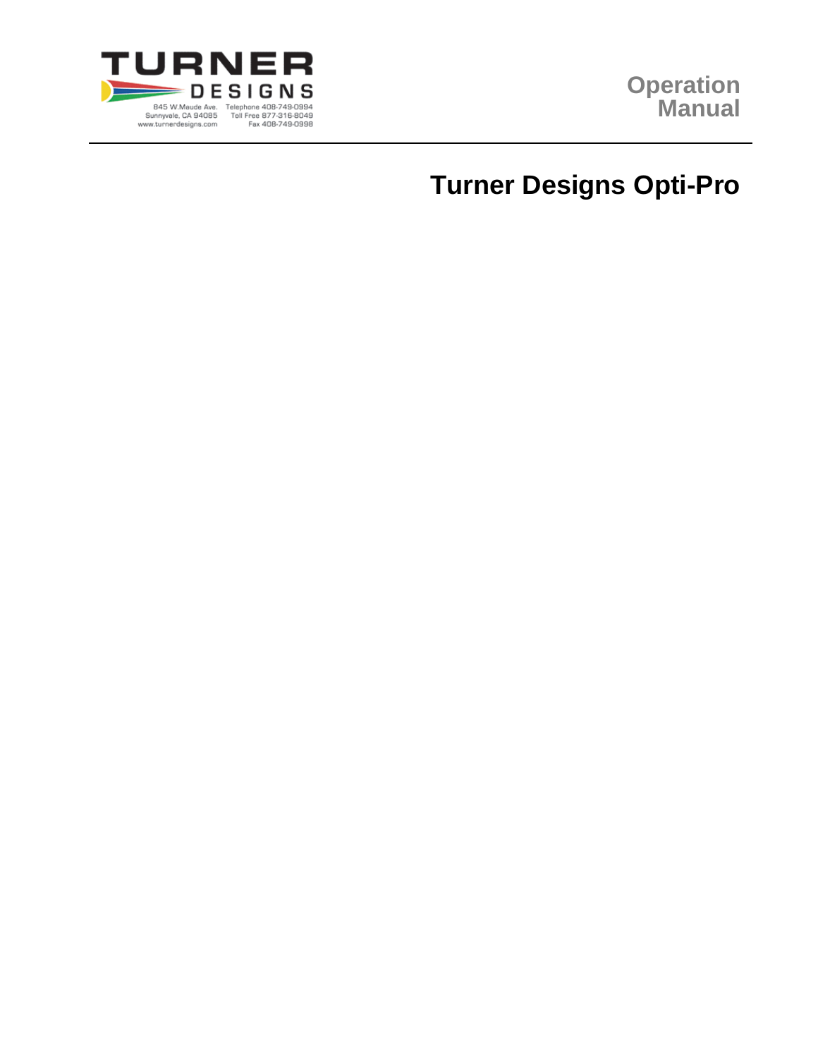TURNER DESIGNS

845 W.Maude Ave.
Sunnyvale, CA 94085
www.turnerdesigns.com

Telephone 408-749-0994
Toll Free 877-316-8049
Fax 408-749-0998

**Operation Manual**

# Turner Designs Opti-Pro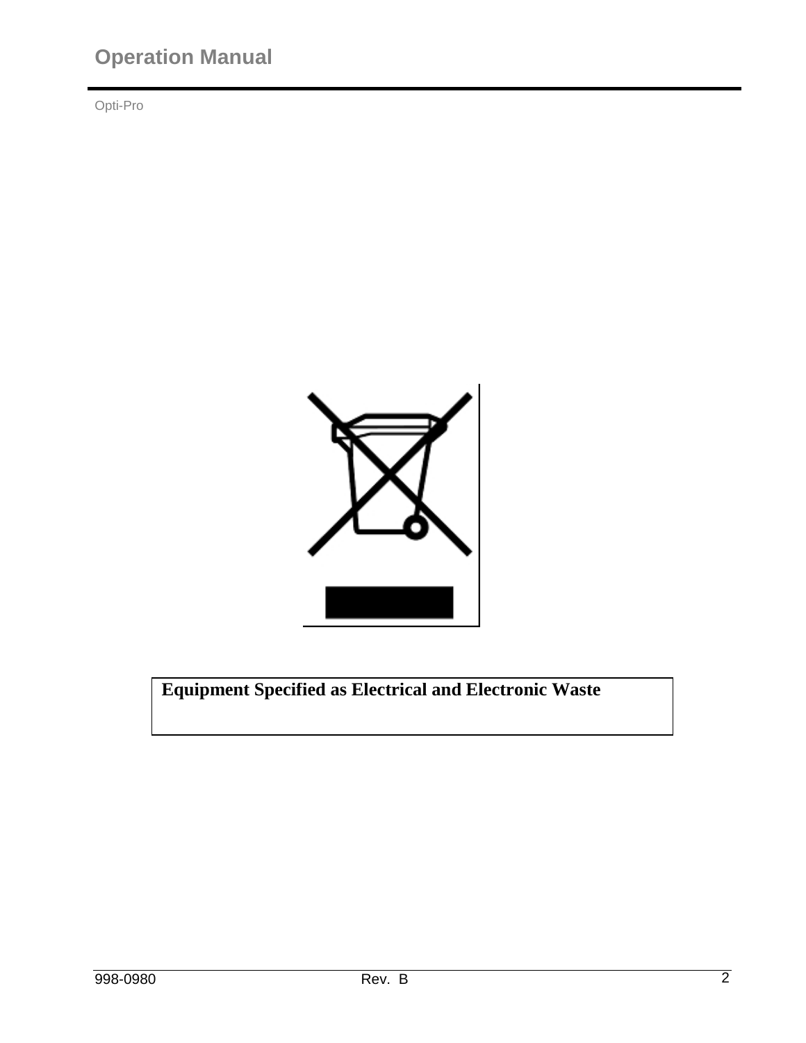**Equipment Specified as Electrical and Electronic Waste**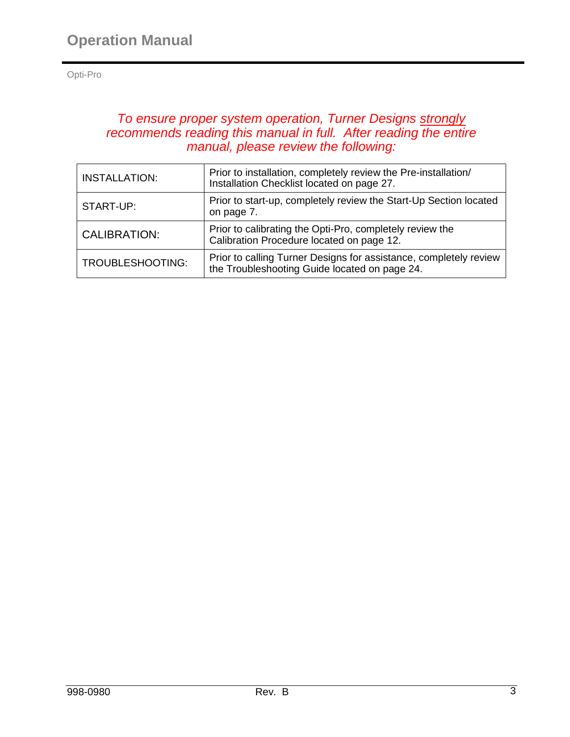*To ensure proper system operation, Turner Designs strongly recommends reading this manual in full. After reading the entire manual, please review the following:*

| | |
|---|---|
| INSTALLATION: | Prior to installation, completely review the Pre-installation/ Installation Checklist located on page 27. |
| START-UP: | Prior to start-up, completely review the Start-Up Section located on page 7. |
| CALIBRATION: | Prior to calibrating the Opti-Pro, completely review the Calibration Procedure located on page 12. |
| TROUBLESHOOTING: | Prior to calling Turner Designs for assistance, completely review the Troubleshooting Guide located on page 24. |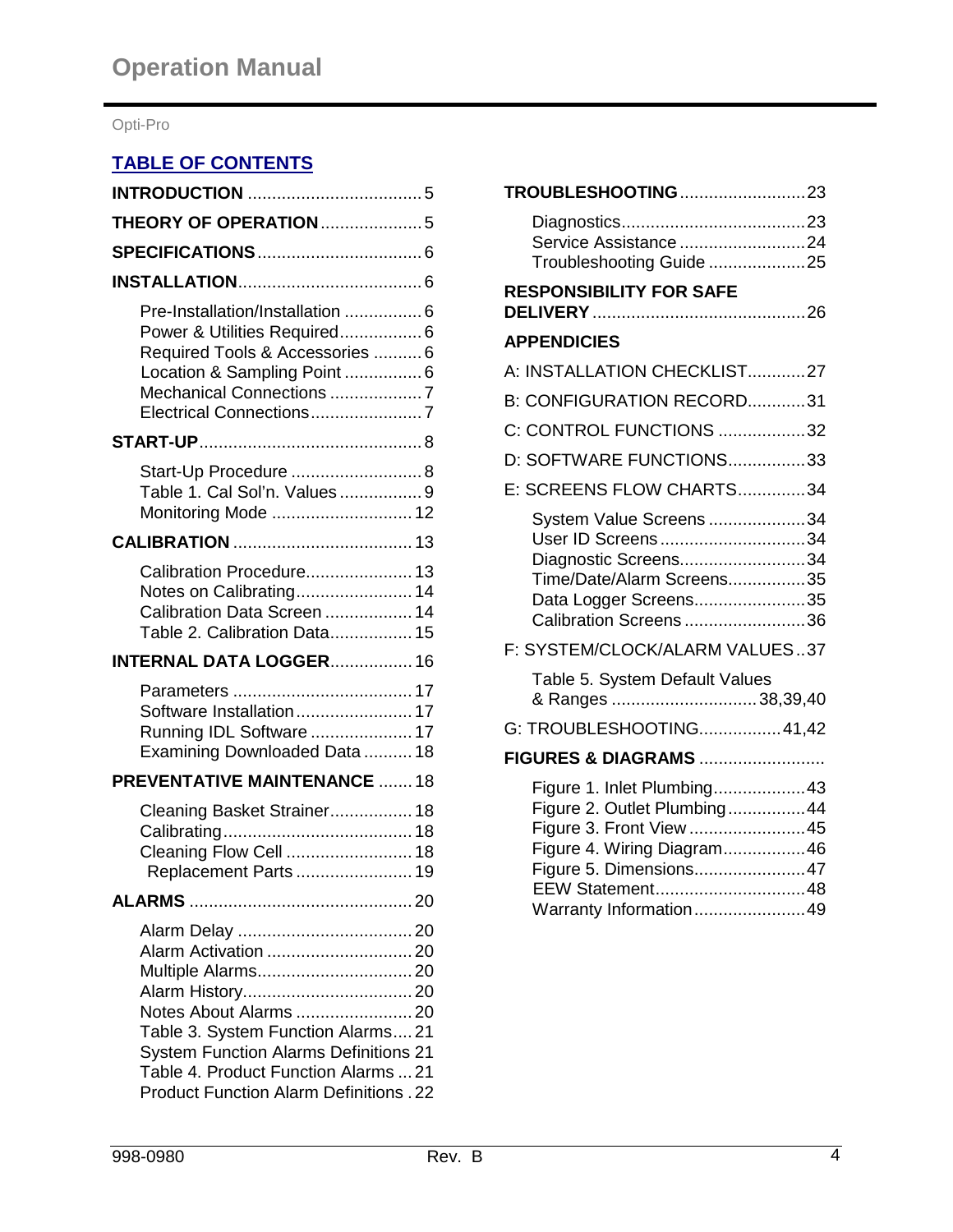# TABLE OF CONTENTS

**INTRODUCTION** ........................................ 5

**THEORY OF OPERATION** ........................ 5

**SPECIFICATIONS** ...................................... 6

**INSTALLATION** .......................................... 6

- Pre-Installation/Installation ................ 6
- Power & Utilities Required.................. 6
- Required Tools & Accessories .......... 6
- Location & Sampling Point ................ 6
- Mechanical Connections ................... 7
- Electrical Connections....................... 7

**START-UP** .................................................. 8

- Start-Up Procedure ........................... 8
- Table 1. Cal Sol'n. Values ................. 9
- Monitoring Mode ............................. 12

**CALIBRATION** ......................................... 13

- Calibration Procedure...................... 13
- Notes on Calibrating........................ 14
- Calibration Data Screen .................. 14
- Table 2. Calibration Data.................. 15

**INTERNAL DATA LOGGER** ................. 16

- Parameters ..................................... 17
- Software Installation........................ 17
- Running IDL Software ..................... 17
- Examining Downloaded Data .......... 18

**PREVENTATIVE MAINTENANCE** ....... 18

- Cleaning Basket Strainer................. 18
- Calibrating....................................... 18
- Cleaning Flow Cell .......................... 18
- Replacement Parts ......................... 19

**ALARMS** ................................................. 20

- Alarm Delay .................................... 20
- Alarm Activation .............................. 20
- Multiple Alarms................................ 20
- Alarm History................................... 20
- Notes About Alarms ........................ 20
- Table 3. System Function Alarms.... 21
- System Function Alarms Definitions 21
- Table 4. Product Function Alarms ... 21
- Product Function Alarm Definitions . 22

**TROUBLESHOOTING** ........................... 23

- Diagnostics...................................... 23
- Service Assistance .......................... 24
- Troubleshooting Guide .................... 25

**RESPONSIBILITY FOR SAFE DELIVERY** ............................................... 26

**APPENDICIES**

A: INSTALLATION CHECKLIST............ 27

B: CONFIGURATION RECORD............ 31

C: CONTROL FUNCTIONS .................. 32

D: SOFTWARE FUNCTIONS................ 33

E: SCREENS FLOW CHARTS.............. 34

- System Value Screens .................... 34
- User ID Screens .............................. 34
- Diagnostic Screens.......................... 34
- Time/Date/Alarm Screens................ 35
- Data Logger Screens....................... 35
- Calibration Screens ......................... 36

F: SYSTEM/CLOCK/ALARM VALUES .. 37

- Table 5. System Default Values & Ranges ............................. 38,39,40

G: TROUBLESHOOTING................. 41,42

**FIGURES & DIAGRAMS** ..........................

- Figure 1. Inlet Plumbing................... 43
- Figure 2. Outlet Plumbing................ 44
- Figure 3. Front View ........................ 45
- Figure 4. Wiring Diagram................. 46
- Figure 5. Dimensions....................... 47
- EEW Statement............................... 48
- Warranty Information....................... 49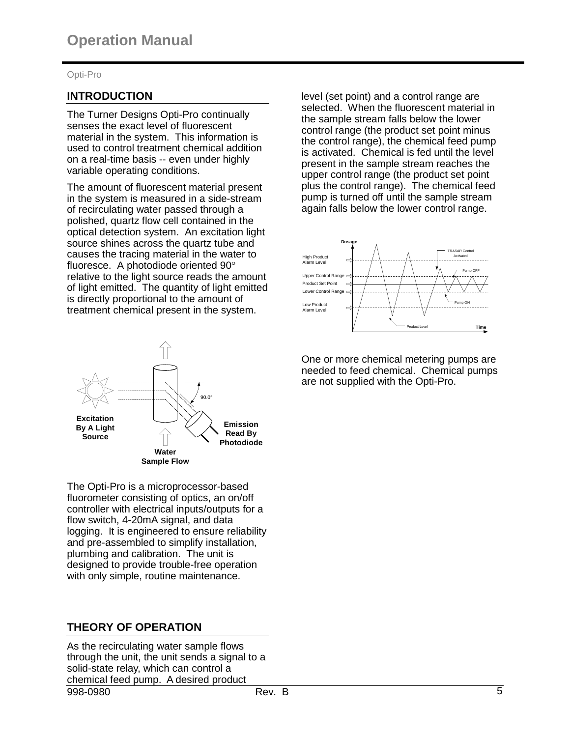## INTRODUCTION

The Turner Designs Opti-Pro continually senses the exact level of fluorescent material in the system. This information is used to control treatment chemical addition on a real-time basis -- even under highly variable operating conditions.

The amount of fluorescent material present in the system is measured in a side-stream of recirculating water passed through a polished, quartz flow cell contained in the optical detection system. An excitation light source shines across the quartz tube and causes the tracing material in the water to fluoresce. A photodiode oriented 90° relative to the light source reads the amount of light emitted. The quantity of light emitted is directly proportional to the amount of treatment chemical present in the system.

The Opti-Pro is a microprocessor-based fluorometer consisting of optics, an on/off controller with electrical inputs/outputs for a flow switch, 4-20mA signal, and data logging. It is engineered to ensure reliability and pre-assembled to simplify installation, plumbing and calibration. The unit is designed to provide trouble-free operation with only simple, routine maintenance.

## THEORY OF OPERATION

As the recirculating water sample flows through the unit, the unit sends a signal to a solid-state relay, which can control a chemical feed pump. A desired product level (set point) and a control range are selected. When the fluorescent material in the sample stream falls below the lower control range (the product set point minus the control range), the chemical feed pump is activated. Chemical is fed until the level present in the sample stream reaches the upper control range (the product set point plus the control range). The chemical feed pump is turned off until the sample stream again falls below the lower control range.

One or more chemical metering pumps are needed to feed chemical. Chemical pumps are not supplied with the Opti-Pro.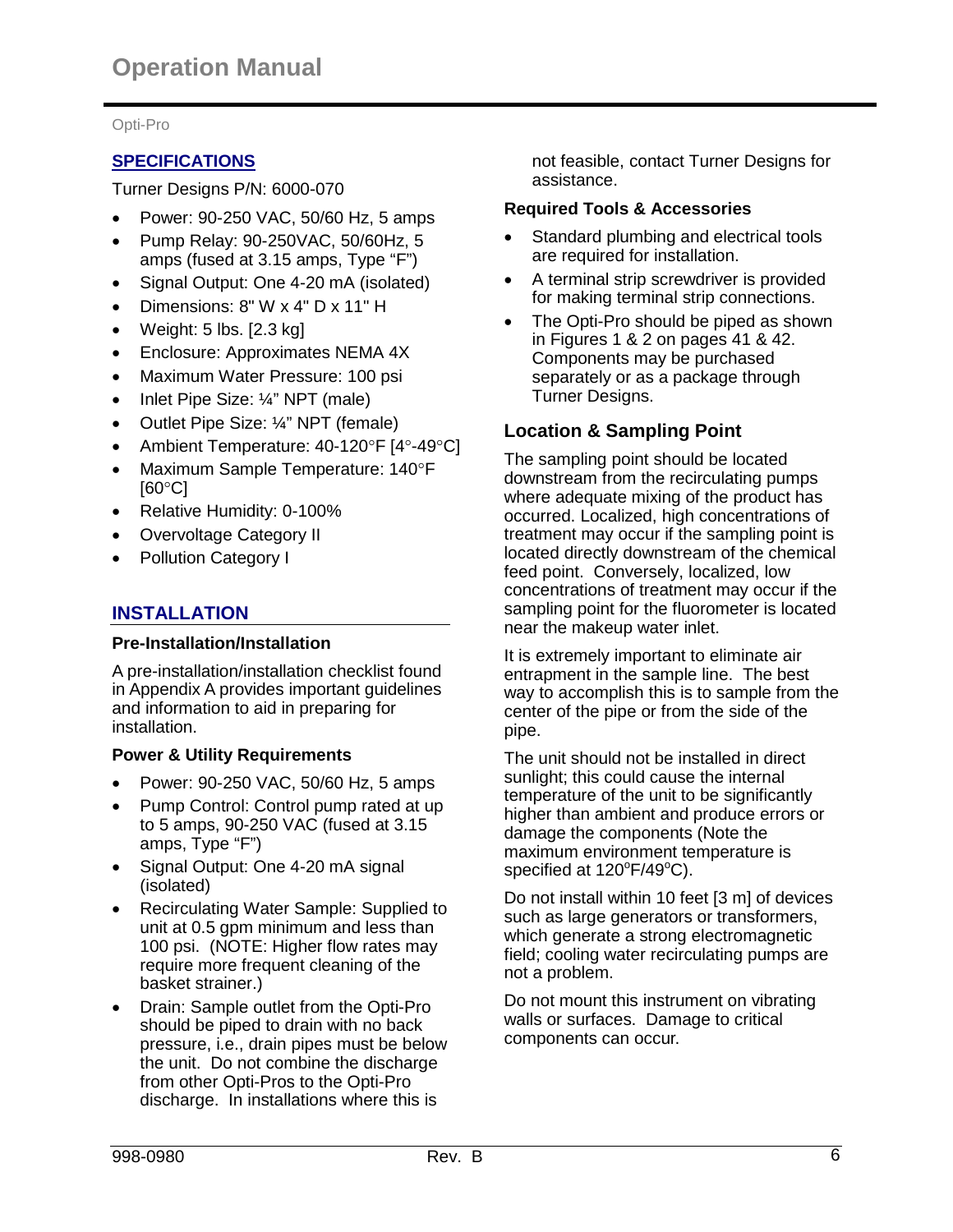## SPECIFICATIONS

Turner Designs P/N: 6000-070

- Power: 90-250 VAC, 50/60 Hz, 5 amps
- Pump Relay: 90-250VAC, 50/60Hz, 5 amps (fused at 3.15 amps, Type "F")
- Signal Output: One 4-20 mA (isolated)
- Dimensions: 8" W x 4" D x 11" H
- Weight: 5 lbs. [2.3 kg]
- Enclosure: Approximates NEMA 4X
- Maximum Water Pressure: 100 psi
- Inlet Pipe Size: ¼" NPT (male)
- Outlet Pipe Size: ¼" NPT (female)
- Ambient Temperature: 40-120°F [4°-49°C]
- Maximum Sample Temperature: 140°F [60°C]
- Relative Humidity: 0-100%
- Overvoltage Category II
- Pollution Category I

## INSTALLATION

### Pre-Installation/Installation

A pre-installation/installation checklist found in Appendix A provides important guidelines and information to aid in preparing for installation.

### Power & Utility Requirements

- Power: 90-250 VAC, 50/60 Hz, 5 amps
- Pump Control: Control pump rated at up to 5 amps, 90-250 VAC (fused at 3.15 amps, Type "F")
- Signal Output: One 4-20 mA signal (isolated)
- Recirculating Water Sample: Supplied to unit at 0.5 gpm minimum and less than 100 psi. (NOTE: Higher flow rates may require more frequent cleaning of the basket strainer.)
- Drain: Sample outlet from the Opti-Pro should be piped to drain with no back pressure, i.e., drain pipes must be below the unit. Do not combine the discharge from other Opti-Pros to the Opti-Pro discharge. In installations where this is not feasible, contact Turner Designs for assistance.

### Required Tools & Accessories

- Standard plumbing and electrical tools are required for installation.
- A terminal strip screwdriver is provided for making terminal strip connections.
- The Opti-Pro should be piped as shown in Figures 1 & 2 on pages 41 & 42. Components may be purchased separately or as a package through Turner Designs.

### Location & Sampling Point

The sampling point should be located downstream from the recirculating pumps where adequate mixing of the product has occurred. Localized, high concentrations of treatment may occur if the sampling point is located directly downstream of the chemical feed point. Conversely, localized, low concentrations of treatment may occur if the sampling point for the fluorometer is located near the makeup water inlet.

It is extremely important to eliminate air entrapment in the sample line. The best way to accomplish this is to sample from the center of the pipe or from the side of the pipe.

The unit should not be installed in direct sunlight; this could cause the internal temperature of the unit to be significantly higher than ambient and produce errors or damage the components (Note the maximum environment temperature is specified at 120°F/49°C).

Do not install within 10 feet [3 m] of devices such as large generators or transformers, which generate a strong electromagnetic field; cooling water recirculating pumps are not a problem.

Do not mount this instrument on vibrating walls or surfaces. Damage to critical components can occur.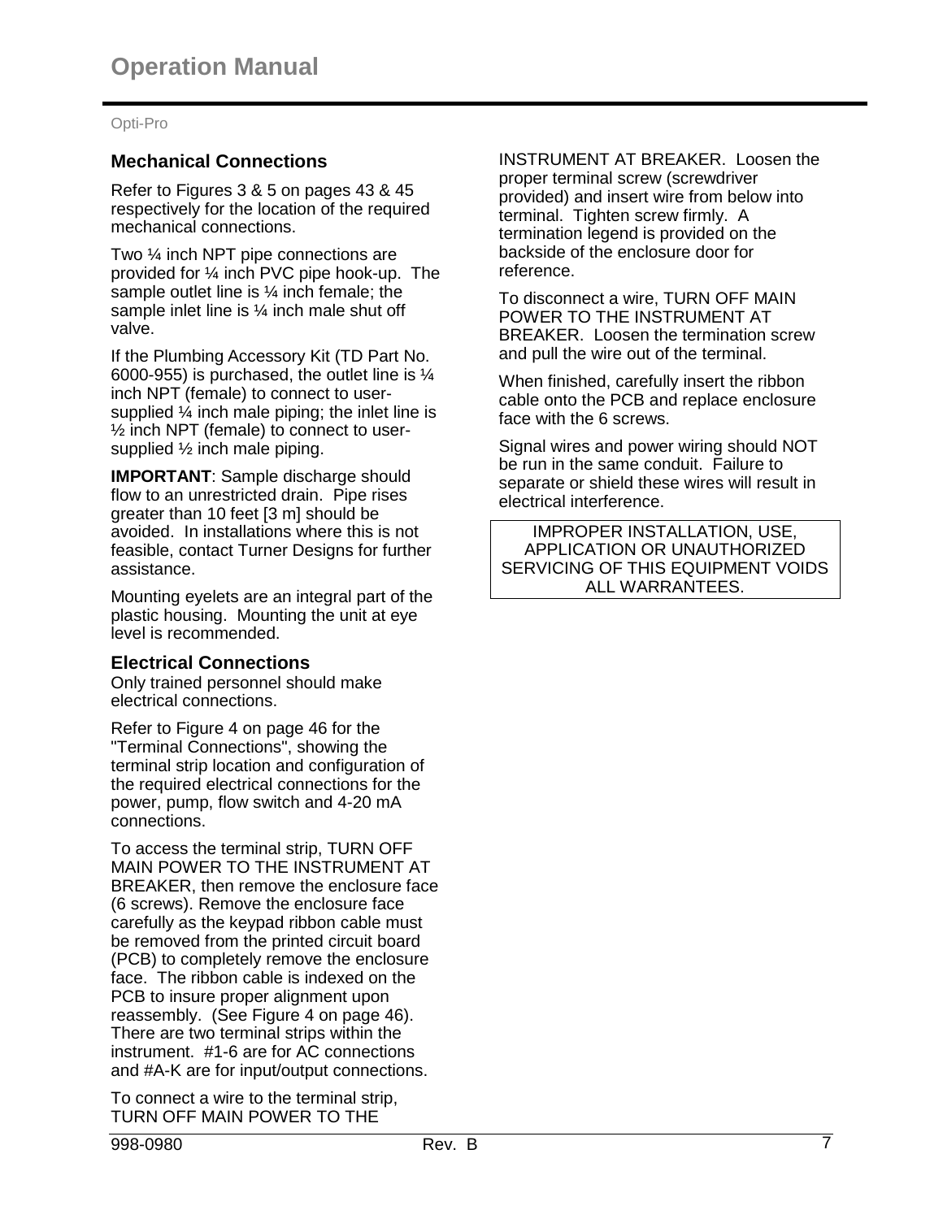## Mechanical Connections

Refer to Figures 3 & 5 on pages 43 & 45 respectively for the location of the required mechanical connections.

Two ¼ inch NPT pipe connections are provided for ¼ inch PVC pipe hook-up. The sample outlet line is ¼ inch female; the sample inlet line is ¼ inch male shut off valve.

If the Plumbing Accessory Kit (TD Part No. 6000-955) is purchased, the outlet line is ¼ inch NPT (female) to connect to user-supplied ¼ inch male piping; the inlet line is ½ inch NPT (female) to connect to user-supplied ½ inch male piping.

**IMPORTANT**: Sample discharge should flow to an unrestricted drain. Pipe rises greater than 10 feet [3 m] should be avoided. In installations where this is not feasible, contact Turner Designs for further assistance.

Mounting eyelets are an integral part of the plastic housing. Mounting the unit at eye level is recommended.

## Electrical Connections

Only trained personnel should make electrical connections.

Refer to Figure 4 on page 46 for the "Terminal Connections", showing the terminal strip location and configuration of the required electrical connections for the power, pump, flow switch and 4-20 mA connections.

To access the terminal strip, TURN OFF MAIN POWER TO THE INSTRUMENT AT BREAKER, then remove the enclosure face (6 screws). Remove the enclosure face carefully as the keypad ribbon cable must be removed from the printed circuit board (PCB) to completely remove the enclosure face. The ribbon cable is indexed on the PCB to insure proper alignment upon reassembly. (See Figure 4 on page 46). There are two terminal strips within the instrument. #1-6 are for AC connections and #A-K are for input/output connections.

To connect a wire to the terminal strip, TURN OFF MAIN POWER TO THE INSTRUMENT AT BREAKER. Loosen the proper terminal screw (screwdriver provided) and insert wire from below into terminal. Tighten screw firmly. A termination legend is provided on the backside of the enclosure door for reference.

To disconnect a wire, TURN OFF MAIN POWER TO THE INSTRUMENT AT BREAKER. Loosen the termination screw and pull the wire out of the terminal.

When finished, carefully insert the ribbon cable onto the PCB and replace enclosure face with the 6 screws.

Signal wires and power wiring should NOT be run in the same conduit. Failure to separate or shield these wires will result in electrical interference.

IMPROPER INSTALLATION, USE, APPLICATION OR UNAUTHORIZED SERVICING OF THIS EQUIPMENT VOIDS ALL WARRANTEES.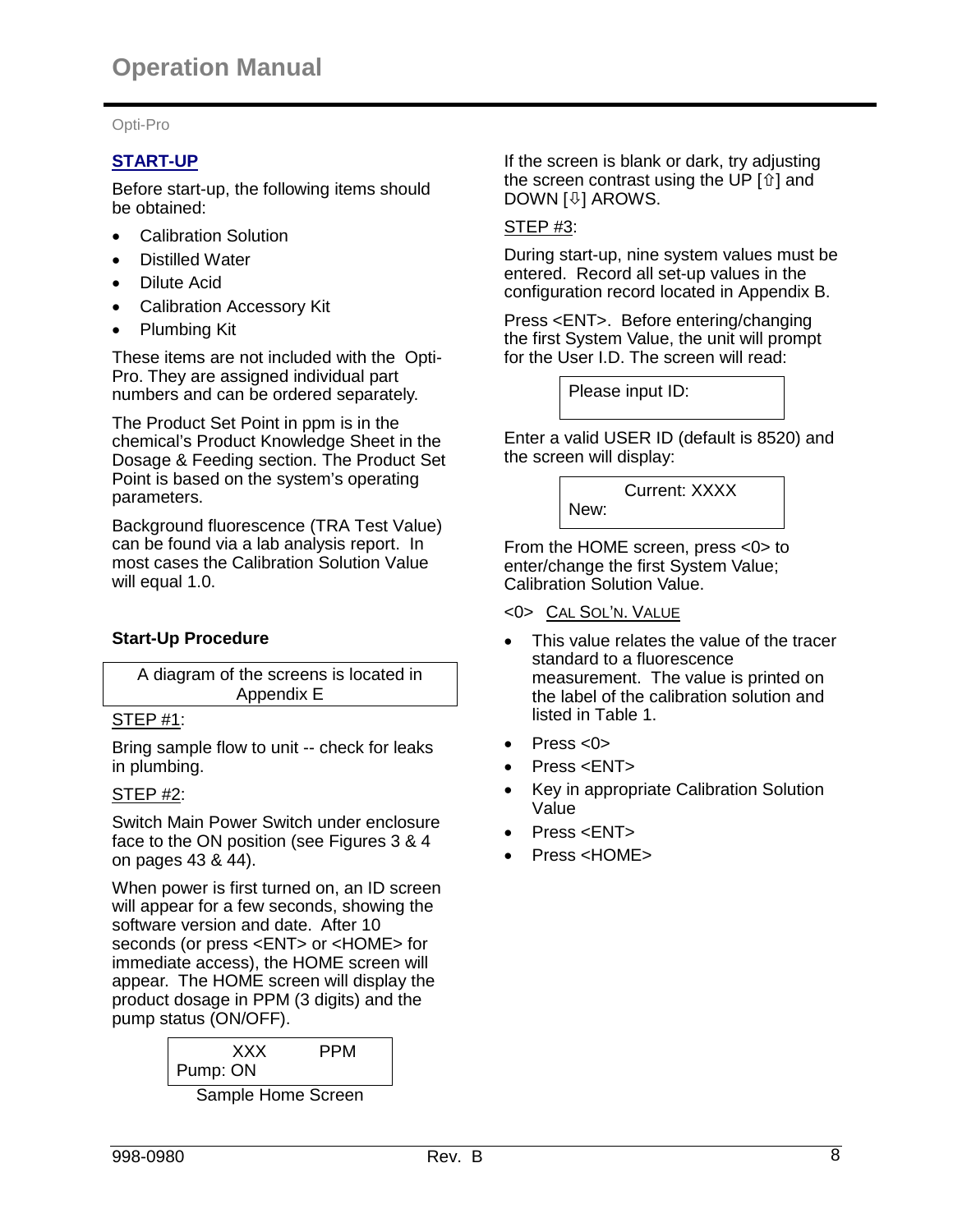## START-UP

Before start-up, the following items should be obtained:

- Calibration Solution
- Distilled Water
- Dilute Acid
- Calibration Accessory Kit
- Plumbing Kit

These items are not included with the Opti-Pro. They are assigned individual part numbers and can be ordered separately.

The Product Set Point in ppm is in the chemical's Product Knowledge Sheet in the Dosage & Feeding section. The Product Set Point is based on the system's operating parameters.

Background fluorescence (TRA Test Value) can be found via a lab analysis report. In most cases the Calibration Solution Value will equal 1.0.

### Start-Up Procedure

| A diagram of the screens is located in Appendix E |
|---|

STEP #1:

Bring sample flow to unit -- check for leaks in plumbing.

STEP #2:

Switch Main Power Switch under enclosure face to the ON position (see Figures 3 & 4 on pages 43 & 44).

When power is first turned on, an ID screen will appear for a few seconds, showing the software version and date. After 10 seconds (or press <ENT> or <HOME> for immediate access), the HOME screen will appear. The HOME screen will display the product dosage in PPM (3 digits) and the pump status (ON/OFF).

```
      XXX        PPM
Pump: ON
```

Sample Home Screen

If the screen is blank or dark, try adjusting the screen contrast using the UP [⇧] and DOWN [⇩] AROWS.

STEP #3:

During start-up, nine system values must be entered. Record all set-up values in the configuration record located in Appendix B.

Press <ENT>. Before entering/changing the first System Value, the unit will prompt for the User I.D. The screen will read:

```
Please input ID:
```

Enter a valid USER ID (default is 8520) and the screen will display:

```
      Current: XXXX
New:
```

From the HOME screen, press <0> to enter/change the first System Value; Calibration Solution Value.

<0> CAL SOL'N. VALUE

- This value relates the value of the tracer standard to a fluorescence measurement. The value is printed on the label of the calibration solution and listed in Table 1.
- Press <0>
- Press <ENT>
- Key in appropriate Calibration Solution Value
- Press <ENT>
- Press <HOME>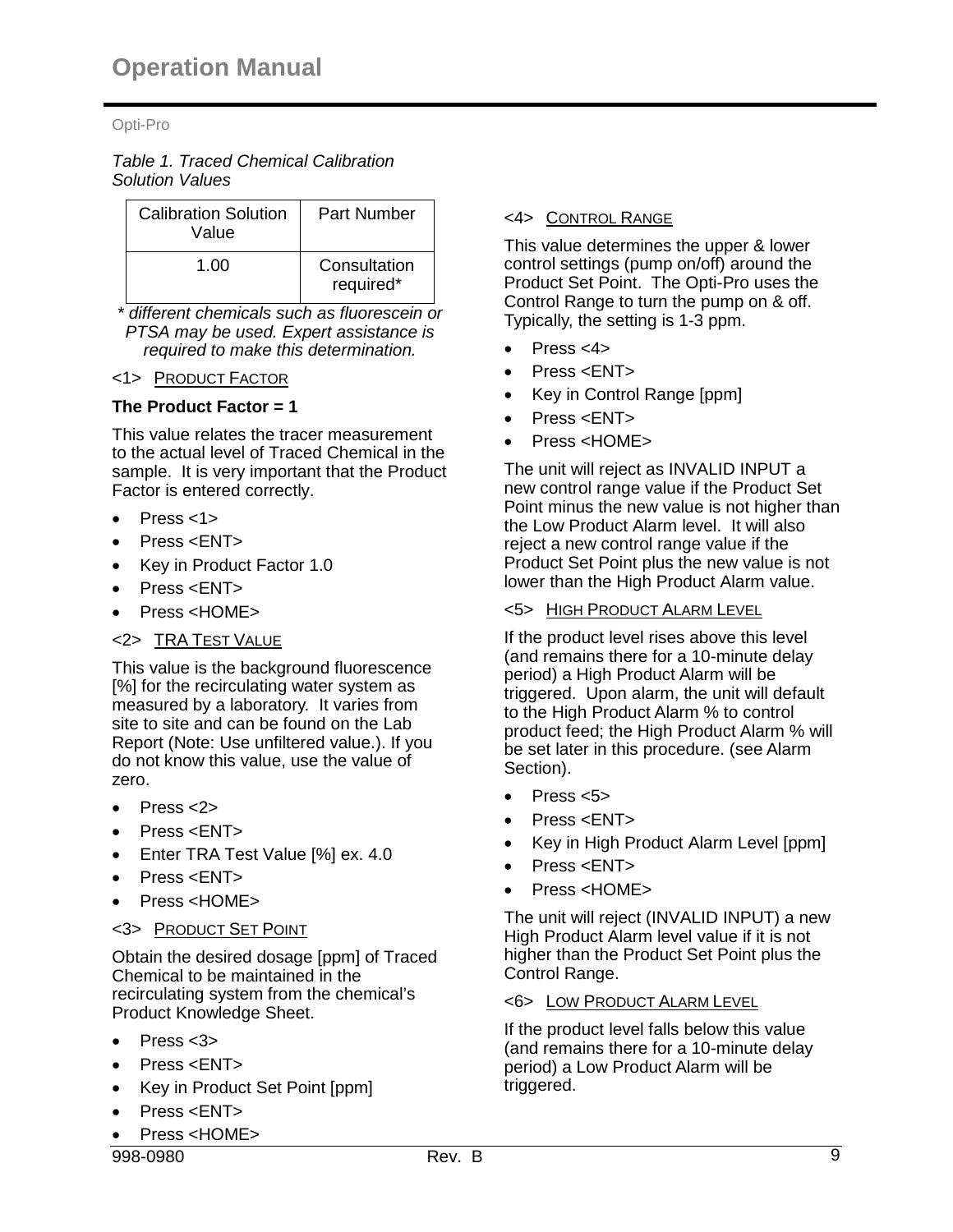*Table 1. Traced Chemical Calibration Solution Values*

| Calibration Solution Value | Part Number |
|---|---|
| 1.00 | Consultation required* |

*\* different chemicals such as fluorescein or PTSA may be used. Expert assistance is required to make this determination.*

<1> PRODUCT FACTOR

**The Product Factor = 1**

This value relates the tracer measurement to the actual level of Traced Chemical in the sample. It is very important that the Product Factor is entered correctly.

- Press <1>
- Press <ENT>
- Key in Product Factor 1.0
- Press <ENT>
- Press <HOME>

<2> TRA TEST VALUE

This value is the background fluorescence [%] for the recirculating water system as measured by a laboratory. It varies from site to site and can be found on the Lab Report (Note: Use unfiltered value.). If you do not know this value, use the value of zero.

- Press <2>
- Press <ENT>
- Enter TRA Test Value [%] ex. 4.0
- Press <ENT>
- Press <HOME>

<3> PRODUCT SET POINT

Obtain the desired dosage [ppm] of Traced Chemical to be maintained in the recirculating system from the chemical's Product Knowledge Sheet.

- Press <3>
- Press <ENT>
- Key in Product Set Point [ppm]
- Press <ENT>
- Press <HOME>

<4> CONTROL RANGE

This value determines the upper & lower control settings (pump on/off) around the Product Set Point. The Opti-Pro uses the Control Range to turn the pump on & off. Typically, the setting is 1-3 ppm.

- Press <4>
- Press <ENT>
- Key in Control Range [ppm]
- Press <ENT>
- Press <HOME>

The unit will reject as INVALID INPUT a new control range value if the Product Set Point minus the new value is not higher than the Low Product Alarm level. It will also reject a new control range value if the Product Set Point plus the new value is not lower than the High Product Alarm value.

<5> HIGH PRODUCT ALARM LEVEL

If the product level rises above this level (and remains there for a 10-minute delay period) a High Product Alarm will be triggered. Upon alarm, the unit will default to the High Product Alarm % to control product feed; the High Product Alarm % will be set later in this procedure. (see Alarm Section).

- Press <5>
- Press <ENT>
- Key in High Product Alarm Level [ppm]
- Press <ENT>
- Press <HOME>

The unit will reject (INVALID INPUT) a new High Product Alarm level value if it is not higher than the Product Set Point plus the Control Range.

<6> LOW PRODUCT ALARM LEVEL

If the product level falls below this value (and remains there for a 10-minute delay period) a Low Product Alarm will be triggered.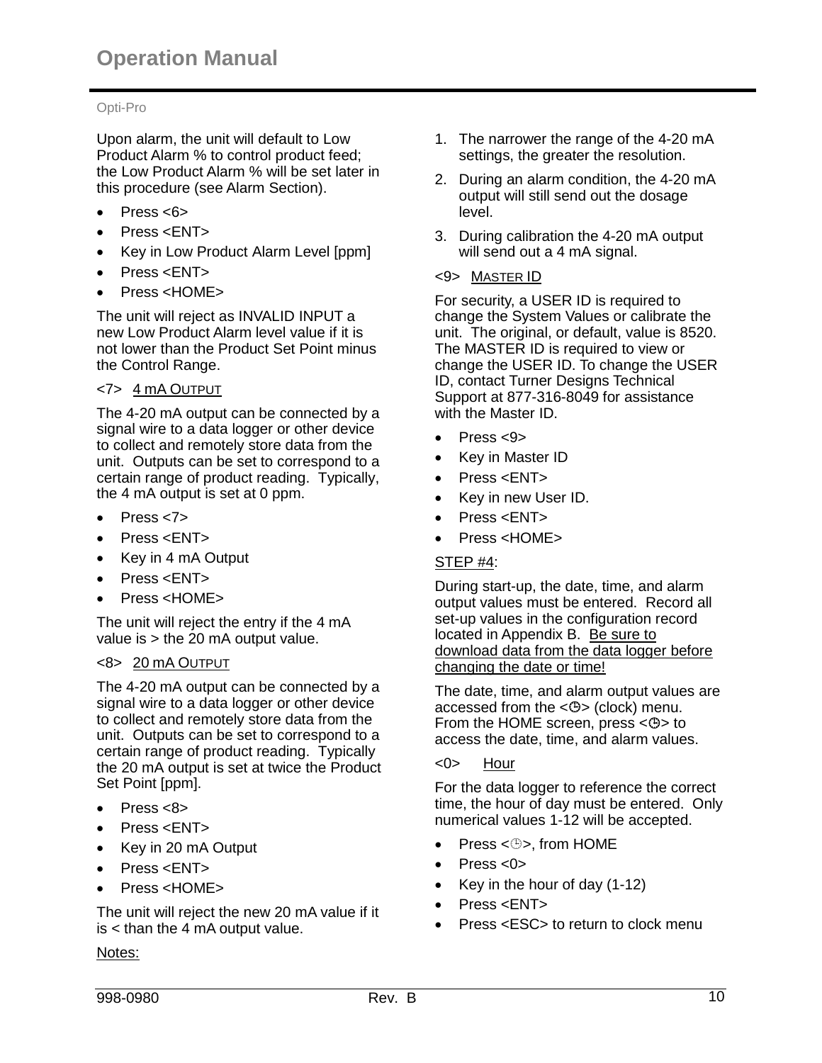Upon alarm, the unit will default to Low Product Alarm % to control product feed; the Low Product Alarm % will be set later in this procedure (see Alarm Section).

- Press <6>
- Press <ENT>
- Key in Low Product Alarm Level [ppm]
- Press <ENT>
- Press <HOME>

The unit will reject as INVALID INPUT a new Low Product Alarm level value if it is not lower than the Product Set Point minus the Control Range.

<7> 4 mA OUTPUT

The 4-20 mA output can be connected by a signal wire to a data logger or other device to collect and remotely store data from the unit. Outputs can be set to correspond to a certain range of product reading. Typically, the 4 mA output is set at 0 ppm.

- Press <7>
- Press <ENT>
- Key in 4 mA Output
- Press <ENT>
- Press <HOME>

The unit will reject the entry if the 4 mA value is > the 20 mA output value.

<8> 20 mA OUTPUT

The 4-20 mA output can be connected by a signal wire to a data logger or other device to collect and remotely store data from the unit. Outputs can be set to correspond to a certain range of product reading. Typically the 20 mA output is set at twice the Product Set Point [ppm].

- Press <8>
- Press <ENT>
- Key in 20 mA Output
- Press <ENT>
- Press <HOME>

The unit will reject the new 20 mA value if it is < than the 4 mA output value.

Notes:

1. The narrower the range of the 4-20 mA settings, the greater the resolution.
2. During an alarm condition, the 4-20 mA output will still send out the dosage level.
3. During calibration the 4-20 mA output will send out a 4 mA signal.

<9> MASTER ID

For security, a USER ID is required to change the System Values or calibrate the unit. The original, or default, value is 8520. The MASTER ID is required to view or change the USER ID. To change the USER ID, contact Turner Designs Technical Support at 877-316-8049 for assistance with the Master ID.

- Press <9>
- Key in Master ID
- Press <ENT>
- Key in new User ID.
- Press <ENT>
- Press <HOME>

STEP #4:

During start-up, the date, time, and alarm output values must be entered. Record all set-up values in the configuration record located in Appendix B. Be sure to download data from the data logger before changing the date or time!

The date, time, and alarm output values are accessed from the <◷> (clock) menu. From the HOME screen, press <◷> to access the date, time, and alarm values.

<0> Hour

For the data logger to reference the correct time, the hour of day must be entered. Only numerical values 1-12 will be accepted.

- Press <◷>, from HOME
- Press <0>
- Key in the hour of day (1-12)
- Press <ENT>
- Press <ESC> to return to clock menu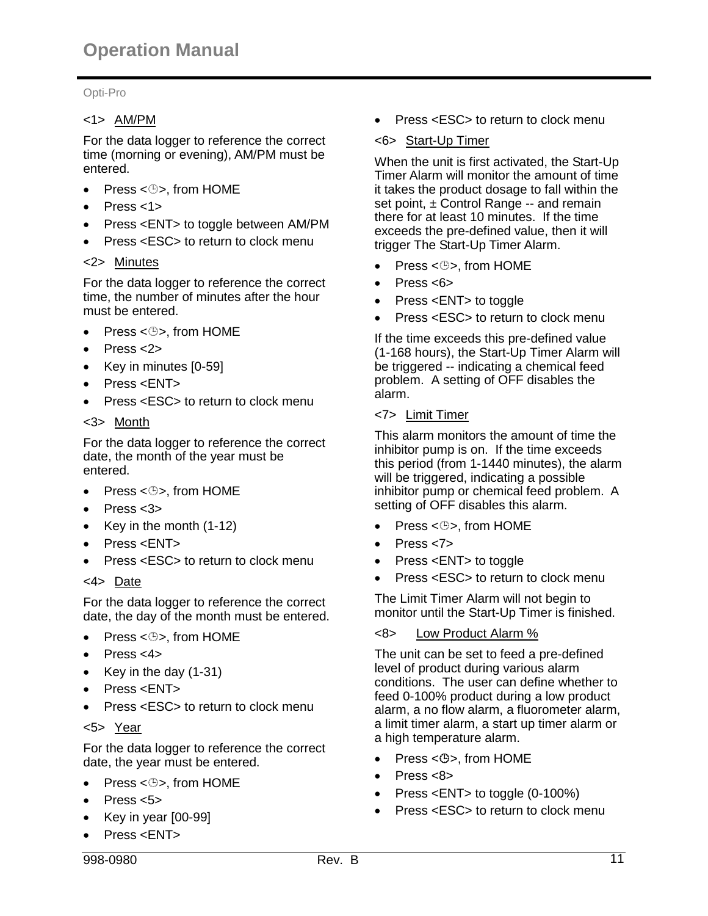<1> AM/PM

For the data logger to reference the correct time (morning or evening), AM/PM must be entered.

- Press <🕒>, from HOME
- Press <1>
- Press <ENT> to toggle between AM/PM
- Press <ESC> to return to clock menu

<2> Minutes

For the data logger to reference the correct time, the number of minutes after the hour must be entered.

- Press <🕒>, from HOME
- Press <2>
- Key in minutes [0-59]
- Press <ENT>
- Press <ESC> to return to clock menu

<3> Month

For the data logger to reference the correct date, the month of the year must be entered.

- Press <🕒>, from HOME
- Press <3>
- Key in the month (1-12)
- Press <ENT>
- Press <ESC> to return to clock menu

<4> Date

For the data logger to reference the correct date, the day of the month must be entered.

- Press <🕒>, from HOME
- Press <4>
- Key in the day (1-31)
- Press <ENT>
- Press <ESC> to return to clock menu

<5> Year

For the data logger to reference the correct date, the year must be entered.

- Press <🕒>, from HOME
- Press <5>
- Key in year [00-99]
- Press <ENT>
- Press <ESC> to return to clock menu

<6> Start-Up Timer

When the unit is first activated, the Start-Up Timer Alarm will monitor the amount of time it takes the product dosage to fall within the set point, ± Control Range -- and remain there for at least 10 minutes. If the time exceeds the pre-defined value, then it will trigger The Start-Up Timer Alarm.

- Press <🕒>, from HOME
- Press <6>
- Press <ENT> to toggle
- Press <ESC> to return to clock menu

If the time exceeds this pre-defined value (1-168 hours), the Start-Up Timer Alarm will be triggered -- indicating a chemical feed problem. A setting of OFF disables the alarm.

<7> Limit Timer

This alarm monitors the amount of time the inhibitor pump is on. If the time exceeds this period (from 1-1440 minutes), the alarm will be triggered, indicating a possible inhibitor pump or chemical feed problem. A setting of OFF disables this alarm.

- Press <🕒>, from HOME
- Press <7>
- Press <ENT> to toggle
- Press <ESC> to return to clock menu

The Limit Timer Alarm will not begin to monitor until the Start-Up Timer is finished.

<8> Low Product Alarm %

The unit can be set to feed a pre-defined level of product during various alarm conditions. The user can define whether to feed 0-100% product during a low product alarm, a no flow alarm, a fluorometer alarm, a limit timer alarm, a start up timer alarm or a high temperature alarm.

- Press <🕒>, from HOME
- Press <8>
- Press <ENT> to toggle (0-100%)
- Press <ESC> to return to clock menu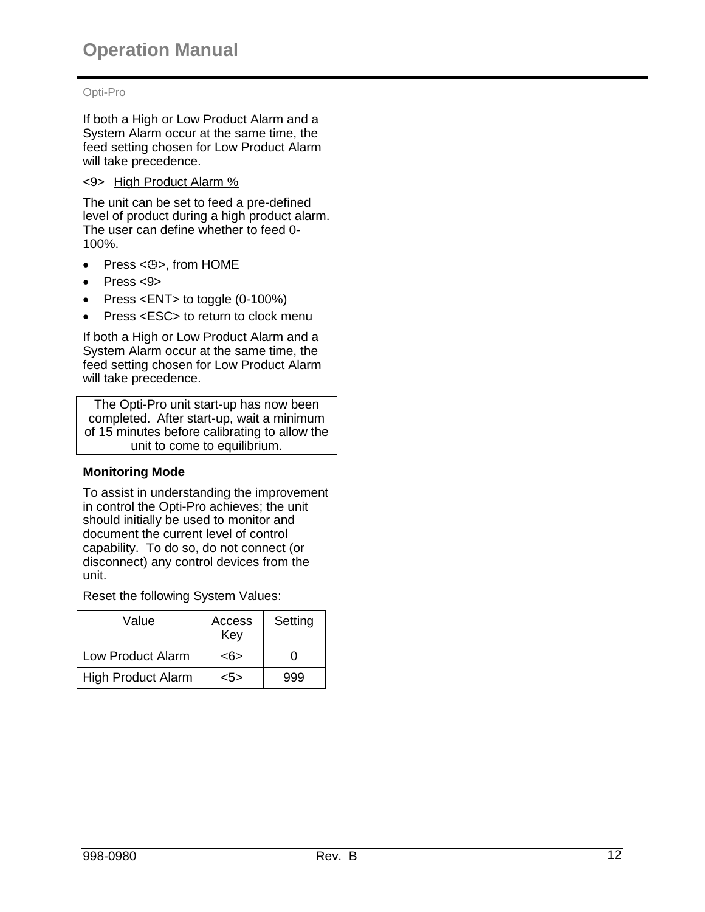If both a High or Low Product Alarm and a System Alarm occur at the same time, the feed setting chosen for Low Product Alarm will take precedence.

<9> High Product Alarm %

The unit can be set to feed a pre-defined level of product during a high product alarm. The user can define whether to feed 0-100%.

- Press <◷>, from HOME
- Press <9>
- Press <ENT> to toggle (0-100%)
- Press <ESC> to return to clock menu

If both a High or Low Product Alarm and a System Alarm occur at the same time, the feed setting chosen for Low Product Alarm will take precedence.

> The Opti-Pro unit start-up has now been completed. After start-up, wait a minimum of 15 minutes before calibrating to allow the unit to come to equilibrium.

**Monitoring Mode**

To assist in understanding the improvement in control the Opti-Pro achieves; the unit should initially be used to monitor and document the current level of control capability. To do so, do not connect (or disconnect) any control devices from the unit.

Reset the following System Values:

| Value | Access Key | Setting |
|---|---|---|
| Low Product Alarm | <6> | 0 |
| High Product Alarm | <5> | 999 |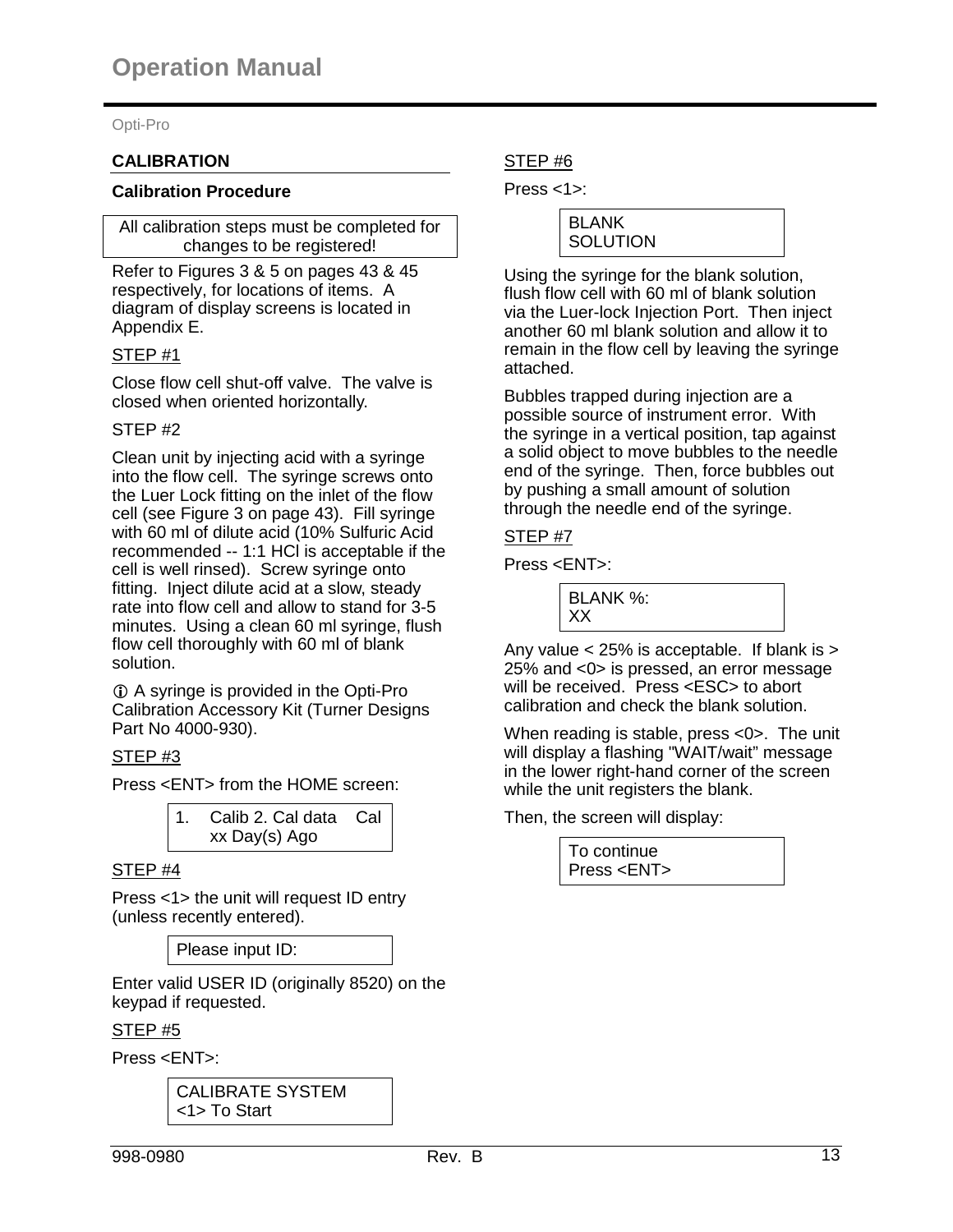## CALIBRATION

### Calibration Procedure

| All calibration steps must be completed for changes to be registered! |
|---|

Refer to Figures 3 & 5 on pages 43 & 45 respectively, for locations of items. A diagram of display screens is located in Appendix E.

STEP #1

Close flow cell shut-off valve. The valve is closed when oriented horizontally.

STEP #2

Clean unit by injecting acid with a syringe into the flow cell. The syringe screws onto the Luer Lock fitting on the inlet of the flow cell (see Figure 3 on page 43). Fill syringe with 60 ml of dilute acid (10% Sulfuric Acid recommended -- 1:1 HCl is acceptable if the cell is well rinsed). Screw syringe onto fitting. Inject dilute acid at a slow, steady rate into flow cell and allow to stand for 3-5 minutes. Using a clean 60 ml syringe, flush flow cell thoroughly with 60 ml of blank solution.

ⓘ A syringe is provided in the Opti-Pro Calibration Accessory Kit (Turner Designs Part No 4000-930).

STEP #3

Press <ENT> from the HOME screen:

```
1.  Calib 2. Cal data    Cal
    xx Day(s) Ago
```

STEP #4

Press <1> the unit will request ID entry (unless recently entered).

```
Please input ID:
```

Enter valid USER ID (originally 8520) on the keypad if requested.

STEP #5

Press <ENT>:

```
CALIBRATE SYSTEM
<1> To Start
```

STEP #6

Press <1>:

```
BLANK
SOLUTION
```

Using the syringe for the blank solution, flush flow cell with 60 ml of blank solution via the Luer-lock Injection Port. Then inject another 60 ml blank solution and allow it to remain in the flow cell by leaving the syringe attached.

Bubbles trapped during injection are a possible source of instrument error. With the syringe in a vertical position, tap against a solid object to move bubbles to the needle end of the syringe. Then, force bubbles out by pushing a small amount of solution through the needle end of the syringe.

STEP #7

Press <ENT>:

```
BLANK %:
XX
```

Any value < 25% is acceptable. If blank is > 25% and <0> is pressed, an error message will be received. Press <ESC> to abort calibration and check the blank solution.

When reading is stable, press <0>. The unit will display a flashing "WAIT/wait" message in the lower right-hand corner of the screen while the unit registers the blank.

Then, the screen will display:

```
To continue
Press <ENT>
```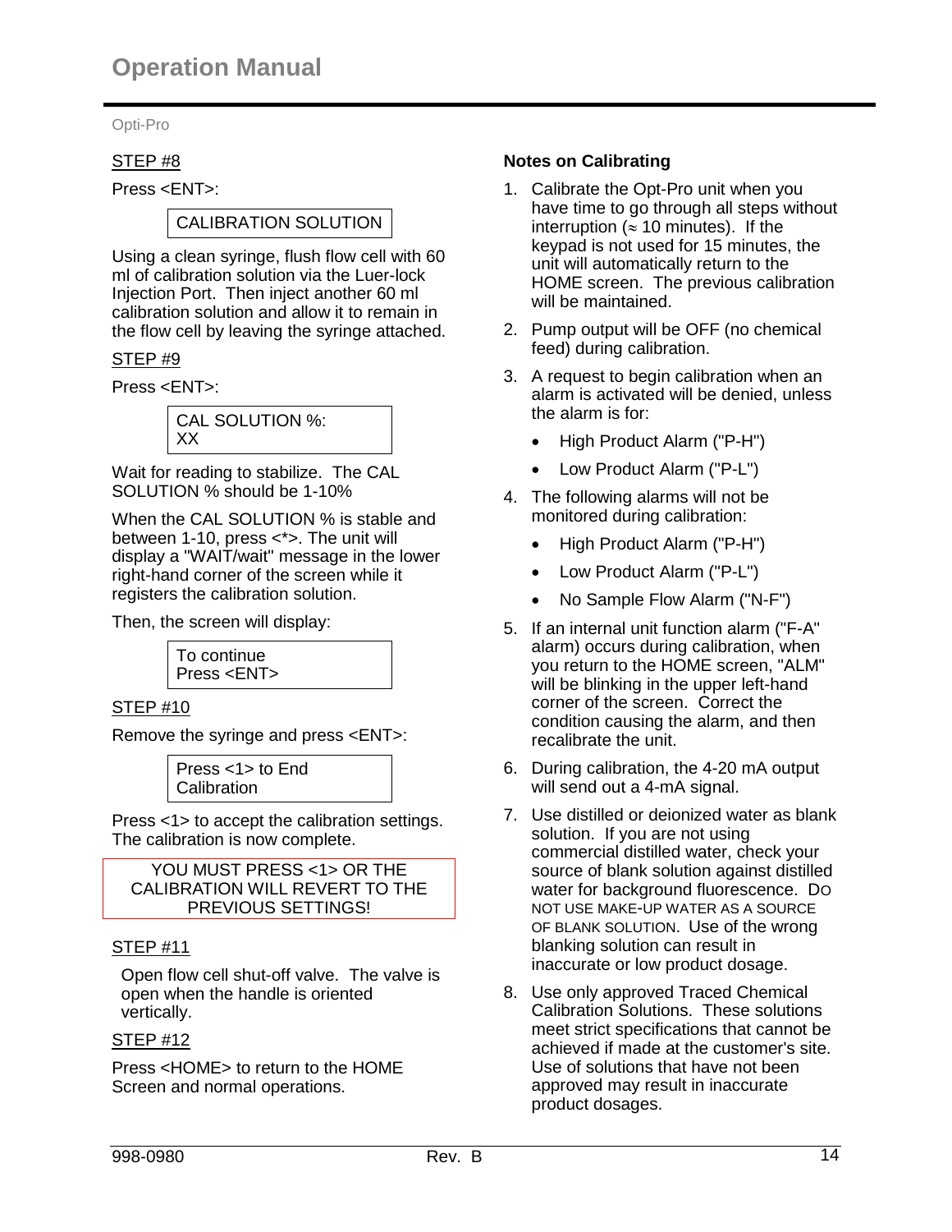STEP #8

Press <ENT>:

```
CALIBRATION SOLUTION
```

Using a clean syringe, flush flow cell with 60 ml of calibration solution via the Luer-lock Injection Port. Then inject another 60 ml calibration solution and allow it to remain in the flow cell by leaving the syringe attached.

STEP #9

Press <ENT>:

```
CAL SOLUTION %:
XX
```

Wait for reading to stabilize. The CAL SOLUTION % should be 1-10%

When the CAL SOLUTION % is stable and between 1-10, press <*>. The unit will display a "WAIT/wait" message in the lower right-hand corner of the screen while it registers the calibration solution.

Then, the screen will display:

```
To continue
Press <ENT>
```

STEP #10

Remove the syringe and press <ENT>:

```
Press <1> to End
Calibration
```

Press <1> to accept the calibration settings. The calibration is now complete.

**YOU MUST PRESS <1> OR THE CALIBRATION WILL REVERT TO THE PREVIOUS SETTINGS!**

STEP #11

Open flow cell shut-off valve. The valve is open when the handle is oriented vertically.

STEP #12

Press <HOME> to return to the HOME Screen and normal operations.

**Notes on Calibrating**

1. Calibrate the Opt-Pro unit when you have time to go through all steps without interruption (≈ 10 minutes). If the keypad is not used for 15 minutes, the unit will automatically return to the HOME screen. The previous calibration will be maintained.
2. Pump output will be OFF (no chemical feed) during calibration.
3. A request to begin calibration when an alarm is activated will be denied, unless the alarm is for:
   - High Product Alarm ("P-H")
   - Low Product Alarm ("P-L")
4. The following alarms will not be monitored during calibration:
   - High Product Alarm ("P-H")
   - Low Product Alarm ("P-L")
   - No Sample Flow Alarm ("N-F")
5. If an internal unit function alarm ("F-A" alarm) occurs during calibration, when you return to the HOME screen, "ALM" will be blinking in the upper left-hand corner of the screen. Correct the condition causing the alarm, and then recalibrate the unit.
6. During calibration, the 4-20 mA output will send out a 4-mA signal.
7. Use distilled or deionized water as blank solution. If you are not using commercial distilled water, check your source of blank solution against distilled water for background fluorescence. DO NOT USE MAKE-UP WATER AS A SOURCE OF BLANK SOLUTION. Use of the wrong blanking solution can result in inaccurate or low product dosage.
8. Use only approved Traced Chemical Calibration Solutions. These solutions meet strict specifications that cannot be achieved if made at the customer's site. Use of solutions that have not been approved may result in inaccurate product dosages.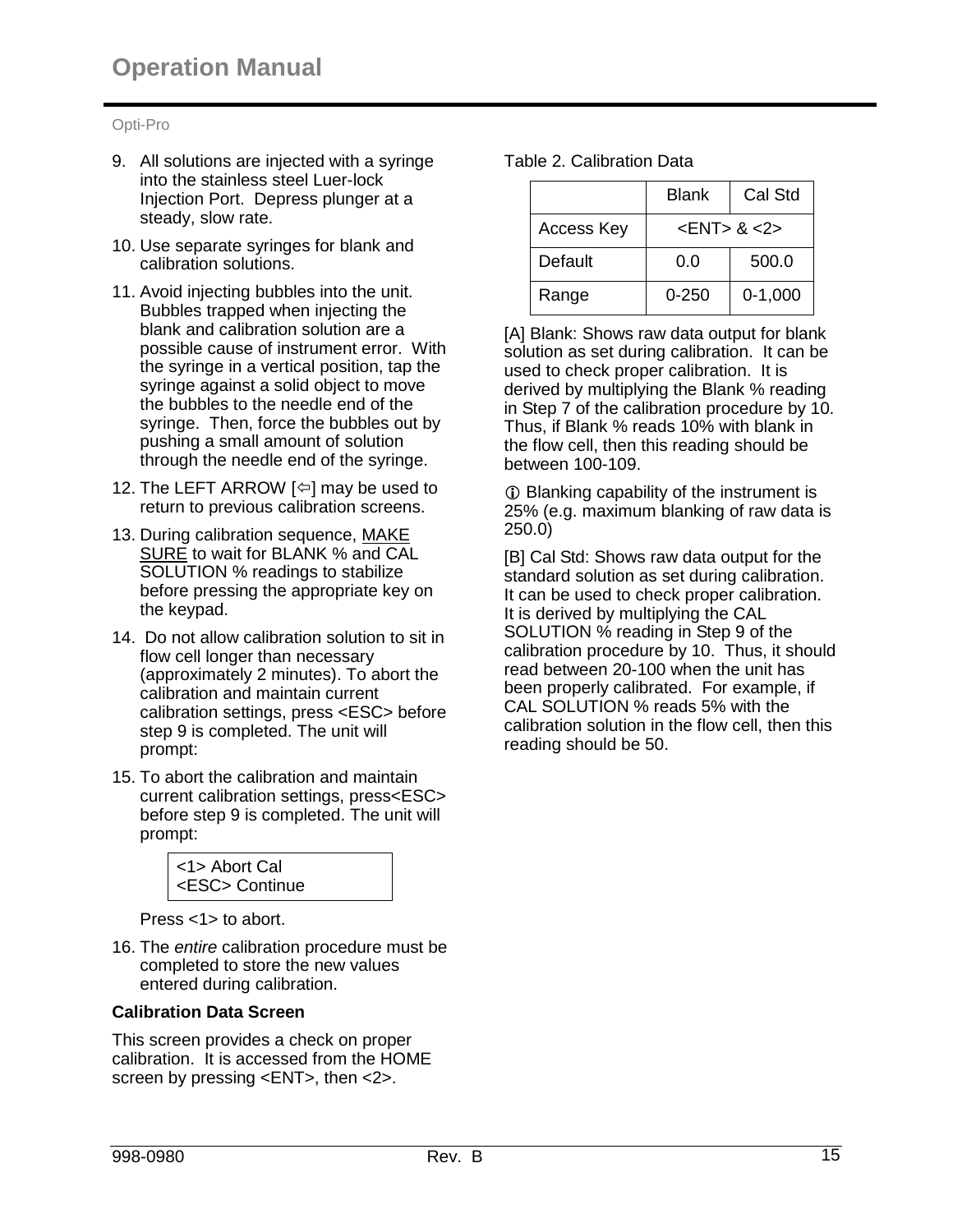9. All solutions are injected with a syringe into the stainless steel Luer-lock Injection Port. Depress plunger at a steady, slow rate.
10. Use separate syringes for blank and calibration solutions.
11. Avoid injecting bubbles into the unit. Bubbles trapped when injecting the blank and calibration solution are a possible cause of instrument error. With the syringe in a vertical position, tap the syringe against a solid object to move the bubbles to the needle end of the syringe. Then, force the bubbles out by pushing a small amount of solution through the needle end of the syringe.
12. The LEFT ARROW [⇦] may be used to return to previous calibration screens.
13. During calibration sequence, MAKE SURE to wait for BLANK % and CAL SOLUTION % readings to stabilize before pressing the appropriate key on the keypad.
14. Do not allow calibration solution to sit in flow cell longer than necessary (approximately 2 minutes). To abort the calibration and maintain current calibration settings, press <ESC> before step 9 is completed. The unit will prompt:
15. To abort the calibration and maintain current calibration settings, press<ESC> before step 9 is completed. The unit will prompt:

```
<1> Abort Cal
<ESC> Continue
```

Press <1> to abort.

16. The *entire* calibration procedure must be completed to store the new values entered during calibration.

**Calibration Data Screen**

This screen provides a check on proper calibration. It is accessed from the HOME screen by pressing <ENT>, then <2>.

Table 2. Calibration Data

| | Blank | Cal Std |
|---|---|---|
| Access Key | <ENT> & <2> | |
| Default | 0.0 | 500.0 |
| Range | 0-250 | 0-1,000 |

[A] Blank: Shows raw data output for blank solution as set during calibration. It can be used to check proper calibration. It is derived by multiplying the Blank % reading in Step 7 of the calibration procedure by 10. Thus, if Blank % reads 10% with blank in the flow cell, then this reading should be between 100-109.

ⓘ Blanking capability of the instrument is 25% (e.g. maximum blanking of raw data is 250.0)

[B] Cal Std: Shows raw data output for the standard solution as set during calibration. It can be used to check proper calibration. It is derived by multiplying the CAL SOLUTION % reading in Step 9 of the calibration procedure by 10. Thus, it should read between 20-100 when the unit has been properly calibrated. For example, if CAL SOLUTION % reads 5% with the calibration solution in the flow cell, then this reading should be 50.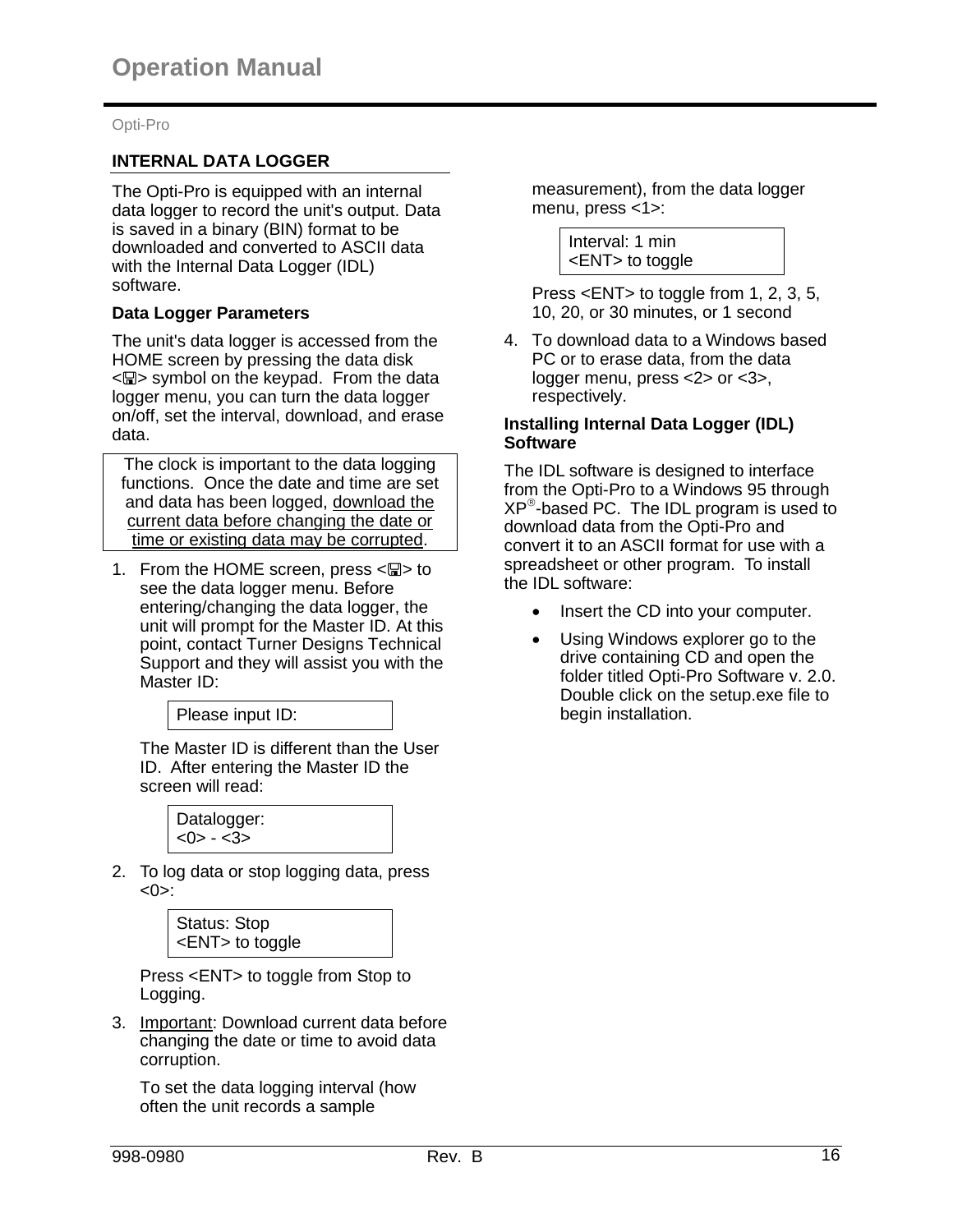## INTERNAL DATA LOGGER

The Opti-Pro is equipped with an internal data logger to record the unit's output. Data is saved in a binary (BIN) format to be downloaded and converted to ASCII data with the Internal Data Logger (IDL) software.

### Data Logger Parameters

The unit's data logger is accessed from the HOME screen by pressing the data disk <🖫> symbol on the keypad. From the data logger menu, you can turn the data logger on/off, set the interval, download, and erase data.

> The clock is important to the data logging functions. Once the date and time are set and data has been logged, download the current data before changing the date or time or existing data may be corrupted.

1. From the HOME screen, press <🖫> to see the data logger menu. Before entering/changing the data logger, the unit will prompt for the Master ID. At this point, contact Turner Designs Technical Support and they will assist you with the Master ID:

   ```
   Please input ID:
   ```

   The Master ID is different than the User ID. After entering the Master ID the screen will read:

   ```
   Datalogger:
   <0> - <3>
   ```

2. To log data or stop logging data, press <0>:

   ```
   Status: Stop
   <ENT> to toggle
   ```

   Press <ENT> to toggle from Stop to Logging.

3. Important: Download current data before changing the date or time to avoid data corruption.

   To set the data logging interval (how often the unit records a sample measurement), from the data logger menu, press <1>:

   ```
   Interval: 1 min
   <ENT> to toggle
   ```

   Press <ENT> to toggle from 1, 2, 3, 5, 10, 20, or 30 minutes, or 1 second

4. To download data to a Windows based PC or to erase data, from the data logger menu, press <2> or <3>, respectively.

### Installing Internal Data Logger (IDL) Software

The IDL software is designed to interface from the Opti-Pro to a Windows 95 through XP®-based PC. The IDL program is used to download data from the Opti-Pro and convert it to an ASCII format for use with a spreadsheet or other program. To install the IDL software:

- Insert the CD into your computer.
- Using Windows explorer go to the drive containing CD and open the folder titled Opti-Pro Software v. 2.0. Double click on the setup.exe file to begin installation.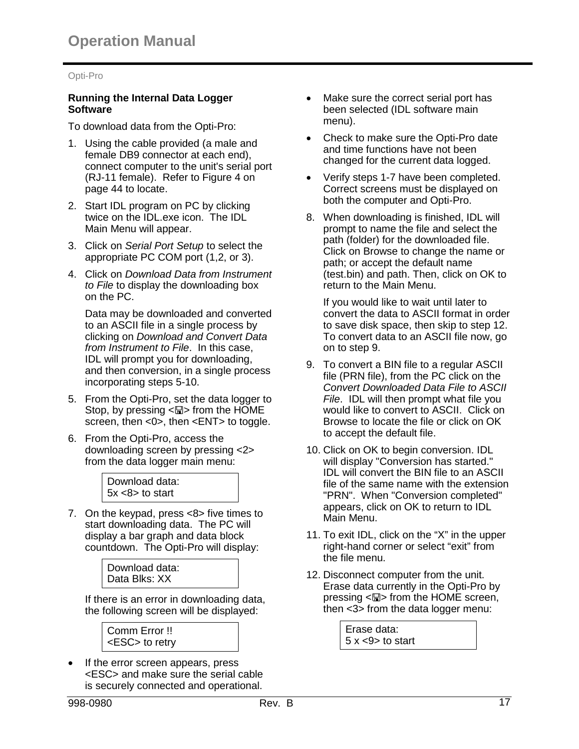**Running the Internal Data Logger Software**

To download data from the Opti-Pro:

1. Using the cable provided (a male and female DB9 connector at each end), connect computer to the unit's serial port (RJ-11 female). Refer to Figure 4 on page 44 to locate.

2. Start IDL program on PC by clicking twice on the IDL.exe icon. The IDL Main Menu will appear.

3. Click on *Serial Port Setup* to select the appropriate PC COM port (1,2, or 3).

4. Click on *Download Data from Instrument to File* to display the downloading box on the PC.

   Data may be downloaded and converted to an ASCII file in a single process by clicking on *Download and Convert Data from Instrument to File*. In this case, IDL will prompt you for downloading, and then conversion, in a single process incorporating steps 5-10.

5. From the Opti-Pro, set the data logger to Stop, by pressing <🖫> from the HOME screen, then <0>, then <ENT> to toggle.

6. From the Opti-Pro, access the downloading screen by pressing <2> from the data logger main menu:

   ```
   Download data:
   5x <8> to start
   ```

7. On the keypad, press <8> five times to start downloading data. The PC will display a bar graph and data block countdown. The Opti-Pro will display:

   ```
   Download data:
   Data Blks: XX
   ```

   If there is an error in downloading data, the following screen will be displayed:

   ```
   Comm Error !!
   <ESC> to retry
   ```

   - If the error screen appears, press <ESC> and make sure the serial cable is securely connected and operational.
   - Make sure the correct serial port has been selected (IDL software main menu).
   - Check to make sure the Opti-Pro date and time functions have not been changed for the current data logged.
   - Verify steps 1-7 have been completed. Correct screens must be displayed on both the computer and Opti-Pro.

8. When downloading is finished, IDL will prompt to name the file and select the path (folder) for the downloaded file. Click on Browse to change the name or path; or accept the default name (test.bin) and path. Then, click on OK to return to the Main Menu.

   If you would like to wait until later to convert the data to ASCII format in order to save disk space, then skip to step 12. To convert data to an ASCII file now, go on to step 9.

9. To convert a BIN file to a regular ASCII file (PRN file), from the PC click on the *Convert Downloaded Data File to ASCII File*. IDL will then prompt what file you would like to convert to ASCII. Click on Browse to locate the file or click on OK to accept the default file.

10. Click on OK to begin conversion. IDL will display "Conversion has started." IDL will convert the BIN file to an ASCII file of the same name with the extension "PRN". When "Conversion completed" appears, click on OK to return to IDL Main Menu.

11. To exit IDL, click on the “X” in the upper right-hand corner or select “exit” from the file menu.

12. Disconnect computer from the unit. Erase data currently in the Opti-Pro by pressing <🖫> from the HOME screen, then <3> from the data logger menu:

    ```
    Erase data:
    5 x <9> to start
    ```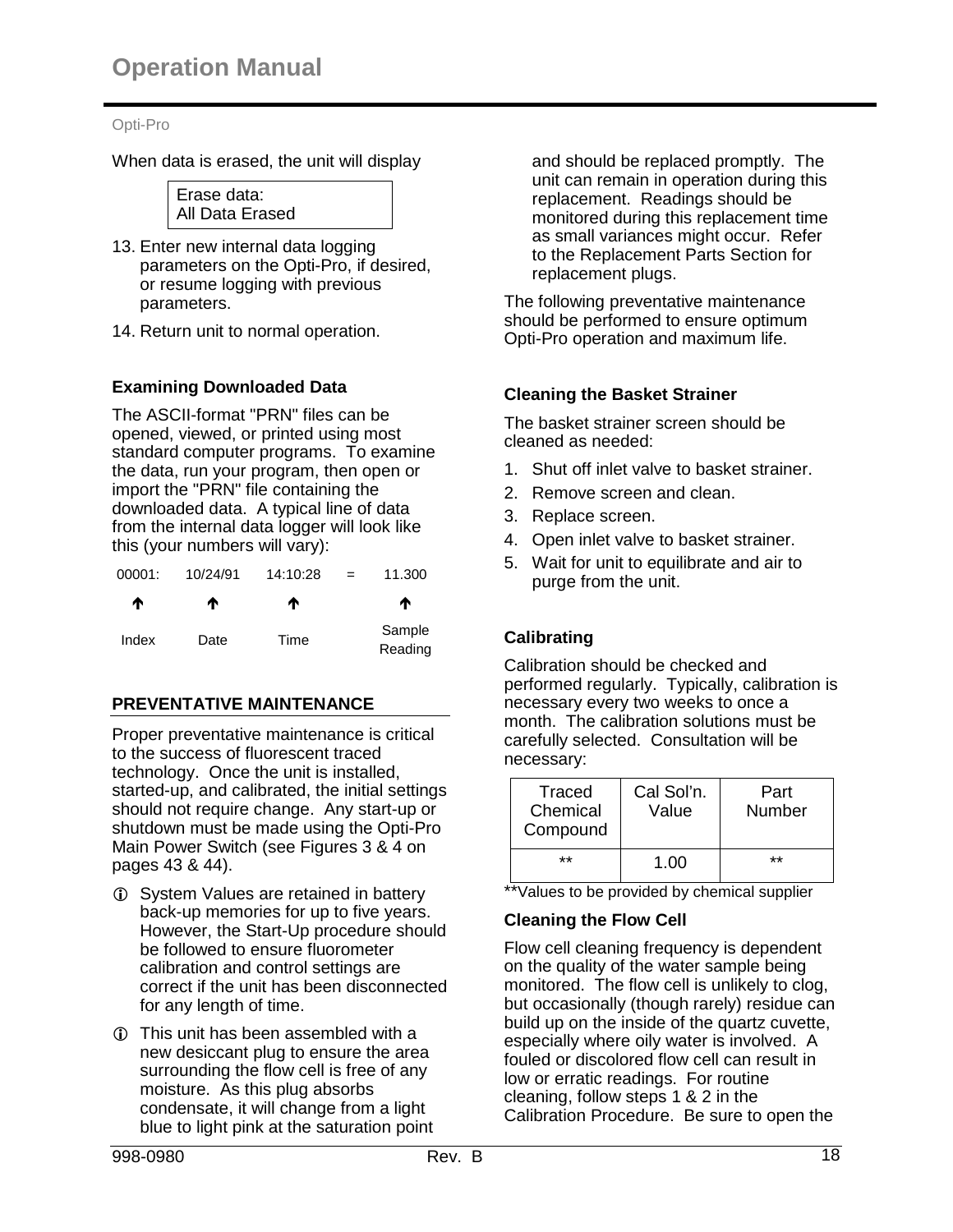When data is erased, the unit will display

```
Erase data:
All Data Erased
```

13. Enter new internal data logging parameters on the Opti-Pro, if desired, or resume logging with previous parameters.
14. Return unit to normal operation.

### Examining Downloaded Data

The ASCII-format "PRN" files can be opened, viewed, or printed using most standard computer programs. To examine the data, run your program, then open or import the "PRN" file containing the downloaded data. A typical line of data from the internal data logger will look like this (your numbers will vary):

| 00001: | 10/24/91 | 14:10:28 | = | 11.300 |
|---|---|---|---|---|
| ↑ | ↑ | ↑ | | ↑ |
| Index | Date | Time | | Sample Reading |

## PREVENTATIVE MAINTENANCE

Proper preventative maintenance is critical to the success of fluorescent traced technology. Once the unit is installed, started-up, and calibrated, the initial settings should not require change. Any start-up or shutdown must be made using the Opti-Pro Main Power Switch (see Figures 3 & 4 on pages 43 & 44).

- ⓘ System Values are retained in battery back-up memories for up to five years. However, the Start-Up procedure should be followed to ensure fluorometer calibration and control settings are correct if the unit has been disconnected for any length of time.
- ⓘ This unit has been assembled with a new desiccant plug to ensure the area surrounding the flow cell is free of any moisture. As this plug absorbs condensate, it will change from a light blue to light pink at the saturation point and should be replaced promptly. The unit can remain in operation during this replacement. Readings should be monitored during this replacement time as small variances might occur. Refer to the Replacement Parts Section for replacement plugs.

The following preventative maintenance should be performed to ensure optimum Opti-Pro operation and maximum life.

### Cleaning the Basket Strainer

The basket strainer screen should be cleaned as needed:

1. Shut off inlet valve to basket strainer.
2. Remove screen and clean.
3. Replace screen.
4. Open inlet valve to basket strainer.
5. Wait for unit to equilibrate and air to purge from the unit.

### Calibrating

Calibration should be checked and performed regularly. Typically, calibration is necessary every two weeks to once a month. The calibration solutions must be carefully selected. Consultation will be necessary:

| Traced Chemical Compound | Cal Sol'n. Value | Part Number |
|---|---|---|
| ** | 1.00 | ** |

**Values to be provided by chemical supplier

### Cleaning the Flow Cell

Flow cell cleaning frequency is dependent on the quality of the water sample being monitored. The flow cell is unlikely to clog, but occasionally (though rarely) residue can build up on the inside of the quartz cuvette, especially where oily water is involved. A fouled or discolored flow cell can result in low or erratic readings. For routine cleaning, follow steps 1 & 2 in the Calibration Procedure. Be sure to open the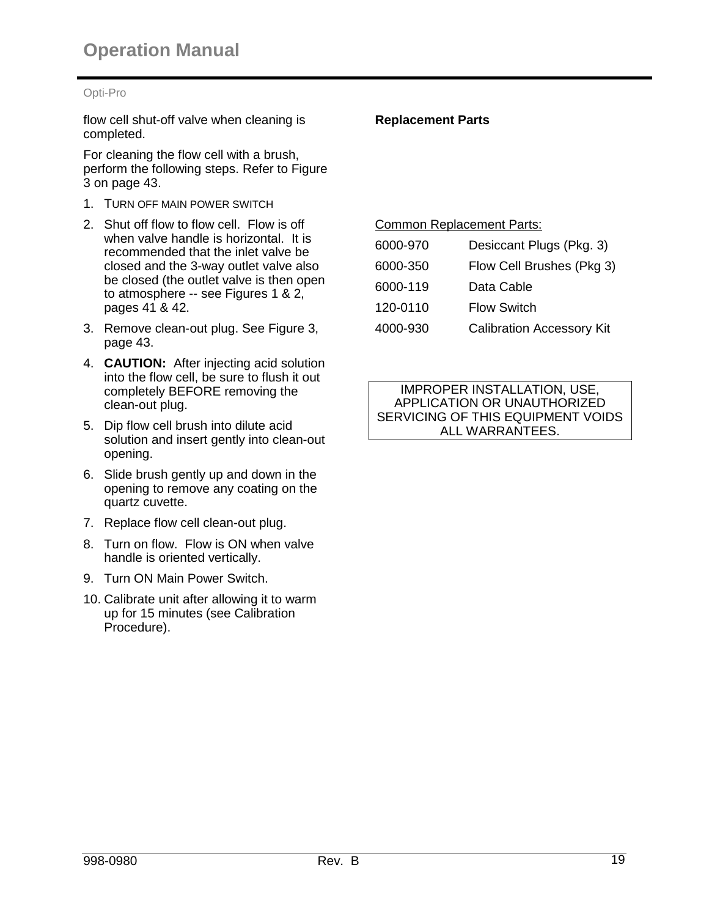flow cell shut-off valve when cleaning is completed.

For cleaning the flow cell with a brush, perform the following steps. Refer to Figure 3 on page 43.

1. TURN OFF MAIN POWER SWITCH
2. Shut off flow to flow cell. Flow is off when valve handle is horizontal. It is recommended that the inlet valve be closed and the 3-way outlet valve also be closed (the outlet valve is then open to atmosphere -- see Figures 1 & 2, pages 41 & 42.
3. Remove clean-out plug. See Figure 3, page 43.
4. **CAUTION:** After injecting acid solution into the flow cell, be sure to flush it out completely BEFORE removing the clean-out plug.
5. Dip flow cell brush into dilute acid solution and insert gently into clean-out opening.
6. Slide brush gently up and down in the opening to remove any coating on the quartz cuvette.
7. Replace flow cell clean-out plug.
8. Turn on flow. Flow is ON when valve handle is oriented vertically.
9. Turn ON Main Power Switch.
10. Calibrate unit after allowing it to warm up for 15 minutes (see Calibration Procedure).

**Replacement Parts**

Common Replacement Parts:

| | |
|---|---|
| 6000-970 | Desiccant Plugs (Pkg. 3) |
| 6000-350 | Flow Cell Brushes (Pkg 3) |
| 6000-119 | Data Cable |
| 120-0110 | Flow Switch |
| 4000-930 | Calibration Accessory Kit |

IMPROPER INSTALLATION, USE, APPLICATION OR UNAUTHORIZED SERVICING OF THIS EQUIPMENT VOIDS ALL WARRANTEES.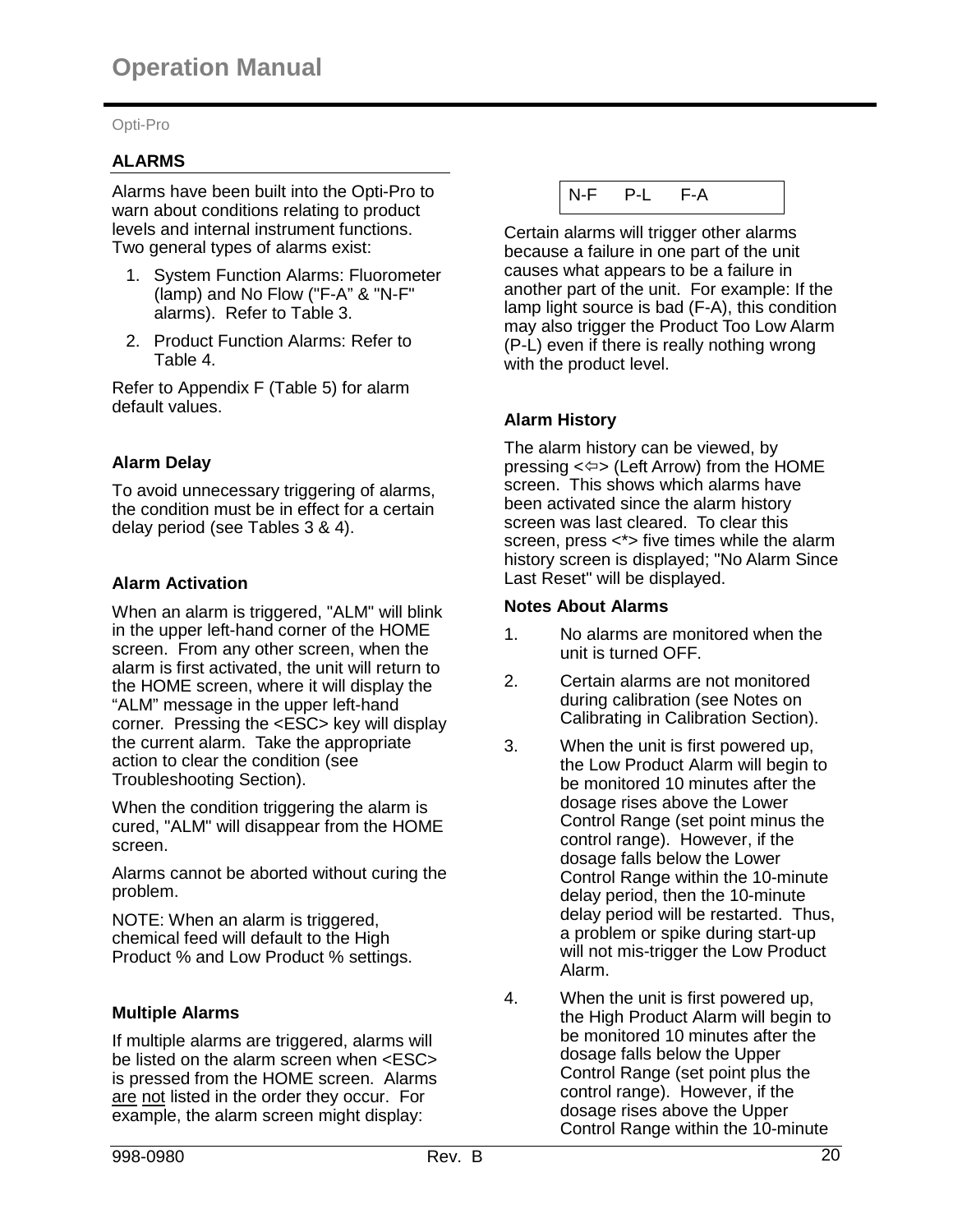## ALARMS

Alarms have been built into the Opti-Pro to warn about conditions relating to product levels and internal instrument functions. Two general types of alarms exist:

1. System Function Alarms: Fluorometer (lamp) and No Flow ("F-A" & "N-F" alarms). Refer to Table 3.
2. Product Function Alarms: Refer to Table 4.

Refer to Appendix F (Table 5) for alarm default values.

### Alarm Delay

To avoid unnecessary triggering of alarms, the condition must be in effect for a certain delay period (see Tables 3 & 4).

### Alarm Activation

When an alarm is triggered, "ALM" will blink in the upper left-hand corner of the HOME screen. From any other screen, when the alarm is first activated, the unit will return to the HOME screen, where it will display the "ALM" message in the upper left-hand corner. Pressing the <ESC> key will display the current alarm. Take the appropriate action to clear the condition (see Troubleshooting Section).

When the condition triggering the alarm is cured, "ALM" will disappear from the HOME screen.

Alarms cannot be aborted without curing the problem.

NOTE: When an alarm is triggered, chemical feed will default to the High Product % and Low Product % settings.

### Multiple Alarms

If multiple alarms are triggered, alarms will be listed on the alarm screen when <ESC> is pressed from the HOME screen. Alarms are not listed in the order they occur. For example, the alarm screen might display:

```
N-F   P-L   F-A
```

Certain alarms will trigger other alarms because a failure in one part of the unit causes what appears to be a failure in another part of the unit. For example: If the lamp light source is bad (F-A), this condition may also trigger the Product Too Low Alarm (P-L) even if there is really nothing wrong with the product level.

### Alarm History

The alarm history can be viewed, by pressing <⇦> (Left Arrow) from the HOME screen. This shows which alarms have been activated since the alarm history screen was last cleared. To clear this screen, press <*> five times while the alarm history screen is displayed; "No Alarm Since Last Reset" will be displayed.

### Notes About Alarms

1. No alarms are monitored when the unit is turned OFF.
2. Certain alarms are not monitored during calibration (see Notes on Calibrating in Calibration Section).
3. When the unit is first powered up, the Low Product Alarm will begin to be monitored 10 minutes after the dosage rises above the Lower Control Range (set point minus the control range). However, if the dosage falls below the Lower Control Range within the 10-minute delay period, then the 10-minute delay period will be restarted. Thus, a problem or spike during start-up will not mis-trigger the Low Product Alarm.
4. When the unit is first powered up, the High Product Alarm will begin to be monitored 10 minutes after the dosage falls below the Upper Control Range (set point plus the control range). However, if the dosage rises above the Upper Control Range within the 10-minute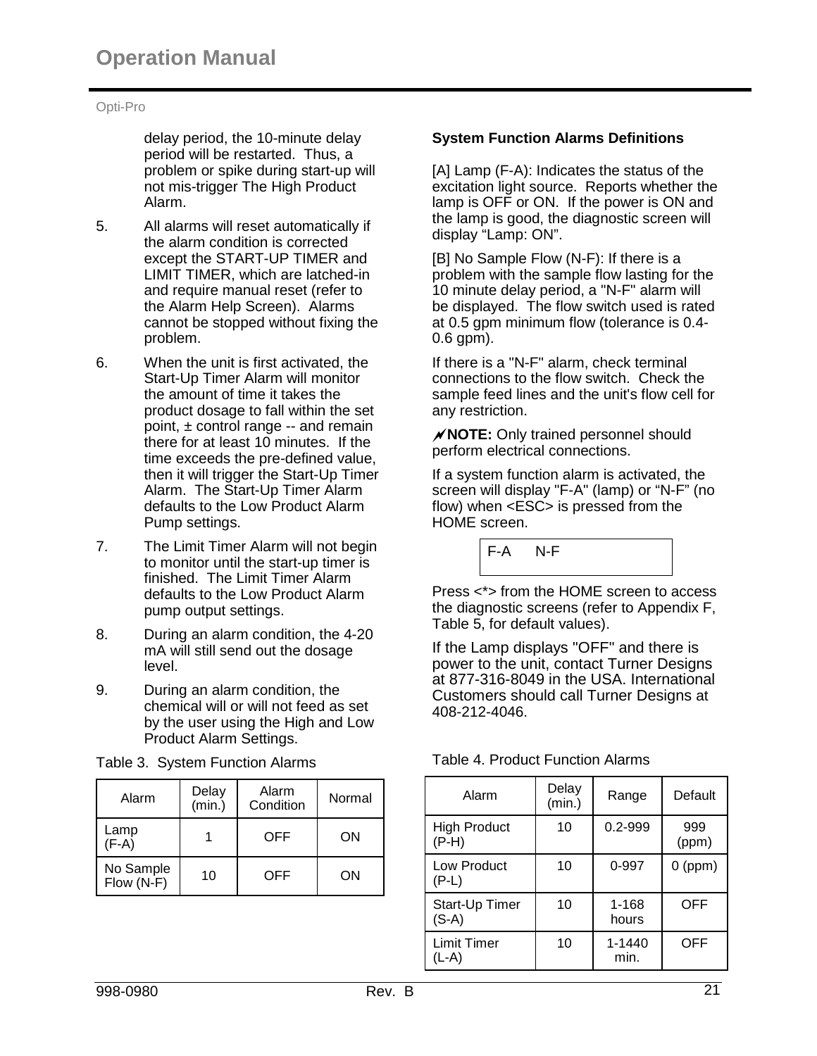delay period, the 10-minute delay period will be restarted. Thus, a problem or spike during start-up will not mis-trigger The High Product Alarm.

5. All alarms will reset automatically if the alarm condition is corrected except the START-UP TIMER and LIMIT TIMER, which are latched-in and require manual reset (refer to the Alarm Help Screen). Alarms cannot be stopped without fixing the problem.

6. When the unit is first activated, the Start-Up Timer Alarm will monitor the amount of time it takes the product dosage to fall within the set point, ± control range -- and remain there for at least 10 minutes. If the time exceeds the pre-defined value, then it will trigger the Start-Up Timer Alarm. The Start-Up Timer Alarm defaults to the Low Product Alarm Pump settings.

7. The Limit Timer Alarm will not begin to monitor until the start-up timer is finished. The Limit Timer Alarm defaults to the Low Product Alarm pump output settings.

8. During an alarm condition, the 4-20 mA will still send out the dosage level.

9. During an alarm condition, the chemical will or will not feed as set by the user using the High and Low Product Alarm Settings.

Table 3. System Function Alarms

| Alarm | Delay (min.) | Alarm Condition | Normal |
|---|---|---|---|
| Lamp (F-A) | 1 | OFF | ON |
| No Sample Flow (N-F) | 10 | OFF | ON |

**System Function Alarms Definitions**

[A] Lamp (F-A): Indicates the status of the excitation light source. Reports whether the lamp is OFF or ON. If the power is ON and the lamp is good, the diagnostic screen will display “Lamp: ON”.

[B] No Sample Flow (N-F): If there is a problem with the sample flow lasting for the 10 minute delay period, a "N-F" alarm will be displayed. The flow switch used is rated at 0.5 gpm minimum flow (tolerance is 0.4-0.6 gpm).

If there is a "N-F" alarm, check terminal connections to the flow switch. Check the sample feed lines and the unit's flow cell for any restriction.

**NOTE:** Only trained personnel should perform electrical connections.

If a system function alarm is activated, the screen will display "F-A" (lamp) or “N-F” (no flow) when <ESC> is pressed from the HOME screen.

```
F-A    N-F
```

Press <*> from the HOME screen to access the diagnostic screens (refer to Appendix F, Table 5, for default values).

If the Lamp displays "OFF" and there is power to the unit, contact Turner Designs at 877-316-8049 in the USA. International Customers should call Turner Designs at 408-212-4046.

Table 4. Product Function Alarms

| Alarm | Delay (min.) | Range | Default |
|---|---|---|---|
| High Product (P-H) | 10 | 0.2-999 | 999 (ppm) |
| Low Product (P-L) | 10 | 0-997 | 0 (ppm) |
| Start-Up Timer (S-A) | 10 | 1-168 hours | OFF |
| Limit Timer (L-A) | 10 | 1-1440 min. | OFF |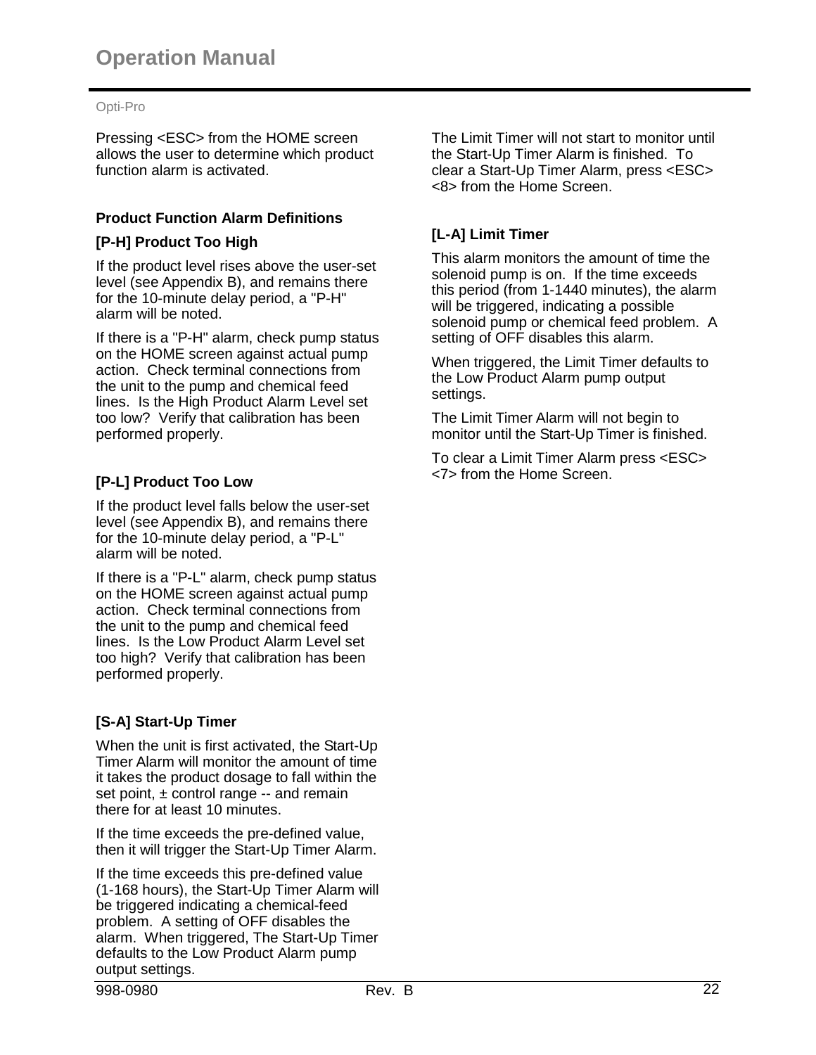Pressing <ESC> from the HOME screen allows the user to determine which product function alarm is activated.

## Product Function Alarm Definitions

### [P-H] Product Too High

If the product level rises above the user-set level (see Appendix B), and remains there for the 10-minute delay period, a "P-H" alarm will be noted.

If there is a "P-H" alarm, check pump status on the HOME screen against actual pump action. Check terminal connections from the unit to the pump and chemical feed lines. Is the High Product Alarm Level set too low? Verify that calibration has been performed properly.

### [P-L] Product Too Low

If the product level falls below the user-set level (see Appendix B), and remains there for the 10-minute delay period, a "P-L" alarm will be noted.

If there is a "P-L" alarm, check pump status on the HOME screen against actual pump action. Check terminal connections from the unit to the pump and chemical feed lines. Is the Low Product Alarm Level set too high? Verify that calibration has been performed properly.

### [S-A] Start-Up Timer

When the unit is first activated, the Start-Up Timer Alarm will monitor the amount of time it takes the product dosage to fall within the set point, ± control range -- and remain there for at least 10 minutes.

If the time exceeds the pre-defined value, then it will trigger the Start-Up Timer Alarm.

If the time exceeds this pre-defined value (1-168 hours), the Start-Up Timer Alarm will be triggered indicating a chemical-feed problem. A setting of OFF disables the alarm. When triggered, The Start-Up Timer defaults to the Low Product Alarm pump output settings.

The Limit Timer will not start to monitor until the Start-Up Timer Alarm is finished. To clear a Start-Up Timer Alarm, press <ESC> <8> from the Home Screen.

### [L-A] Limit Timer

This alarm monitors the amount of time the solenoid pump is on. If the time exceeds this period (from 1-1440 minutes), the alarm will be triggered, indicating a possible solenoid pump or chemical feed problem. A setting of OFF disables this alarm.

When triggered, the Limit Timer defaults to the Low Product Alarm pump output settings.

The Limit Timer Alarm will not begin to monitor until the Start-Up Timer is finished.

To clear a Limit Timer Alarm press <ESC> <7> from the Home Screen.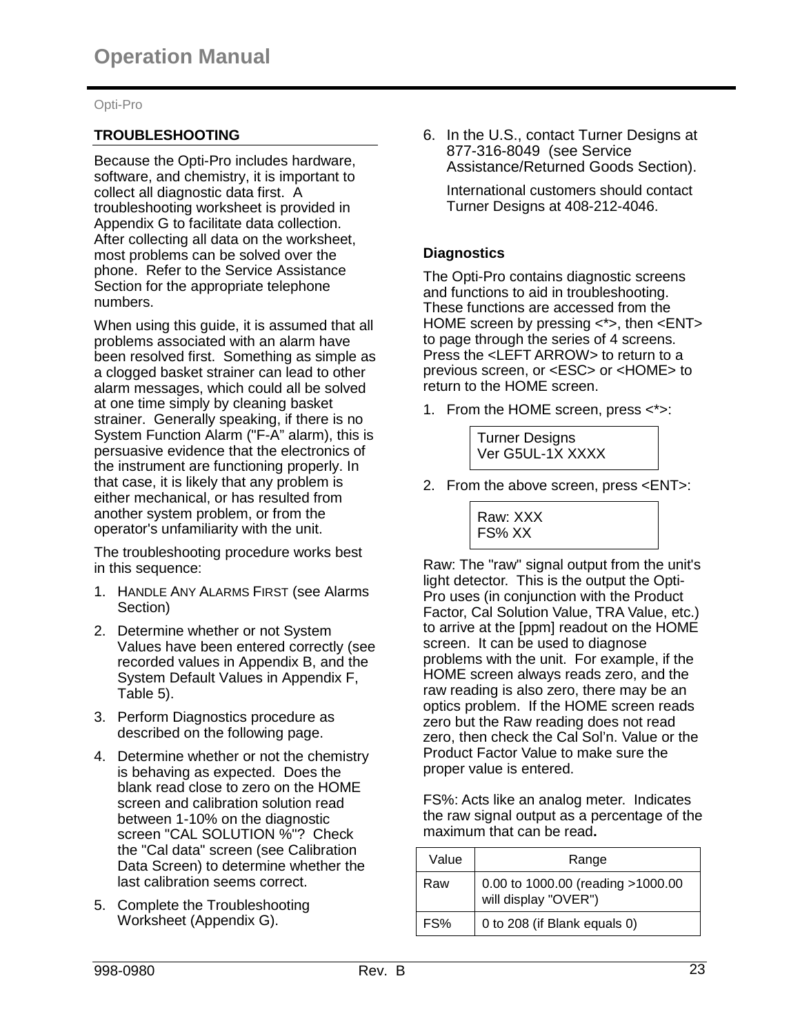## TROUBLESHOOTING

Because the Opti-Pro includes hardware, software, and chemistry, it is important to collect all diagnostic data first. A troubleshooting worksheet is provided in Appendix G to facilitate data collection. After collecting all data on the worksheet, most problems can be solved over the phone. Refer to the Service Assistance Section for the appropriate telephone numbers.

When using this guide, it is assumed that all problems associated with an alarm have been resolved first. Something as simple as a clogged basket strainer can lead to other alarm messages, which could all be solved at one time simply by cleaning basket strainer. Generally speaking, if there is no System Function Alarm ("F-A" alarm), this is persuasive evidence that the electronics of the instrument are functioning properly. In that case, it is likely that any problem is either mechanical, or has resulted from another system problem, or from the operator's unfamiliarity with the unit.

The troubleshooting procedure works best in this sequence:

1. HANDLE ANY ALARMS FIRST (see Alarms Section)
2. Determine whether or not System Values have been entered correctly (see recorded values in Appendix B, and the System Default Values in Appendix F, Table 5).
3. Perform Diagnostics procedure as described on the following page.
4. Determine whether or not the chemistry is behaving as expected. Does the blank read close to zero on the HOME screen and calibration solution read between 1-10% on the diagnostic screen "CAL SOLUTION %"? Check the "Cal data" screen (see Calibration Data Screen) to determine whether the last calibration seems correct.
5. Complete the Troubleshooting Worksheet (Appendix G).
6. In the U.S., contact Turner Designs at 877-316-8049 (see Service Assistance/Returned Goods Section).

   International customers should contact Turner Designs at 408-212-4046.

### Diagnostics

The Opti-Pro contains diagnostic screens and functions to aid in troubleshooting. These functions are accessed from the HOME screen by pressing <*>, then <ENT> to page through the series of 4 screens. Press the <LEFT ARROW> to return to a previous screen, or <ESC> or <HOME> to return to the HOME screen.

1. From the HOME screen, press <*>:

```
Turner Designs
Ver G5UL-1X XXXX
```

2. From the above screen, press <ENT>:

```
Raw: XXX
FS% XX
```

Raw: The "raw" signal output from the unit's light detector. This is the output the Opti-Pro uses (in conjunction with the Product Factor, Cal Solution Value, TRA Value, etc.) to arrive at the [ppm] readout on the HOME screen. It can be used to diagnose problems with the unit. For example, if the HOME screen always reads zero, and the raw reading is also zero, there may be an optics problem. If the HOME screen reads zero but the Raw reading does not read zero, then check the Cal Sol'n. Value or the Product Factor Value to make sure the proper value is entered.

FS%: Acts like an analog meter. Indicates the raw signal output as a percentage of the maximum that can be read.

| Value | Range |
|---|---|
| Raw | 0.00 to 1000.00 (reading >1000.00 will display "OVER") |
| FS% | 0 to 208 (if Blank equals 0) |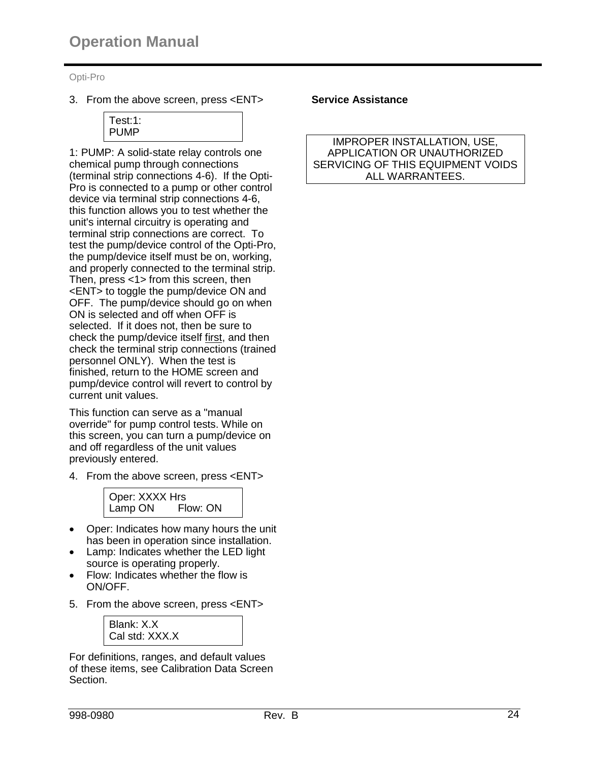3. From the above screen, press <ENT>

```
Test:1:
PUMP
```

1: PUMP: A solid-state relay controls one chemical pump through connections (terminal strip connections 4-6). If the Opti-Pro is connected to a pump or other control device via terminal strip connections 4-6, this function allows you to test whether the unit's internal circuitry is operating and terminal strip connections are correct. To test the pump/device control of the Opti-Pro, the pump/device itself must be on, working, and properly connected to the terminal strip. Then, press <1> from this screen, then <ENT> to toggle the pump/device ON and OFF. The pump/device should go on when ON is selected and off when OFF is selected. If it does not, then be sure to check the pump/device itself first, and then check the terminal strip connections (trained personnel ONLY). When the test is finished, return to the HOME screen and pump/device control will revert to control by current unit values.

This function can serve as a "manual override" for pump control tests. While on this screen, you can turn a pump/device on and off regardless of the unit values previously entered.

4. From the above screen, press <ENT>

```
Oper: XXXX Hrs
Lamp ON        Flow: ON
```

- Oper: Indicates how many hours the unit has been in operation since installation.
- Lamp: Indicates whether the LED light source is operating properly.
- Flow: Indicates whether the flow is ON/OFF.

5. From the above screen, press <ENT>

```
Blank: X.X
Cal std: XXX.X
```

For definitions, ranges, and default values of these items, see Calibration Data Screen Section.

**Service Assistance**

| IMPROPER INSTALLATION, USE, APPLICATION OR UNAUTHORIZED SERVICING OF THIS EQUIPMENT VOIDS ALL WARRANTEES. |
|---|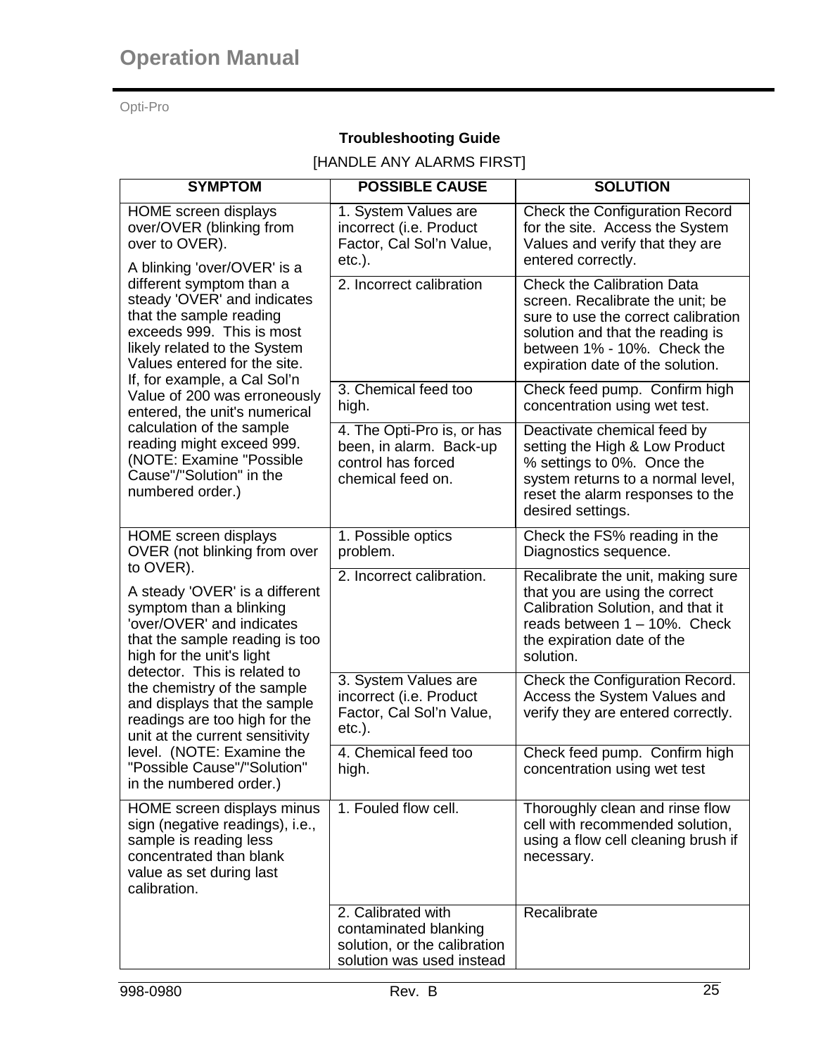**Troubleshooting Guide**

[HANDLE ANY ALARMS FIRST]

| SYMPTOM | POSSIBLE CAUSE | SOLUTION |
|---|---|---|
| HOME screen displays over/OVER (blinking from over to OVER).<br><br>A blinking 'over/OVER' is a different symptom than a steady 'OVER' and indicates that the sample reading exceeds 999. This is most likely related to the System Values entered for the site. If, for example, a Cal Sol'n Value of 200 was erroneously entered, the unit's numerical calculation of the sample reading might exceed 999. (NOTE: Examine "Possible Cause"/"Solution" in the numbered order.) | 1. System Values are incorrect (i.e. Product Factor, Cal Sol'n Value, etc.). | Check the Configuration Record for the site. Access the System Values and verify that they are entered correctly. |
| | 2. Incorrect calibration | Check the Calibration Data screen. Recalibrate the unit; be sure to use the correct calibration solution and that the reading is between 1% - 10%. Check the expiration date of the solution. |
| | 3. Chemical feed too high. | Check feed pump. Confirm high concentration using wet test. |
| | 4. The Opti-Pro is, or has been, in alarm. Back-up control has forced chemical feed on. | Deactivate chemical feed by setting the High & Low Product % settings to 0%. Once the system returns to a normal level, reset the alarm responses to the desired settings. |
| HOME screen displays OVER (not blinking from over to OVER).<br><br>A steady 'OVER' is a different symptom than a blinking 'over/OVER' and indicates that the sample reading is too high for the unit's light detector. This is related to the chemistry of the sample and displays that the sample readings are too high for the unit at the current sensitivity level. (NOTE: Examine the "Possible Cause"/"Solution" in the numbered order.) | 1. Possible optics problem. | Check the FS% reading in the Diagnostics sequence. |
| | 2. Incorrect calibration. | Recalibrate the unit, making sure that you are using the correct Calibration Solution, and that it reads between 1 – 10%. Check the expiration date of the solution. |
| | 3. System Values are incorrect (i.e. Product Factor, Cal Sol'n Value, etc.). | Check the Configuration Record. Access the System Values and verify they are entered correctly. |
| | 4. Chemical feed too high. | Check feed pump. Confirm high concentration using wet test |
| HOME screen displays minus sign (negative readings), i.e., sample is reading less concentrated than blank value as set during last calibration. | 1. Fouled flow cell. | Thoroughly clean and rinse flow cell with recommended solution, using a flow cell cleaning brush if necessary. |
| | 2. Calibrated with contaminated blanking solution, or the calibration solution was used instead | Recalibrate |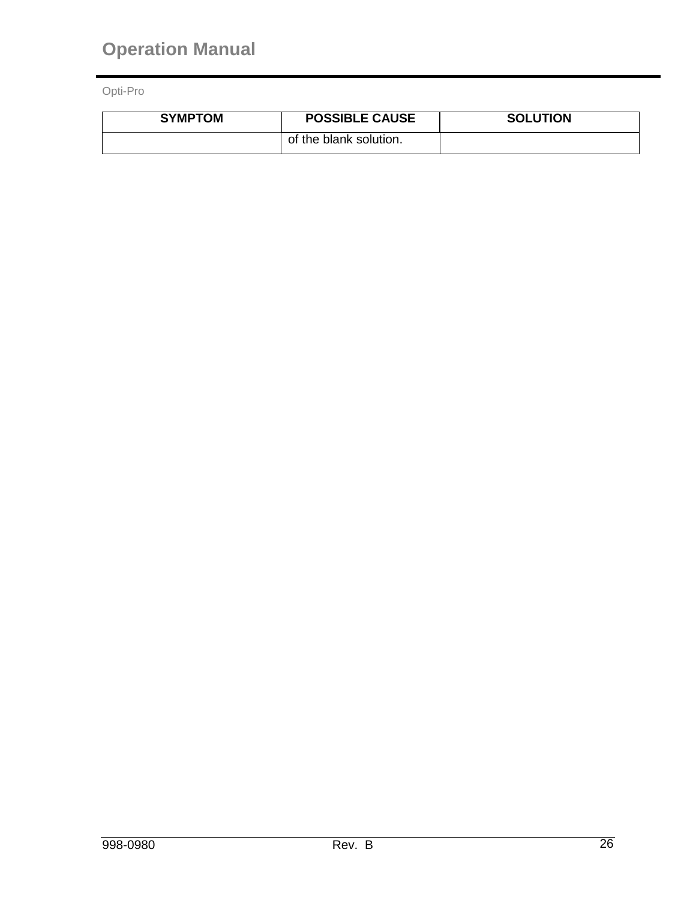| SYMPTOM | POSSIBLE CAUSE | SOLUTION |
|---|---|---|
| | of the blank solution. | |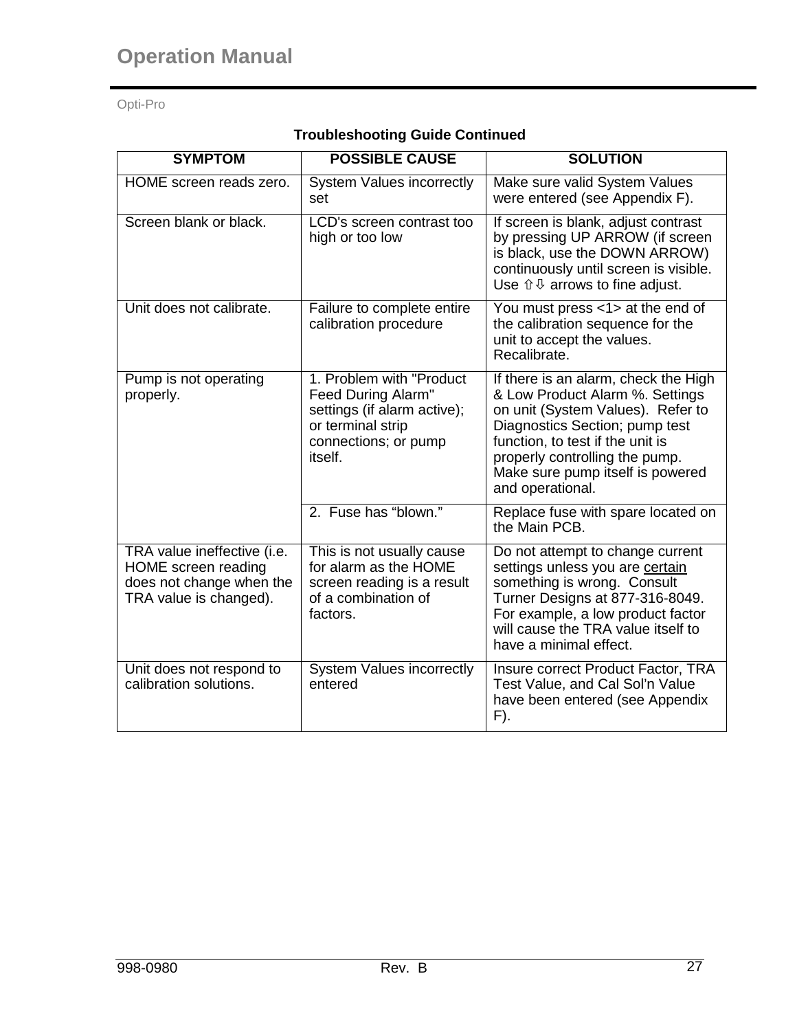**Troubleshooting Guide Continued**

| SYMPTOM | POSSIBLE CAUSE | SOLUTION |
|---|---|---|
| HOME screen reads zero. | System Values incorrectly set | Make sure valid System Values were entered (see Appendix F). |
| Screen blank or black. | LCD's screen contrast too high or too low | If screen is blank, adjust contrast by pressing UP ARROW (if screen is black, use the DOWN ARROW) continuously until screen is visible. Use ⇧⇩ arrows to fine adjust. |
| Unit does not calibrate. | Failure to complete entire calibration procedure | You must press <1> at the end of the calibration sequence for the unit to accept the values. Recalibrate. |
| Pump is not operating properly. | 1. Problem with "Product Feed During Alarm" settings (if alarm active); or terminal strip connections; or pump itself. | If there is an alarm, check the High & Low Product Alarm %. Settings on unit (System Values). Refer to Diagnostics Section; pump test function, to test if the unit is properly controlling the pump. Make sure pump itself is powered and operational. |
| | 2. Fuse has "blown." | Replace fuse with spare located on the Main PCB. |
| TRA value ineffective (i.e. HOME screen reading does not change when the TRA value is changed). | This is not usually cause for alarm as the HOME screen reading is a result of a combination of factors. | Do not attempt to change current settings unless you are <u>certain</u> something is wrong. Consult Turner Designs at 877-316-8049. For example, a low product factor will cause the TRA value itself to have a minimal effect. |
| Unit does not respond to calibration solutions. | System Values incorrectly entered | Insure correct Product Factor, TRA Test Value, and Cal Sol'n Value have been entered (see Appendix F). |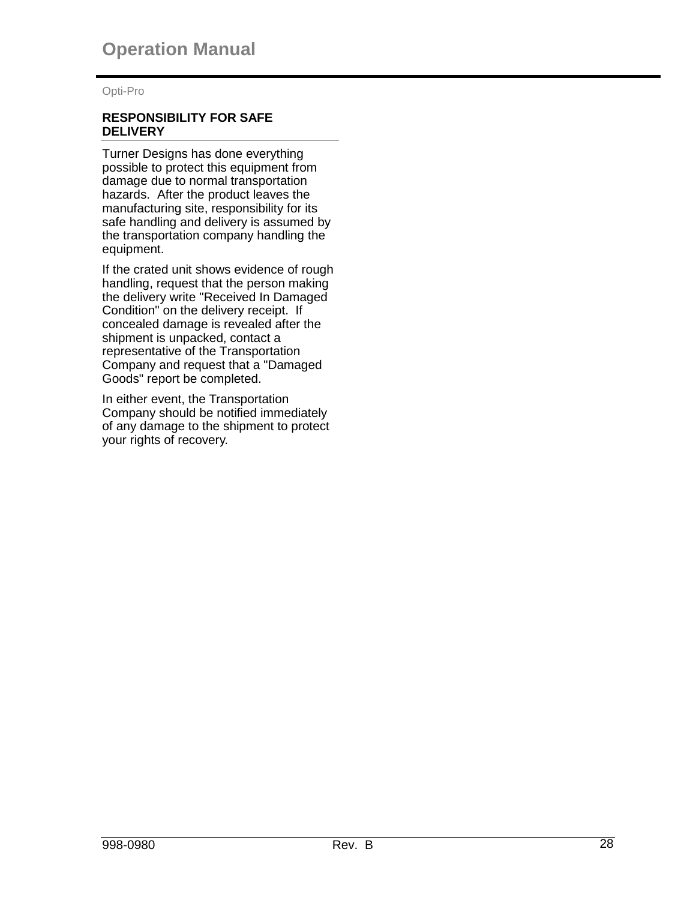## RESPONSIBILITY FOR SAFE DELIVERY

Turner Designs has done everything possible to protect this equipment from damage due to normal transportation hazards. After the product leaves the manufacturing site, responsibility for its safe handling and delivery is assumed by the transportation company handling the equipment.

If the crated unit shows evidence of rough handling, request that the person making the delivery write "Received In Damaged Condition" on the delivery receipt. If concealed damage is revealed after the shipment is unpacked, contact a representative of the Transportation Company and request that a "Damaged Goods" report be completed.

In either event, the Transportation Company should be notified immediately of any damage to the shipment to protect your rights of recovery.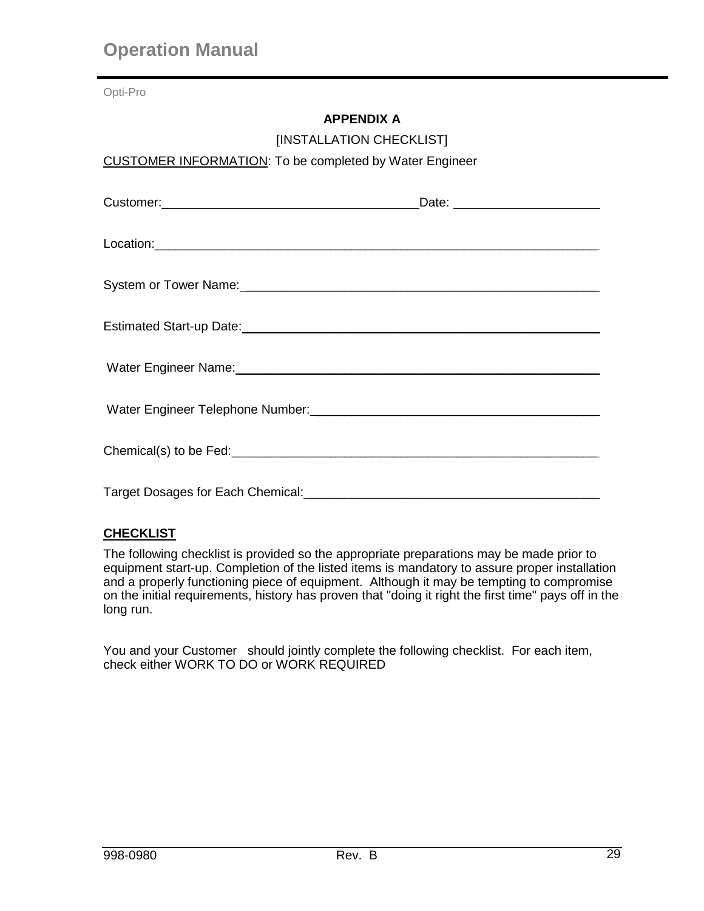**APPENDIX A**

[INSTALLATION CHECKLIST]

CUSTOMER INFORMATION: To be completed by Water Engineer

Customer:____________________________________Date: ____________________

Location:_________________________________________________________________

System or Tower Name:____________________________________________________

Estimated Start-up Date:____________________________________________________

Water Engineer Name:______________________________________________________

Water Engineer Telephone Number:___________________________________________

Chemical(s) to be Fed:_____________________________________________________

Target Dosages for Each Chemical:___________________________________________

**CHECKLIST**

The following checklist is provided so the appropriate preparations may be made prior to equipment start-up. Completion of the listed items is mandatory to assure proper installation and a properly functioning piece of equipment. Although it may be tempting to compromise on the initial requirements, history has proven that "doing it right the first time" pays off in the long run.

You and your Customer should jointly complete the following checklist. For each item, check either WORK TO DO or WORK REQUIRED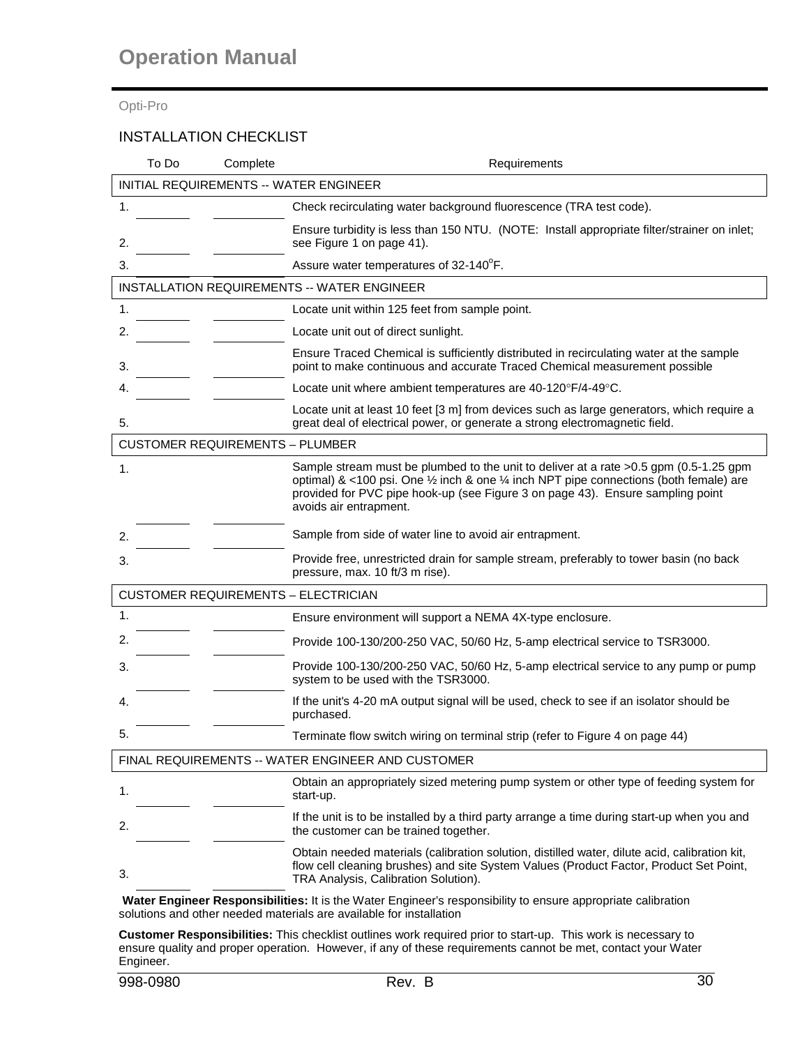# Operation Manual

Opti-Pro

## INSTALLATION CHECKLIST

| To Do | Complete | Requirements |
|---|---|---|
| INITIAL REQUIREMENTS -- WATER ENGINEER | | |
| 1. ________ | __________ | Check recirculating water background fluorescence (TRA test code). |
| 2. ________ | __________ | Ensure turbidity is less than 150 NTU. (NOTE: Install appropriate filter/strainer on inlet; see Figure 1 on page 41). |
| 3. ________ | __________ | Assure water temperatures of 32-140°F. |
| INSTALLATION REQUIREMENTS -- WATER ENGINEER | | |
| 1. ________ | __________ | Locate unit within 125 feet from sample point. |
| 2. ________ | __________ | Locate unit out of direct sunlight. |
| 3. ________ | __________ | Ensure Traced Chemical is sufficiently distributed in recirculating water at the sample point to make continuous and accurate Traced Chemical measurement possible |
| 4. ________ | __________ | Locate unit where ambient temperatures are 40-120°F/4-49°C. |
| 5. ________ | __________ | Locate unit at least 10 feet [3 m] from devices such as large generators, which require a great deal of electrical power, or generate a strong electromagnetic field. |
| CUSTOMER REQUIREMENTS – PLUMBER | | |
| 1. ________ | __________ | Sample stream must be plumbed to the unit to deliver at a rate >0.5 gpm (0.5-1.25 gpm optimal) & <100 psi. One ½ inch & one ¼ inch NPT pipe connections (both female) are provided for PVC pipe hook-up (see Figure 3 on page 43). Ensure sampling point avoids air entrapment. |
| 2. ________ | __________ | Sample from side of water line to avoid air entrapment. |
| 3. | | Provide free, unrestricted drain for sample stream, preferably to tower basin (no back pressure, max. 10 ft/3 m rise). |
| CUSTOMER REQUIREMENTS – ELECTRICIAN | | |
| 1. ________ | __________ | Ensure environment will support a NEMA 4X-type enclosure. |
| 2. ________ | __________ | Provide 100-130/200-250 VAC, 50/60 Hz, 5-amp electrical service to TSR3000. |
| 3. ________ | __________ | Provide 100-130/200-250 VAC, 50/60 Hz, 5-amp electrical service to any pump or pump system to be used with the TSR3000. |
| 4. ________ | __________ | If the unit's 4-20 mA output signal will be used, check to see if an isolator should be purchased. |
| 5. | | Terminate flow switch wiring on terminal strip (refer to Figure 4 on page 44) |
| FINAL REQUIREMENTS -- WATER ENGINEER AND CUSTOMER | | |
| 1. ________ | __________ | Obtain an appropriately sized metering pump system or other type of feeding system for start-up. |
| 2. ________ | __________ | If the unit is to be installed by a third party arrange a time during start-up when you and the customer can be trained together. |
| 3. ________ | __________ | Obtain needed materials (calibration solution, distilled water, dilute acid, calibration kit, flow cell cleaning brushes) and site System Values (Product Factor, Product Set Point, TRA Analysis, Calibration Solution). |

**Water Engineer Responsibilities:** It is the Water Engineer's responsibility to ensure appropriate calibration solutions and other needed materials are available for installation

**Customer Responsibilities:** This checklist outlines work required prior to start-up. This work is necessary to ensure quality and proper operation. However, if any of these requirements cannot be met, contact your Water Engineer.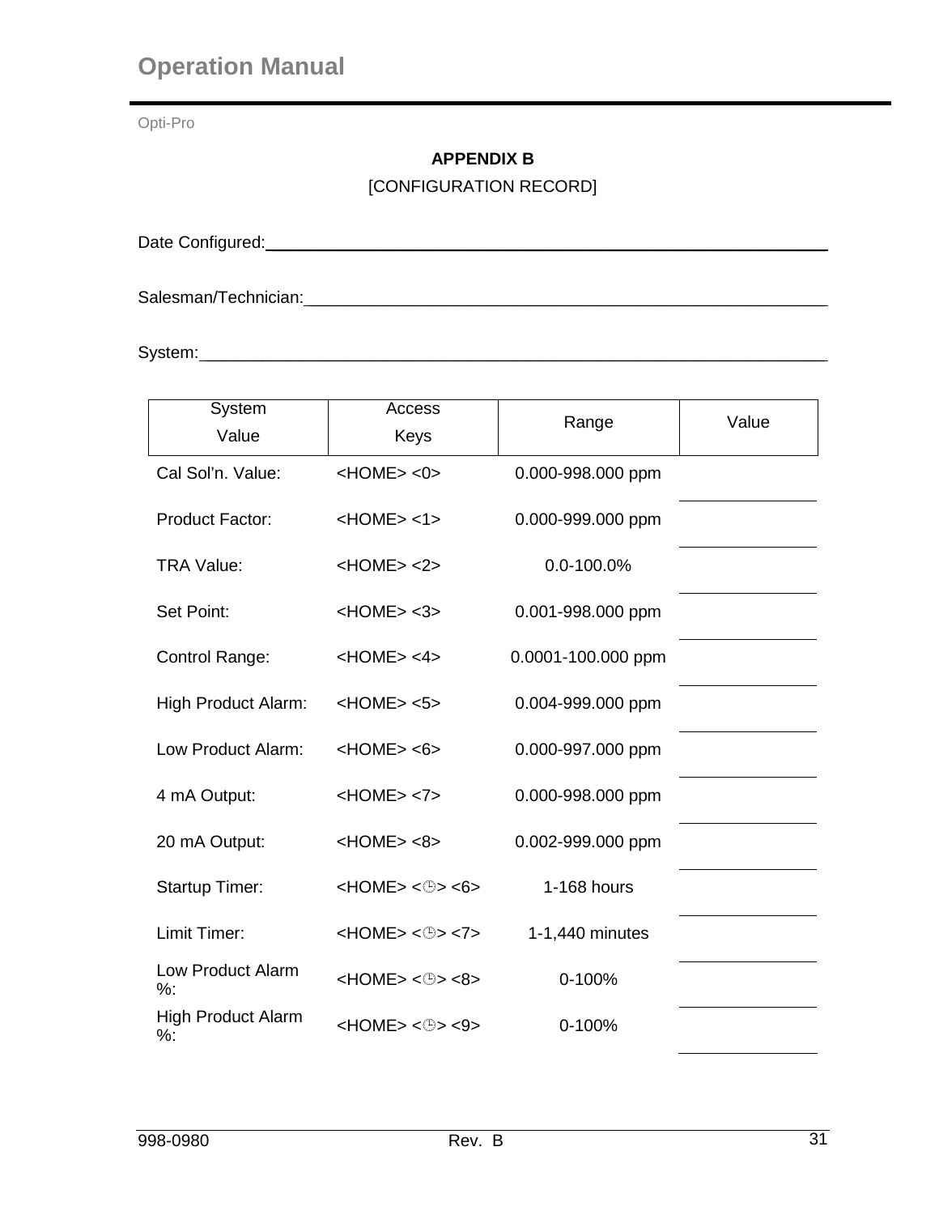## APPENDIX B

[CONFIGURATION RECORD]

Date Configured:\_\_\_\_\_\_\_\_\_\_\_\_\_\_\_\_\_\_\_\_\_\_\_\_\_\_\_\_\_\_\_\_\_\_\_\_\_\_\_\_\_\_\_\_\_\_\_\_\_\_\_\_\_\_\_\_

Salesman/Technician:\_\_\_\_\_\_\_\_\_\_\_\_\_\_\_\_\_\_\_\_\_\_\_\_\_\_\_\_\_\_\_\_\_\_\_\_\_\_\_\_\_\_\_\_\_\_\_\_\_\_\_\_\_\_\_\_

System:\_\_\_\_\_\_\_\_\_\_\_\_\_\_\_\_\_\_\_\_\_\_\_\_\_\_\_\_\_\_\_\_\_\_\_\_\_\_\_\_\_\_\_\_\_\_\_\_\_\_\_\_\_\_\_\_\_\_\_\_\_\_\_\_

| System Value | Access Keys | Range | Value |
|---|---|---|---|
| Cal Sol'n. Value: | <HOME> <0> | 0.000-998.000 ppm | \_\_\_\_\_\_\_\_\_\_ |
| Product Factor: | <HOME> <1> | 0.000-999.000 ppm | \_\_\_\_\_\_\_\_\_\_ |
| TRA Value: | <HOME> <2> | 0.0-100.0% | \_\_\_\_\_\_\_\_\_\_ |
| Set Point: | <HOME> <3> | 0.001-998.000 ppm | \_\_\_\_\_\_\_\_\_\_ |
| Control Range: | <HOME> <4> | 0.0001-100.000 ppm | \_\_\_\_\_\_\_\_\_\_ |
| High Product Alarm: | <HOME> <5> | 0.004-999.000 ppm | \_\_\_\_\_\_\_\_\_\_ |
| Low Product Alarm: | <HOME> <6> | 0.000-997.000 ppm | \_\_\_\_\_\_\_\_\_\_ |
| 4 mA Output: | <HOME> <7> | 0.000-998.000 ppm | \_\_\_\_\_\_\_\_\_\_ |
| 20 mA Output: | <HOME> <8> | 0.002-999.000 ppm | \_\_\_\_\_\_\_\_\_\_ |
| Startup Timer: | <HOME> <🕒> <6> | 1-168 hours | \_\_\_\_\_\_\_\_\_\_ |
| Limit Timer: | <HOME> <🕒> <7> | 1-1,440 minutes | \_\_\_\_\_\_\_\_\_\_ |
| Low Product Alarm %: | <HOME> <🕒> <8> | 0-100% | \_\_\_\_\_\_\_\_\_\_ |
| High Product Alarm %: | <HOME> <🕒> <9> | 0-100% | \_\_\_\_\_\_\_\_\_\_ |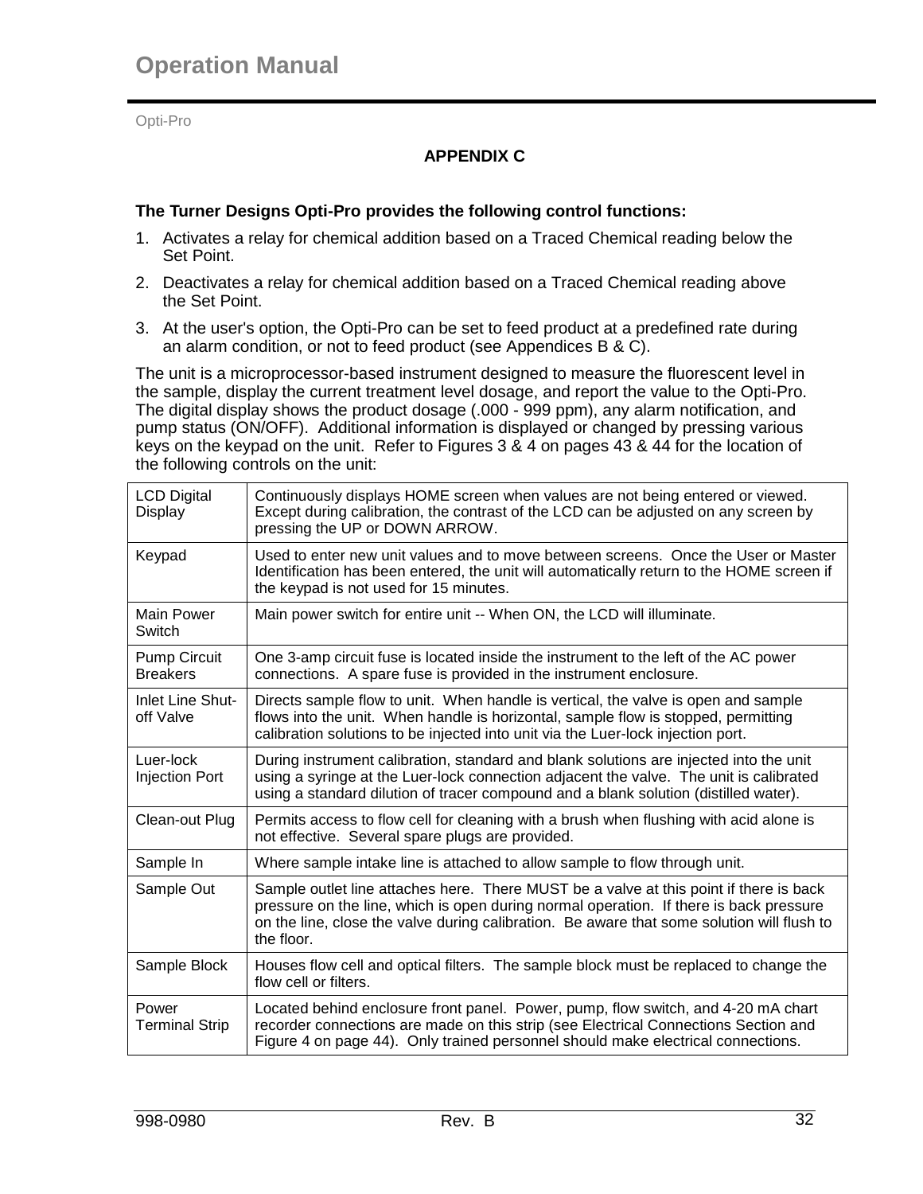## APPENDIX C

**The Turner Designs Opti-Pro provides the following control functions:**

1. Activates a relay for chemical addition based on a Traced Chemical reading below the Set Point.
2. Deactivates a relay for chemical addition based on a Traced Chemical reading above the Set Point.
3. At the user's option, the Opti-Pro can be set to feed product at a predefined rate during an alarm condition, or not to feed product (see Appendices B & C).

The unit is a microprocessor-based instrument designed to measure the fluorescent level in the sample, display the current treatment level dosage, and report the value to the Opti-Pro. The digital display shows the product dosage (.000 - 999 ppm), any alarm notification, and pump status (ON/OFF). Additional information is displayed or changed by pressing various keys on the keypad on the unit. Refer to Figures 3 & 4 on pages 43 & 44 for the location of the following controls on the unit:

| | |
|---|---|
| LCD Digital Display | Continuously displays HOME screen when values are not being entered or viewed. Except during calibration, the contrast of the LCD can be adjusted on any screen by pressing the UP or DOWN ARROW. |
| Keypad | Used to enter new unit values and to move between screens. Once the User or Master Identification has been entered, the unit will automatically return to the HOME screen if the keypad is not used for 15 minutes. |
| Main Power Switch | Main power switch for entire unit -- When ON, the LCD will illuminate. |
| Pump Circuit Breakers | One 3-amp circuit fuse is located inside the instrument to the left of the AC power connections. A spare fuse is provided in the instrument enclosure. |
| Inlet Line Shut-off Valve | Directs sample flow to unit. When handle is vertical, the valve is open and sample flows into the unit. When handle is horizontal, sample flow is stopped, permitting calibration solutions to be injected into unit via the Luer-lock injection port. |
| Luer-lock Injection Port | During instrument calibration, standard and blank solutions are injected into the unit using a syringe at the Luer-lock connection adjacent the valve. The unit is calibrated using a standard dilution of tracer compound and a blank solution (distilled water). |
| Clean-out Plug | Permits access to flow cell for cleaning with a brush when flushing with acid alone is not effective. Several spare plugs are provided. |
| Sample In | Where sample intake line is attached to allow sample to flow through unit. |
| Sample Out | Sample outlet line attaches here. There MUST be a valve at this point if there is back pressure on the line, which is open during normal operation. If there is back pressure on the line, close the valve during calibration. Be aware that some solution will flush to the floor. |
| Sample Block | Houses flow cell and optical filters. The sample block must be replaced to change the flow cell or filters. |
| Power Terminal Strip | Located behind enclosure front panel. Power, pump, flow switch, and 4-20 mA chart recorder connections are made on this strip (see Electrical Connections Section and Figure 4 on page 44). Only trained personnel should make electrical connections. |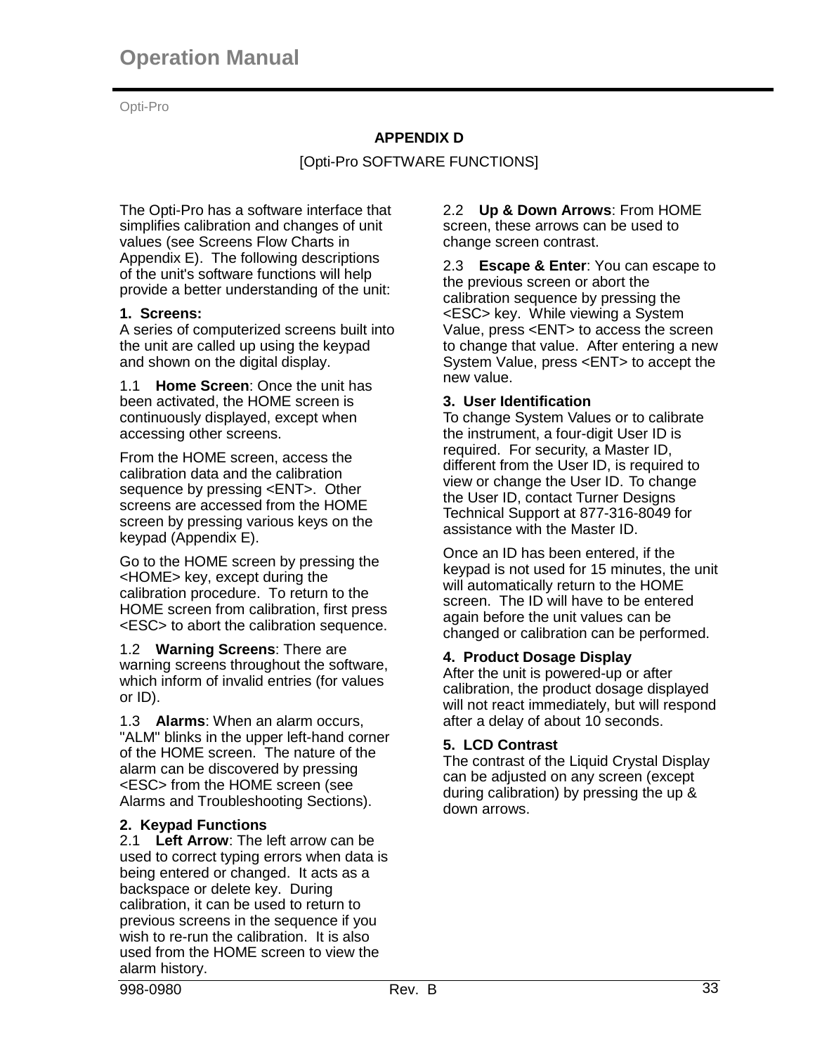# APPENDIX D

[Opti-Pro SOFTWARE FUNCTIONS]

The Opti-Pro has a software interface that simplifies calibration and changes of unit values (see Screens Flow Charts in Appendix E). The following descriptions of the unit's software functions will help provide a better understanding of the unit:

**1. Screens:**
A series of computerized screens built into the unit are called up using the keypad and shown on the digital display.

1.1 **Home Screen**: Once the unit has been activated, the HOME screen is continuously displayed, except when accessing other screens.

From the HOME screen, access the calibration data and the calibration sequence by pressing <ENT>. Other screens are accessed from the HOME screen by pressing various keys on the keypad (Appendix E).

Go to the HOME screen by pressing the <HOME> key, except during the calibration procedure. To return to the HOME screen from calibration, first press <ESC> to abort the calibration sequence.

1.2 **Warning Screens**: There are warning screens throughout the software, which inform of invalid entries (for values or ID).

1.3 **Alarms**: When an alarm occurs, "ALM" blinks in the upper left-hand corner of the HOME screen. The nature of the alarm can be discovered by pressing <ESC> from the HOME screen (see Alarms and Troubleshooting Sections).

**2. Keypad Functions**
2.1 **Left Arrow**: The left arrow can be used to correct typing errors when data is being entered or changed. It acts as a backspace or delete key. During calibration, it can be used to return to previous screens in the sequence if you wish to re-run the calibration. It is also used from the HOME screen to view the alarm history.

2.2 **Up & Down Arrows**: From HOME screen, these arrows can be used to change screen contrast.

2.3 **Escape & Enter**: You can escape to the previous screen or abort the calibration sequence by pressing the <ESC> key. While viewing a System Value, press <ENT> to access the screen to change that value. After entering a new System Value, press <ENT> to accept the new value.

**3. User Identification**
To change System Values or to calibrate the instrument, a four-digit User ID is required. For security, a Master ID, different from the User ID, is required to view or change the User ID. To change the User ID, contact Turner Designs Technical Support at 877-316-8049 for assistance with the Master ID.

Once an ID has been entered, if the keypad is not used for 15 minutes, the unit will automatically return to the HOME screen. The ID will have to be entered again before the unit values can be changed or calibration can be performed.

**4. Product Dosage Display**
After the unit is powered-up or after calibration, the product dosage displayed will not react immediately, but will respond after a delay of about 10 seconds.

**5. LCD Contrast**
The contrast of the Liquid Crystal Display can be adjusted on any screen (except during calibration) by pressing the up & down arrows.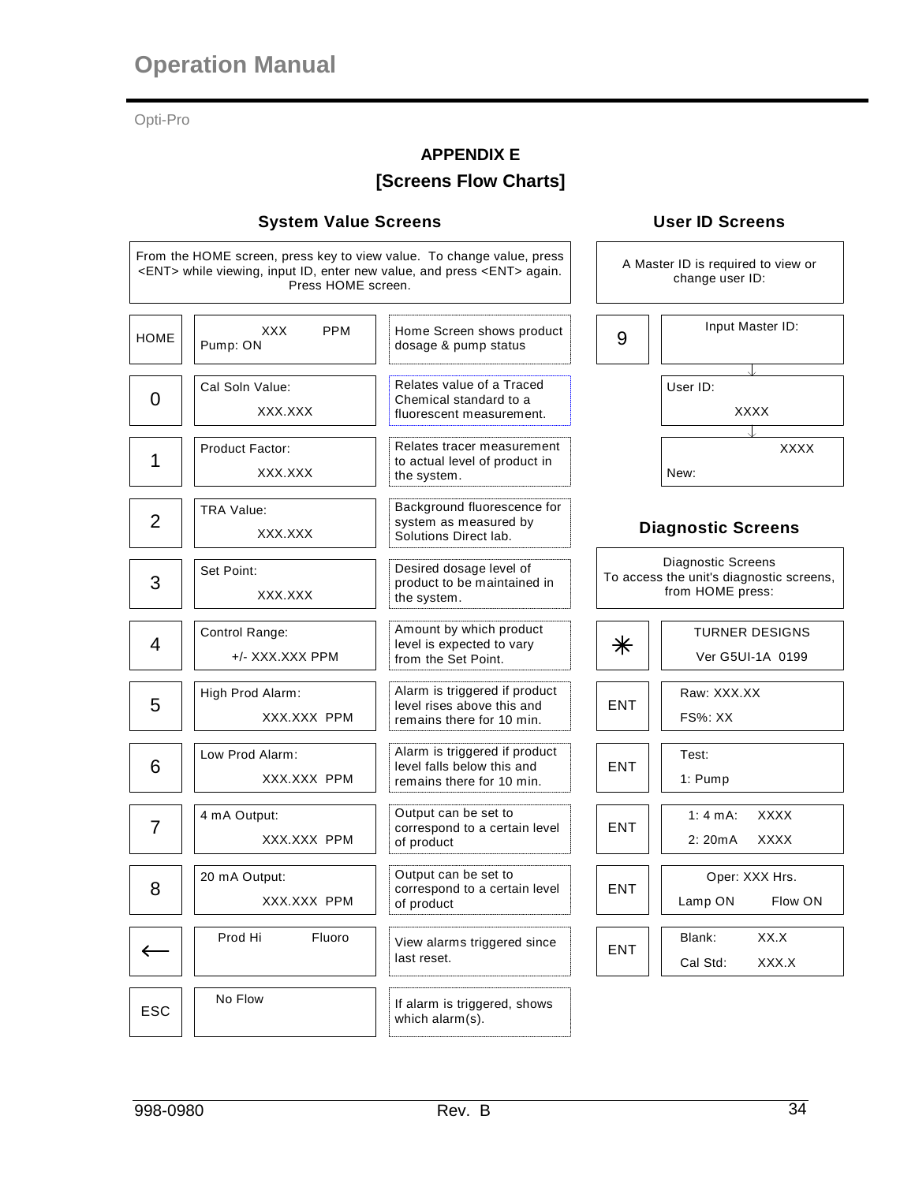# APPENDIX E

## [Screens Flow Charts]

### System Value Screens

From the HOME screen, press key to view value. To change value, press <ENT> while viewing, input ID, enter new value, and press <ENT> again. Press HOME screen.

| Key | Screen | Description |
|---|---|---|
| HOME | XXX PPM<br>Pump: ON | Home Screen shows product dosage & pump status |
| 0 | Cal Soln Value:<br>XXX.XXX | Relates value of a Traced Chemical standard to a fluorescent measurement. |
| 1 | Product Factor:<br>XXX.XXX | Relates tracer measurement to actual level of product in the system. |
| 2 | TRA Value:<br>XXX.XXX | Background fluorescence for system as measured by Solutions Direct lab. |
| 3 | Set Point:<br>XXX.XXX | Desired dosage level of product to be maintained in the system. |
| 4 | Control Range:<br>+/- XXX.XXX PPM | Amount by which product level is expected to vary from the Set Point. |
| 5 | High Prod Alarm:<br>XXX.XXX PPM | Alarm is triggered if product level rises above this and remains there for 10 min. |
| 6 | Low Prod Alarm:<br>XXX.XXX PPM | Alarm is triggered if product level falls below this and remains there for 10 min. |
| 7 | 4 mA Output:<br>XXX.XXX PPM | Output can be set to correspond to a certain level of product |
| 8 | 20 mA Output:<br>XXX.XXX PPM | Output can be set to correspond to a certain level of product |
| ← | Prod Hi Fluoro | View alarms triggered since last reset. |
| ESC | No Flow | If alarm is triggered, shows which alarm(s). |

### User ID Screens

A Master ID is required to view or change user ID:

| Key | Screen |
|---|---|
| 9 | Input Master ID: |
| ↓ | User ID:<br>XXXX |
| ↓ | XXXX<br>New: |

### Diagnostic Screens

Diagnostic Screens
To access the unit's diagnostic screens, from HOME press:

| Key | Screen |
|---|---|
| * | TURNER DESIGNS<br>Ver G5UI-1A 0199 |
| ENT | Raw: XXX.XX<br>FS%: XX |
| ENT | Test:<br>1: Pump |
| ENT | 1: 4 mA: XXXX<br>2: 20mA XXXX |
| ENT | Oper: XXX Hrs.<br>Lamp ON Flow ON |
| ENT | Blank: XX.X<br>Cal Std: XXX.X |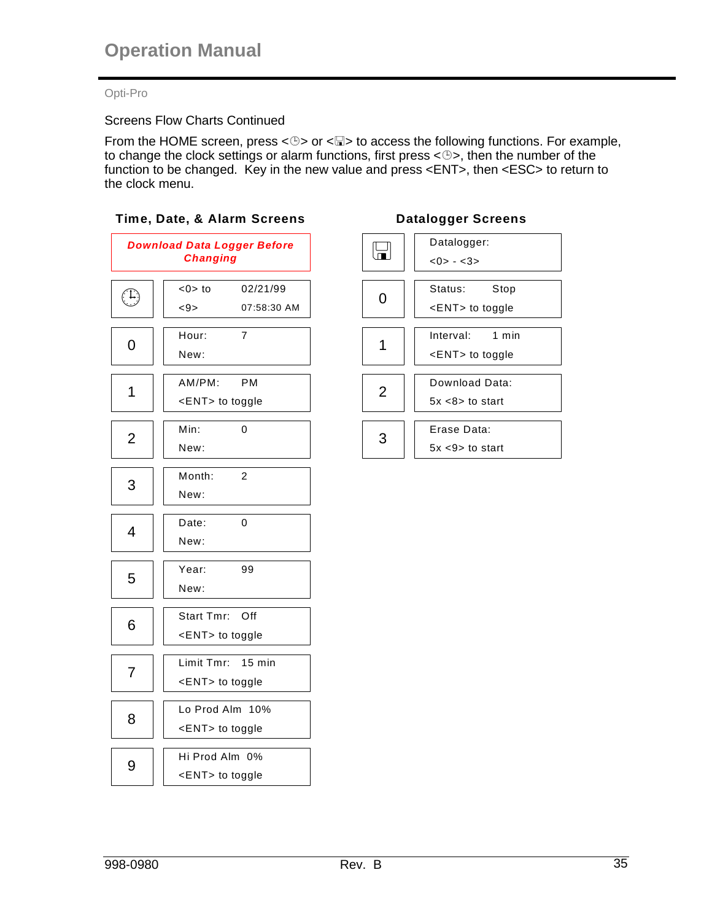Opti-Pro

Screens Flow Charts Continued

From the HOME screen, press <🕒> or <💾> to access the following functions. For example, to change the clock settings or alarm functions, first press <🕒>, then the number of the function to be changed. Key in the new value and press <ENT>, then <ESC> to return to the clock menu.

## Time, Date, & Alarm Screens

**Download Data Logger Before Changing**

| Key | Screen |
|---|---|
| 🕒 | <0> to 02/21/99<br><9> 07:58:30 AM |
| 0 | Hour: 7<br>New: |
| 1 | AM/PM: PM<br><ENT> to toggle |
| 2 | Min: 0<br>New: |
| 3 | Month: 2<br>New: |
| 4 | Date: 0<br>New: |
| 5 | Year: 99<br>New: |
| 6 | Start Tmr: Off<br><ENT> to toggle |
| 7 | Limit Tmr: 15 min<br><ENT> to toggle |
| 8 | Lo Prod Alm 10%<br><ENT> to toggle |
| 9 | Hi Prod Alm 0%<br><ENT> to toggle |

## Datalogger Screens

| Key | Screen |
|---|---|
| 💾 | Datalogger:<br><0> - <3> |
| 0 | Status: Stop<br><ENT> to toggle |
| 1 | Interval: 1 min<br><ENT> to toggle |
| 2 | Download Data:<br>5x <8> to start |
| 3 | Erase Data:<br>5x <9> to start |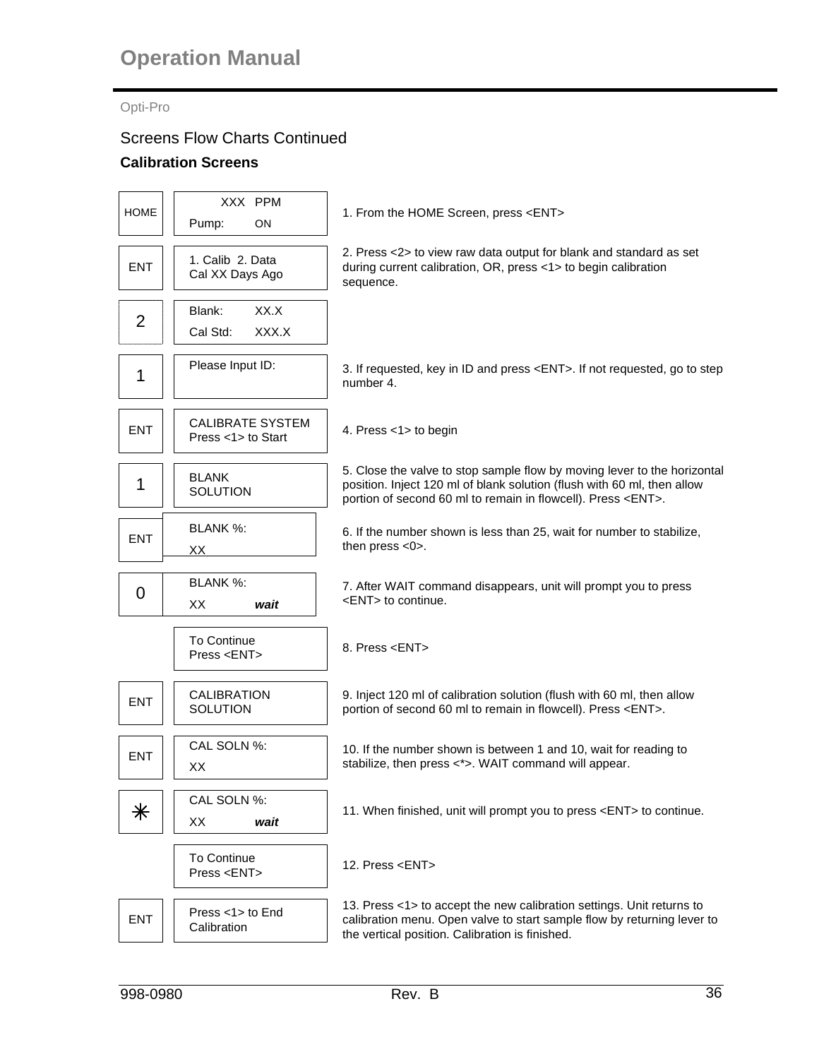Opti-Pro

## Screens Flow Charts Continued

### Calibration Screens

| Key | Screen | Instruction |
|---|---|---|
| HOME | XXX PPM<br>Pump: ON | 1. From the HOME Screen, press <ENT> |
| ENT | 1. Calib 2. Data<br>Cal XX Days Ago | 2. Press <2> to view raw data output for blank and standard as set during current calibration, OR, press <1> to begin calibration sequence. |
| 2 | Blank: XX.X<br>Cal Std: XXX.X | |
| 1 | Please Input ID: | 3. If requested, key in ID and press <ENT>. If not requested, go to step number 4. |
| ENT | CALIBRATE SYSTEM<br>Press <1> to Start | 4. Press <1> to begin |
| 1 | BLANK<br>SOLUTION | 5. Close the valve to stop sample flow by moving lever to the horizontal position. Inject 120 ml of blank solution (flush with 60 ml, then allow portion of second 60 ml to remain in flowcell). Press <ENT>. |
| ENT | BLANK %:<br>XX | 6. If the number shown is less than 25, wait for number to stabilize, then press <0>. |
| 0 | BLANK %:<br>XX ***wait*** | 7. After WAIT command disappears, unit will prompt you to press <ENT> to continue. |
| | To Continue<br>Press <ENT> | 8. Press <ENT> |
| ENT | CALIBRATION<br>SOLUTION | 9. Inject 120 ml of calibration solution (flush with 60 ml, then allow portion of second 60 ml to remain in flowcell). Press <ENT>. |
| ENT | CAL SOLN %:<br>XX | 10. If the number shown is between 1 and 10, wait for reading to stabilize, then press <*>. WAIT command will appear. |
| * | CAL SOLN %:<br>XX ***wait*** | 11. When finished, unit will prompt you to press <ENT> to continue. |
| | To Continue<br>Press <ENT> | 12. Press <ENT> |
| ENT | Press <1> to End<br>Calibration | 13. Press <1> to accept the new calibration settings. Unit returns to calibration menu. Open valve to start sample flow by returning lever to the vertical position. Calibration is finished. |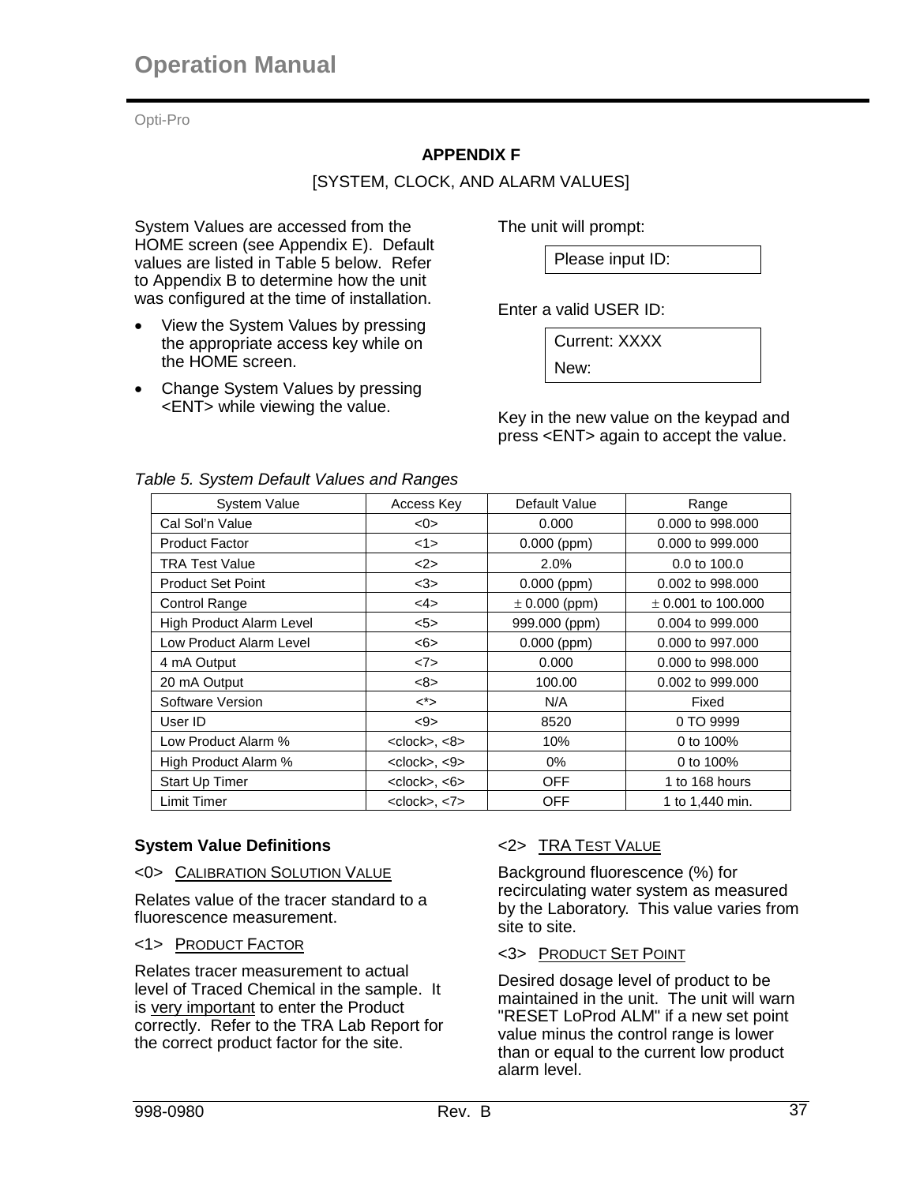## APPENDIX F

[SYSTEM, CLOCK, AND ALARM VALUES]

System Values are accessed from the HOME screen (see Appendix E). Default values are listed in Table 5 below. Refer to Appendix B to determine how the unit was configured at the time of installation.

- View the System Values by pressing the appropriate access key while on the HOME screen.
- Change System Values by pressing <ENT> while viewing the value.

The unit will prompt:

```
Please input ID:
```

Enter a valid USER ID:

```
Current: XXXX
New:
```

Key in the new value on the keypad and press <ENT> again to accept the value.

*Table 5. System Default Values and Ranges*

| System Value | Access Key | Default Value | Range |
|---|---|---|---|
| Cal Sol'n Value | <0> | 0.000 | 0.000 to 998.000 |
| Product Factor | <1> | 0.000 (ppm) | 0.000 to 999.000 |
| TRA Test Value | <2> | 2.0% | 0.0 to 100.0 |
| Product Set Point | <3> | 0.000 (ppm) | 0.002 to 998.000 |
| Control Range | <4> | ± 0.000 (ppm) | ± 0.001 to 100.000 |
| High Product Alarm Level | <5> | 999.000 (ppm) | 0.004 to 999.000 |
| Low Product Alarm Level | <6> | 0.000 (ppm) | 0.000 to 997.000 |
| 4 mA Output | <7> | 0.000 | 0.000 to 998.000 |
| 20 mA Output | <8> | 100.00 | 0.002 to 999.000 |
| Software Version | <*> | N/A | Fixed |
| User ID | <9> | 8520 | 0 TO 9999 |
| Low Product Alarm % | <clock>, <8> | 10% | 0 to 100% |
| High Product Alarm % | <clock>, <9> | 0% | 0 to 100% |
| Start Up Timer | <clock>, <6> | OFF | 1 to 168 hours |
| Limit Timer | <clock>, <7> | OFF | 1 to 1,440 min. |

### System Value Definitions

<0> CALIBRATION SOLUTION VALUE

Relates value of the tracer standard to a fluorescence measurement.

<1> PRODUCT FACTOR

Relates tracer measurement to actual level of Traced Chemical in the sample. It is very important to enter the Product correctly. Refer to the TRA Lab Report for the correct product factor for the site.

<2> TRA TEST VALUE

Background fluorescence (%) for recirculating water system as measured by the Laboratory. This value varies from site to site.

<3> PRODUCT SET POINT

Desired dosage level of product to be maintained in the unit. The unit will warn "RESET LoProd ALM" if a new set point value minus the control range is lower than or equal to the current low product alarm level.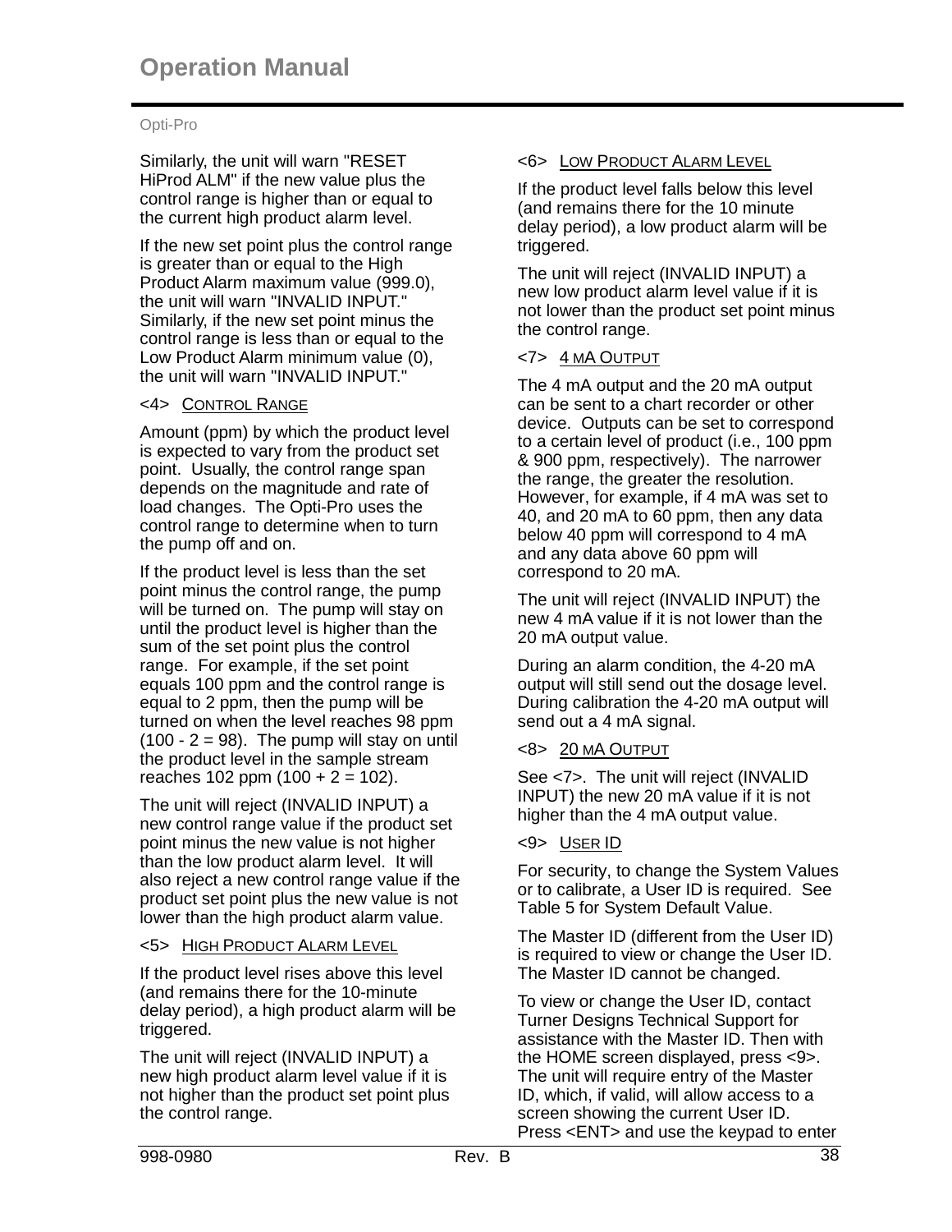Similarly, the unit will warn "RESET HiProd ALM" if the new value plus the control range is higher than or equal to the current high product alarm level.

If the new set point plus the control range is greater than or equal to the High Product Alarm maximum value (999.0), the unit will warn "INVALID INPUT." Similarly, if the new set point minus the control range is less than or equal to the Low Product Alarm minimum value (0), the unit will warn "INVALID INPUT."

<4> CONTROL RANGE

Amount (ppm) by which the product level is expected to vary from the product set point. Usually, the control range span depends on the magnitude and rate of load changes. The Opti-Pro uses the control range to determine when to turn the pump off and on.

If the product level is less than the set point minus the control range, the pump will be turned on. The pump will stay on until the product level is higher than the sum of the set point plus the control range. For example, if the set point equals 100 ppm and the control range is equal to 2 ppm, then the pump will be turned on when the level reaches 98 ppm (100 - 2 = 98). The pump will stay on until the product level in the sample stream reaches 102 ppm (100 + 2 = 102).

The unit will reject (INVALID INPUT) a new control range value if the product set point minus the new value is not higher than the low product alarm level. It will also reject a new control range value if the product set point plus the new value is not lower than the high product alarm value.

<5> HIGH PRODUCT ALARM LEVEL

If the product level rises above this level (and remains there for the 10-minute delay period), a high product alarm will be triggered.

The unit will reject (INVALID INPUT) a new high product alarm level value if it is not higher than the product set point plus the control range.

<6> LOW PRODUCT ALARM LEVEL

If the product level falls below this level (and remains there for the 10 minute delay period), a low product alarm will be triggered.

The unit will reject (INVALID INPUT) a new low product alarm level value if it is not lower than the product set point minus the control range.

<7> 4 MA OUTPUT

The 4 mA output and the 20 mA output can be sent to a chart recorder or other device. Outputs can be set to correspond to a certain level of product (i.e., 100 ppm & 900 ppm, respectively). The narrower the range, the greater the resolution. However, for example, if 4 mA was set to 40, and 20 mA to 60 ppm, then any data below 40 ppm will correspond to 4 mA and any data above 60 ppm will correspond to 20 mA.

The unit will reject (INVALID INPUT) the new 4 mA value if it is not lower than the 20 mA output value.

During an alarm condition, the 4-20 mA output will still send out the dosage level. During calibration the 4-20 mA output will send out a 4 mA signal.

<8> 20 MA OUTPUT

See <7>. The unit will reject (INVALID INPUT) the new 20 mA value if it is not higher than the 4 mA output value.

<9> USER ID

For security, to change the System Values or to calibrate, a User ID is required. See Table 5 for System Default Value.

The Master ID (different from the User ID) is required to view or change the User ID. The Master ID cannot be changed.

To view or change the User ID, contact Turner Designs Technical Support for assistance with the Master ID. Then with the HOME screen displayed, press <9>. The unit will require entry of the Master ID, which, if valid, will allow access to a screen showing the current User ID. Press <ENT> and use the keypad to enter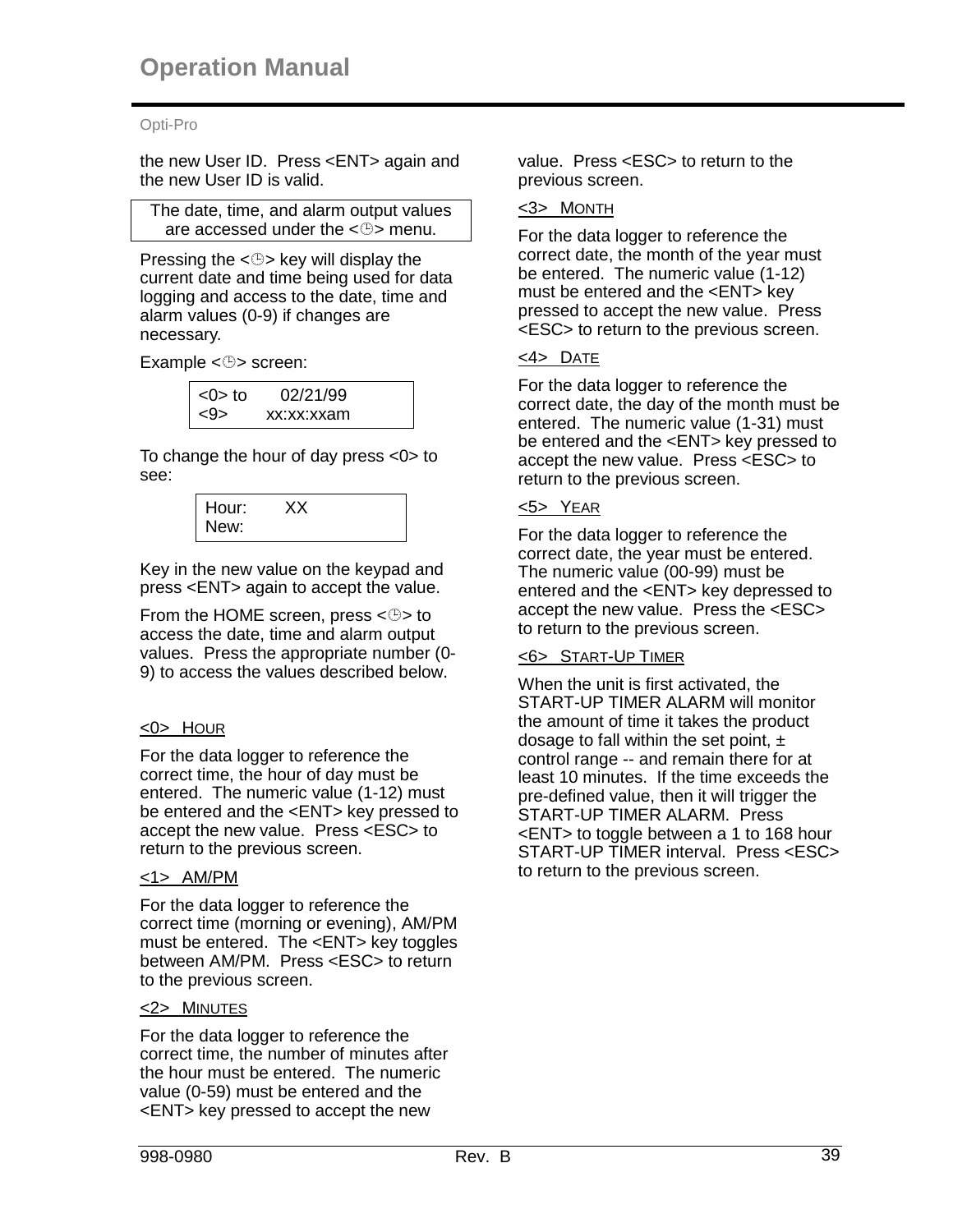the new User ID. Press <ENT> again and the new User ID is valid.

> The date, time, and alarm output values are accessed under the <🕒> menu.

Pressing the <🕒> key will display the current date and time being used for data logging and access to the date, time and alarm values (0-9) if changes are necessary.

Example <🕒> screen:

```
<0> to      02/21/99
<9>       xx:xx:xxam
```

To change the hour of day press <0> to see:

```
Hour:      XX
New:
```

Key in the new value on the keypad and press <ENT> again to accept the value.

From the HOME screen, press <🕒> to access the date, time and alarm output values. Press the appropriate number (0-9) to access the values described below.

<u><0> HOUR</u>

For the data logger to reference the correct time, the hour of day must be entered. The numeric value (1-12) must be entered and the <ENT> key pressed to accept the new value. Press <ESC> to return to the previous screen.

<u><1> AM/PM</u>

For the data logger to reference the correct time (morning or evening), AM/PM must be entered. The <ENT> key toggles between AM/PM. Press <ESC> to return to the previous screen.

<u><2> MINUTES</u>

For the data logger to reference the correct time, the number of minutes after the hour must be entered. The numeric value (0-59) must be entered and the <ENT> key pressed to accept the new value. Press <ESC> to return to the previous screen.

<u><3> MONTH</u>

For the data logger to reference the correct date, the month of the year must be entered. The numeric value (1-12) must be entered and the <ENT> key pressed to accept the new value. Press <ESC> to return to the previous screen.

<u><4> DATE</u>

For the data logger to reference the correct date, the day of the month must be entered. The numeric value (1-31) must be entered and the <ENT> key pressed to accept the new value. Press <ESC> to return to the previous screen.

<u><5> YEAR</u>

For the data logger to reference the correct date, the year must be entered. The numeric value (00-99) must be entered and the <ENT> key depressed to accept the new value. Press the <ESC> to return to the previous screen.

<u><6> START-UP TIMER</u>

When the unit is first activated, the START-UP TIMER ALARM will monitor the amount of time it takes the product dosage to fall within the set point, ± control range -- and remain there for at least 10 minutes. If the time exceeds the pre-defined value, then it will trigger the START-UP TIMER ALARM. Press <ENT> to toggle between a 1 to 168 hour START-UP TIMER interval. Press <ESC> to return to the previous screen.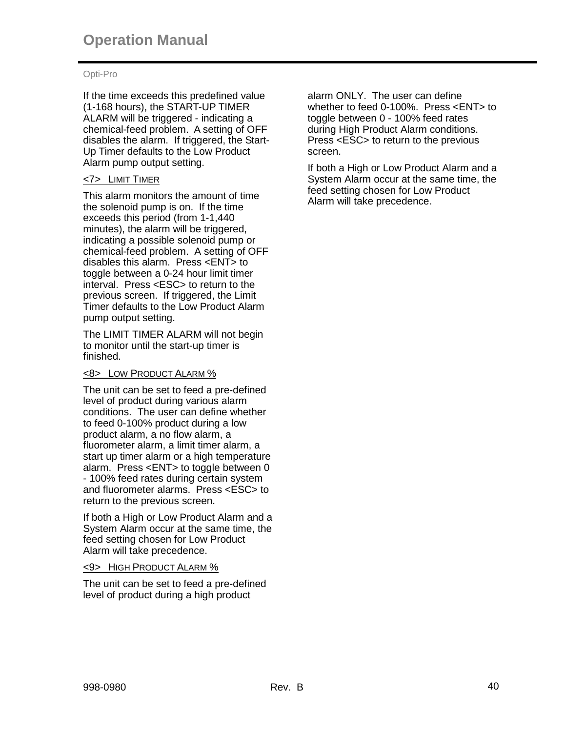If the time exceeds this predefined value (1-168 hours), the START-UP TIMER ALARM will be triggered - indicating a chemical-feed problem. A setting of OFF disables the alarm. If triggered, the Start-Up Timer defaults to the Low Product Alarm pump output setting.

<7> LIMIT TIMER

This alarm monitors the amount of time the solenoid pump is on. If the time exceeds this period (from 1-1,440 minutes), the alarm will be triggered, indicating a possible solenoid pump or chemical-feed problem. A setting of OFF disables this alarm. Press <ENT> to toggle between a 0-24 hour limit timer interval. Press <ESC> to return to the previous screen. If triggered, the Limit Timer defaults to the Low Product Alarm pump output setting.

The LIMIT TIMER ALARM will not begin to monitor until the start-up timer is finished.

<8> LOW PRODUCT ALARM %

The unit can be set to feed a pre-defined level of product during various alarm conditions. The user can define whether to feed 0-100% product during a low product alarm, a no flow alarm, a fluorometer alarm, a limit timer alarm, a start up timer alarm or a high temperature alarm. Press <ENT> to toggle between 0 - 100% feed rates during certain system and fluorometer alarms. Press <ESC> to return to the previous screen.

If both a High or Low Product Alarm and a System Alarm occur at the same time, the feed setting chosen for Low Product Alarm will take precedence.

<9> HIGH PRODUCT ALARM %

The unit can be set to feed a pre-defined level of product during a high product alarm ONLY. The user can define whether to feed 0-100%. Press <ENT> to toggle between 0 - 100% feed rates during High Product Alarm conditions. Press <ESC> to return to the previous screen.

If both a High or Low Product Alarm and a System Alarm occur at the same time, the feed setting chosen for Low Product Alarm will take precedence.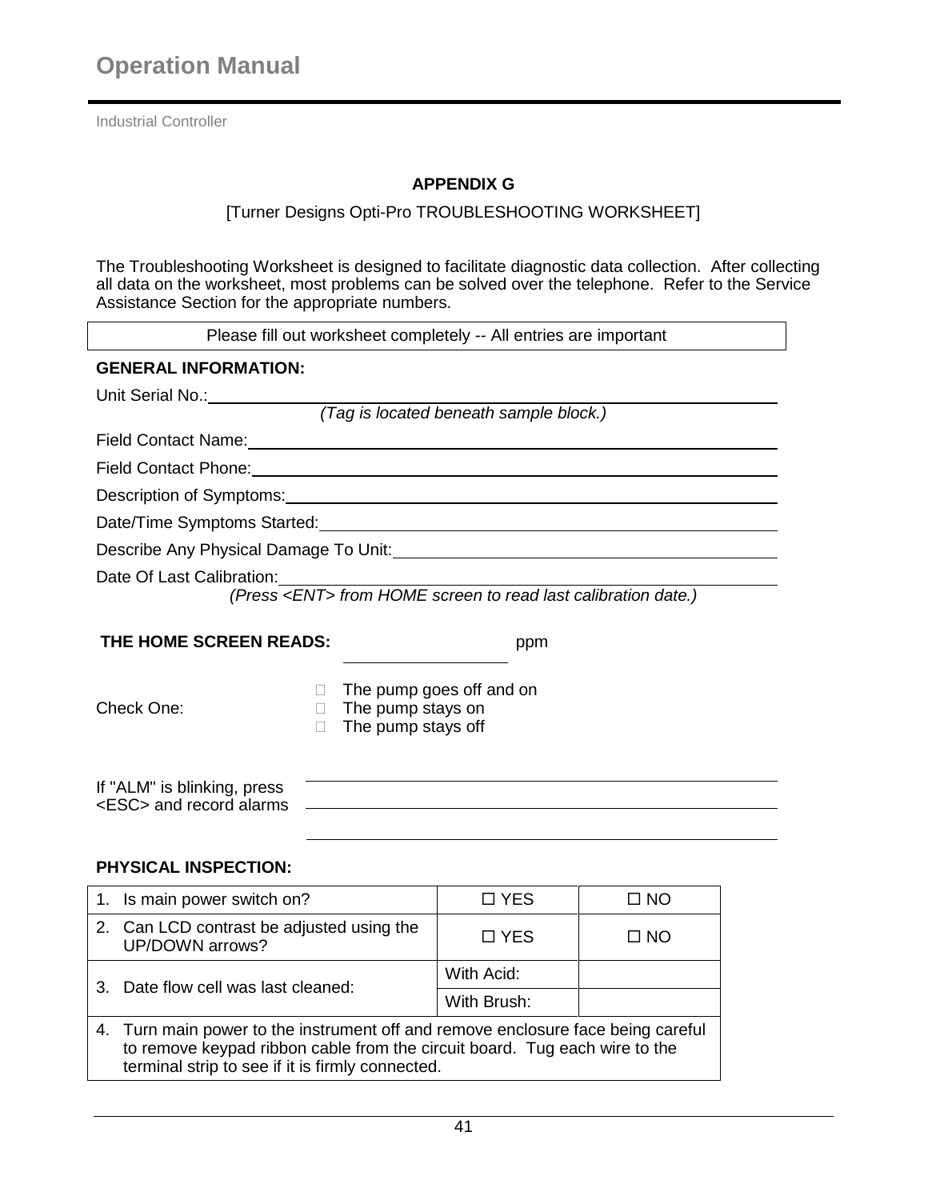## APPENDIX G

[Turner Designs Opti-Pro TROUBLESHOOTING WORKSHEET]

The Troubleshooting Worksheet is designed to facilitate diagnostic data collection. After collecting all data on the worksheet, most problems can be solved over the telephone. Refer to the Service Assistance Section for the appropriate numbers.

| Please fill out worksheet completely -- All entries are important |
|---|

**GENERAL INFORMATION:**

Unit Serial No.: ____________________________________________
*(Tag is located beneath sample block.)*

Field Contact Name: ____________________________________________

Field Contact Phone: ____________________________________________

Description of Symptoms: ____________________________________________

Date/Time Symptoms Started: ____________________________________________

Describe Any Physical Damage To Unit: ____________________________________________

Date Of Last Calibration: ____________________________________________
*(Press <ENT> from HOME screen to read last calibration date.)*

**THE HOME SCREEN READS:** ____________ ppm

Check One:

- ☐ The pump goes off and on
- ☐ The pump stays on
- ☐ The pump stays off

If "ALM" is blinking, press <ESC> and record alarms ____________________________________________

____________________________________________

____________________________________________

**PHYSICAL INSPECTION:**

| | | |
|---|---|---|
| 1. Is main power switch on? | ☐ YES | ☐ NO |
| 2. Can LCD contrast be adjusted using the UP/DOWN arrows? | ☐ YES | ☐ NO |
| 3. Date flow cell was last cleaned: | With Acid: | |
| | With Brush: | |
| 4. Turn main power to the instrument off and remove enclosure face being careful to remove keypad ribbon cable from the circuit board. Tug each wire to the terminal strip to see if it is firmly connected. | | |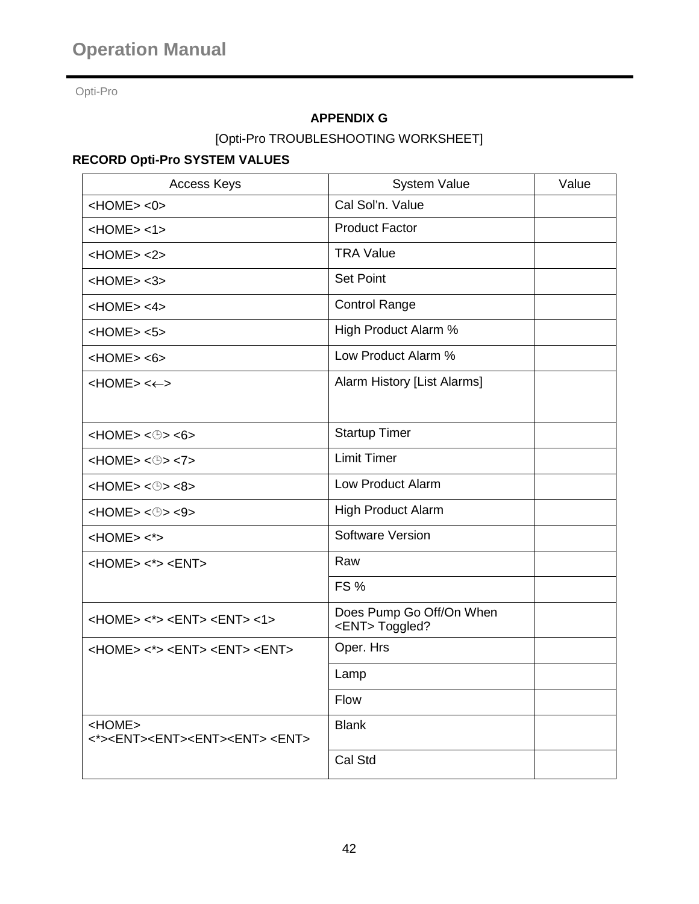## APPENDIX G

[Opti-Pro TROUBLESHOOTING WORKSHEET]

**RECORD Opti-Pro SYSTEM VALUES**

| Access Keys | System Value | Value |
|---|---|---|
| <HOME> <0> | Cal Sol'n. Value | |
| <HOME> <1> | Product Factor | |
| <HOME> <2> | TRA Value | |
| <HOME> <3> | Set Point | |
| <HOME> <4> | Control Range | |
| <HOME> <5> | High Product Alarm % | |
| <HOME> <6> | Low Product Alarm % | |
| <HOME> <←> | Alarm History [List Alarms] | |
| <HOME> <🕒> <6> | Startup Timer | |
| <HOME> <🕒> <7> | Limit Timer | |
| <HOME> <🕒> <8> | Low Product Alarm | |
| <HOME> <🕒> <9> | High Product Alarm | |
| <HOME> <*> | Software Version | |
| <HOME> <*> <ENT> | Raw | |
| | FS % | |
| <HOME> <*> <ENT> <ENT> <1> | Does Pump Go Off/On When <ENT> Toggled? | |
| <HOME> <*> <ENT> <ENT> <ENT> | Oper. Hrs | |
| | Lamp | |
| | Flow | |
| <HOME> <*><ENT><ENT><ENT><ENT> <ENT> | Blank | |
| | Cal Std | |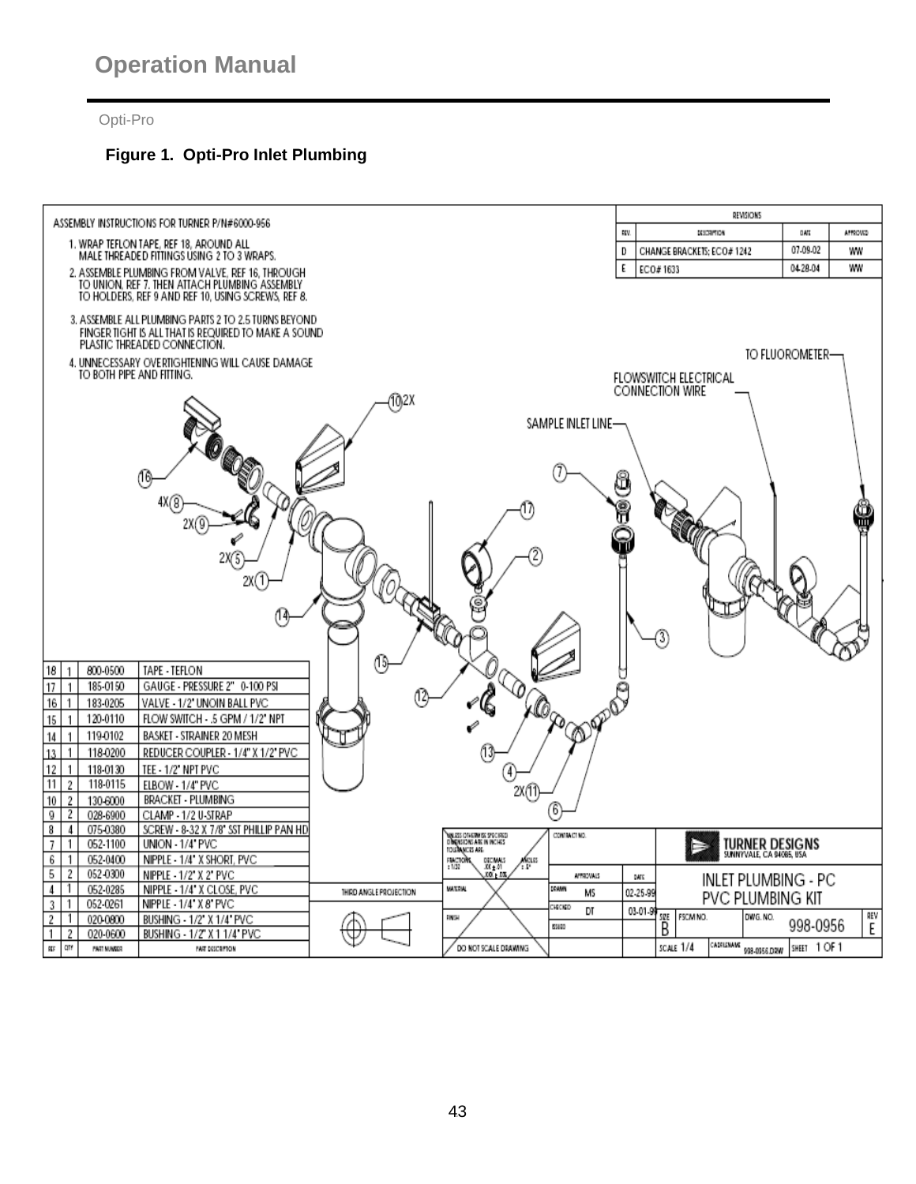Figure 1. Opti-Pro Inlet Plumbing

ASSEMBLY INSTRUCTIONS FOR TURNER P/N#6000-956

1. WRAP TEFLON TAPE, REF 18, AROUND ALL MALE THREADED FITTINGS USING 2 TO 3 WRAPS.
2. ASSEMBLE PLUMBING FROM VALVE, REF 16, THROUGH TO UNION, REF 7. THEN ATTACH PLUMBING ASSEMBLY TO HOLDERS, REF 9 AND REF 10, USING SCREWS, REF 8.
3. ASSEMBLE ALL PLUMBING PARTS 2 TO 2.5 TURNS BEYOND FINGER TIGHT IS ALL THAT IS REQUIRED TO MAKE A SOUND PLASTIC THREADED CONNECTION.
4. UNNECESSARY OVERTIGHTENING WILL CAUSE DAMAGE TO BOTH PIPE AND FITTING.

| REV | DESCRIPTION | DATE | APPROVED |
|---|---|---|---|
| D | CHANGE BRACKETS; ECO# 1242 | 07-09-02 | WW |
| E | ECO# 1633 | 04-28-04 | WW |

TO FLUOROMETER
FLOWSWITCH ELECTRICAL CONNECTION WIRE
SAMPLE INLET LINE

| REF | QTY | PART NUMBER | PART DESCRIPTION |
|---|---|---|---|
| 18 | 1 | 800-0500 | TAPE - TEFLON |
| 17 | 1 | 185-0150 | GAUGE - PRESSURE 2" 0-100 PSI |
| 16 | 1 | 183-0205 | VALVE - 1/2" UNOIN BALL PVC |
| 15 | 1 | 120-0110 | FLOW SWITCH - .5 GPM / 1/2" NPT |
| 14 | 1 | 119-0102 | BASKET - STRAINER 20 MESH |
| 13 | 1 | 118-0200 | REDUCER COUPLER - 1/4" X 1/2" PVC |
| 12 | 1 | 118-0130 | TEE - 1/2" NPT PVC |
| 11 | 2 | 118-0115 | ELBOW - 1/4" PVC |
| 10 | 2 | 130-6000 | BRACKET - PLUMBING |
| 9 | 2 | 028-6900 | CLAMP - 1/2 U-STRAP |
| 8 | 4 | 075-0380 | SCREW - 8-32 X 7/8" SST PHILLIP PAN HD |
| 7 | 1 | 052-1100 | UNION - 1/4" PVC |
| 6 | 1 | 052-0400 | NIPPLE - 1/4" X SHORT, PVC |
| 5 | 2 | 052-0300 | NIPPLE - 1/2" X 2" PVC |
| 4 | 1 | 052-0285 | NIPPLE - 1/4" X CLOSE, PVC |
| 3 | 1 | 052-0261 | NIPPLE - 1/4" X 8" PVC |
| 2 | 1 | 020-0800 | BUSHING - 1/2" X 1/4" PVC |
| 1 | 2 | 020-0600 | BUSHING - 1/2" X 1 1/4" PVC |

THIRD ANGLE PROJECTION

UNLESS OTHERWISE SPECIFIED DIMENSIONS ARE IN INCHES. TOLERANCES ARE: FRACTIONS ± 1/32, DECIMALS .XX ± .01, .XXX ± .005, ANGLES ± .5°

DO NOT SCALE DRAWING

| APPROVALS | | DATE |
|---|---|---|
| DRAWN | MS | 02-25-99 |
| CHECKED | DT | 03-01-99 |
| ISSUED | | |

TURNER DESIGNS
SUNNYVALE, CA 94085, USA

INLET PLUMBING - PC
PVC PLUMBING KIT

SIZE B | FSCM NO. | DWG. NO. 998-0956 | REV E
SCALE 1/4 | CADFILENAME 998-0956.DRW | SHEET 1 OF 1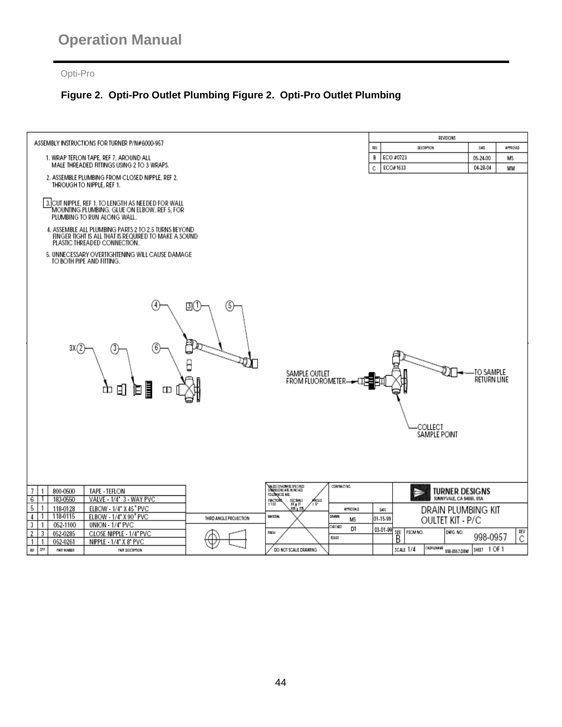**Figure 2. Opti-Pro Outlet Plumbing Figure 2. Opti-Pro Outlet Plumbing**

ASSEMBLY INSTRUCTIONS FOR TURNER P/N#6000-957

1. WRAP TEFLON TAPE, REF 7, AROUND ALL MALE THREADED FITTINGS USING 2 TO 3 WRAPS.
2. ASSEMBLE PLUMBING FROM CLOSED NIPPLE, REF 2, THROUGH TO NIPPLE, REF 1.
3. CUT NIPPLE, REF 1, TO LENGTH AS NEEDED FOR WALL MOUNTING PLUMBING. GLUE ON ELBOW, REF 5, FOR PLUMBING TO RUN ALONG WALL.
4. ASSEMBLE ALL PLUMBING PARTS 2 TO 2.5 TURNS BEYOND FINGER TIGHT IS ALL THAT IS REQUIRED TO MAKE A SOUND PLASTIC THREADED CONNECTION.
5. UNNECESSARY OVERTIGHTENING WILL CAUSE DAMAGE TO BOTH PIPE AND FITTING.

| REV. | DESCRIPTION | DATE | APPROVED |
|---|---|---|---|
| B | ECO #0723 | 05-24-00 | MS |
| C | ECO#1633 | 04-28-04 | WW |

SAMPLE OUTLET FROM FLUOROMETER

TO SAMPLE RETURN LINE

COLLECT SAMPLE POINT

| REF | QTY | PART NUMBER | PART DESCRIPTION |
|---|---|---|---|
| 7 | 1 | 800-0500 | TAPE - TEFLON |
| 6 | 1 | 183-0550 | VALVE - 1/4" 3 - WAY PVC |
| 5 | 1 | 118-0128 | ELBOW - 1/4" X 45° PVC |
| 4 | 1 | 118-0115 | ELBOW - 1/4" X 90° PVC |
| 3 | 1 | 052-1100 | UNION - 1/4" PVC |
| 2 | 3 | 052-0285 | CLOSE NIPPLE - 1/4" PVC |
| 1 | 1 | 052-0261 | NIPPLE - 1/4" X 8" PVC |

THIRD ANGLE PROJECTION

DO NOT SCALE DRAWING

TURNER DESIGNS, SUNNYVALE, CA 94086, USA

DRAIN PLUMBING KIT OULTET KIT - P/C

Drawn: MS 01-15-99; Checked: DT 03-01-99

SIZE B; DWG. NO. 998-0957; REV C; SCALE 1/4; CADFILENAME 998-0957.DRW; SHEET 1 OF 1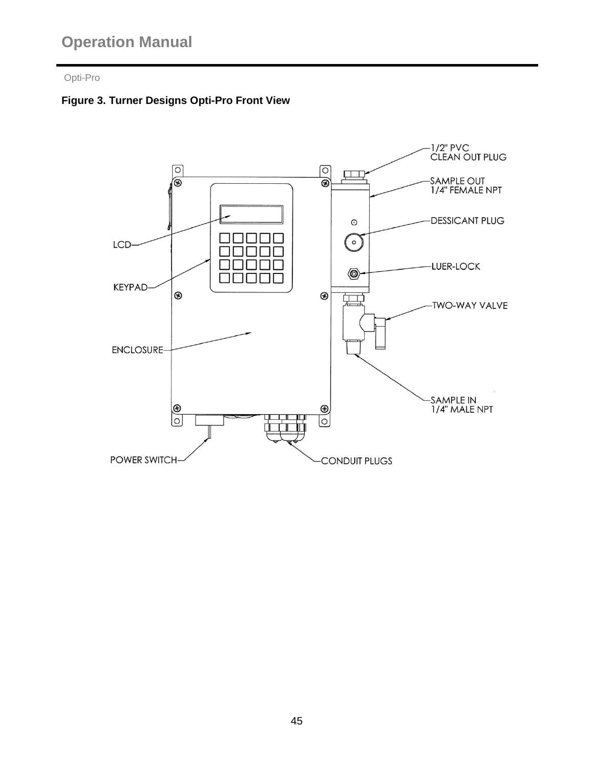Opti-Pro

**Figure 3. Turner Designs Opti-Pro Front View**

1/2" PVC CLEAN OUT PLUG

SAMPLE OUT 1/4" FEMALE NPT

DESSICANT PLUG

LCD

LUER-LOCK

KEYPAD

TWO-WAY VALVE

ENCLOSURE

SAMPLE IN 1/4" MALE NPT

POWER SWITCH

CONDUIT PLUGS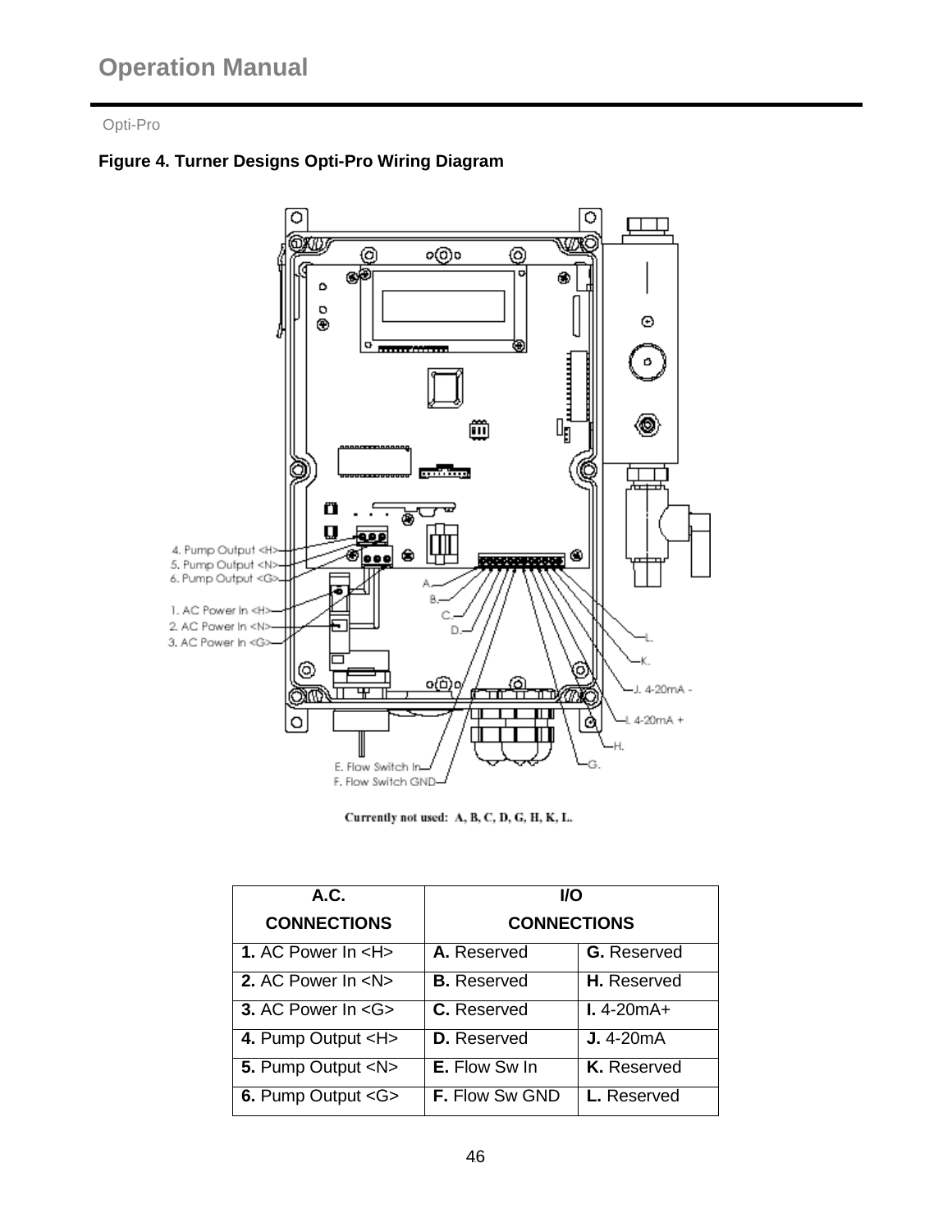**Figure 4. Turner Designs Opti-Pro Wiring Diagram**

4. Pump Output <H>
5. Pump Output <N>
6. Pump Output <G>
1. AC Power In <H>
2. AC Power In <N>
3. AC Power In <G>

A. B. C. D.

L. K. J. 4-20mA - I. 4-20mA + H. G.

E. Flow Switch In
F. Flow Switch GND

Currently not used: A, B, C, D, G, H, K, L.

| A.C. CONNECTIONS | I/O CONNECTIONS | |
|---|---|---|
| **1.** AC Power In <H> | **A.** Reserved | **G.** Reserved |
| **2.** AC Power In <N> | **B.** Reserved | **H.** Reserved |
| **3.** AC Power In <G> | **C.** Reserved | **I.** 4-20mA+ |
| **4.** Pump Output <H> | **D.** Reserved | **J.** 4-20mA |
| **5.** Pump Output <N> | **E.** Flow Sw In | **K.** Reserved |
| **6.** Pump Output <G> | **F.** Flow Sw GND | **L.** Reserved |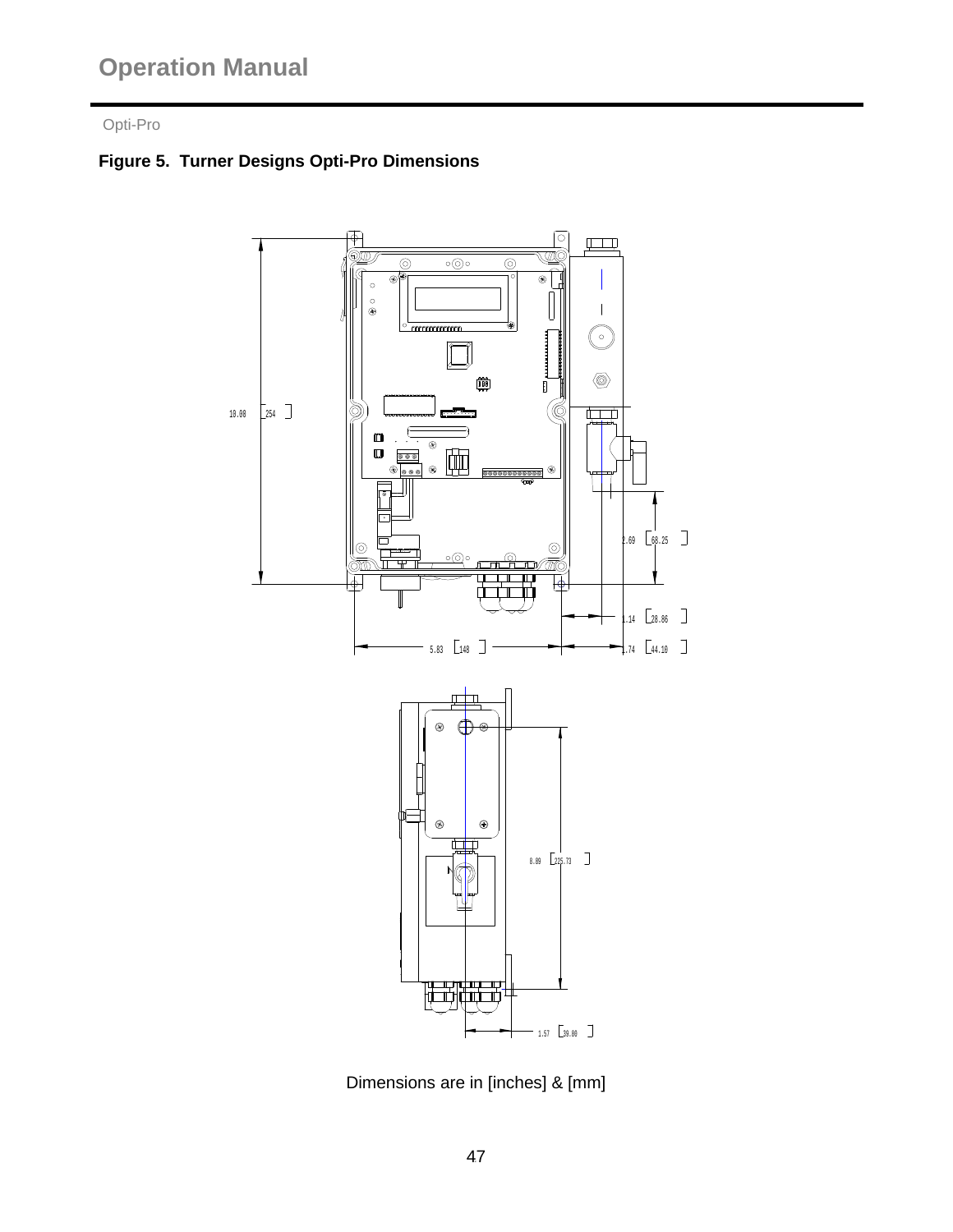**Figure 5. Turner Designs Opti-Pro Dimensions**

Dimensions are in [inches] & [mm]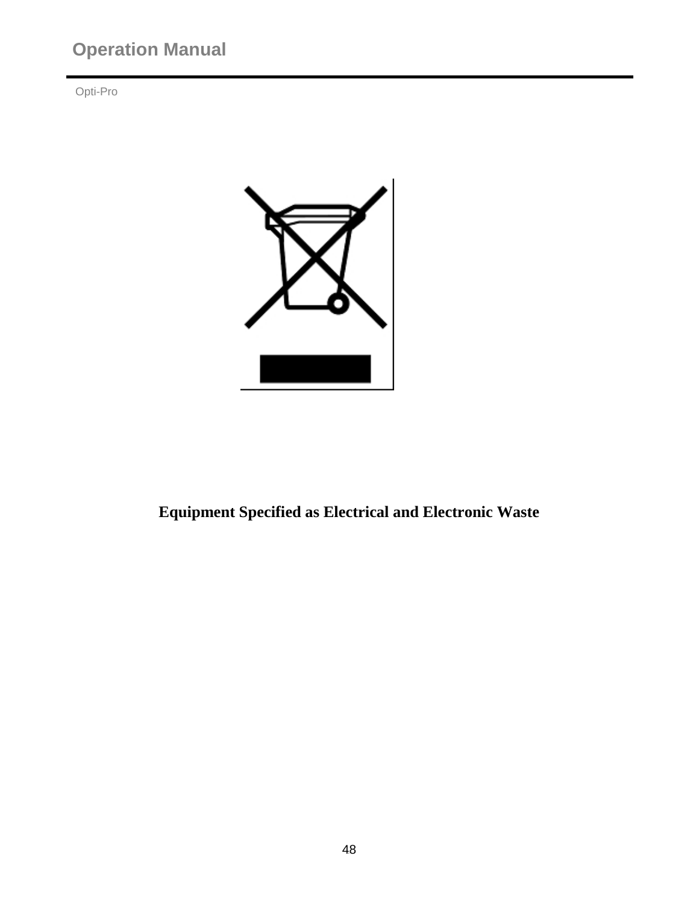**Equipment Specified as Electrical and Electronic Waste**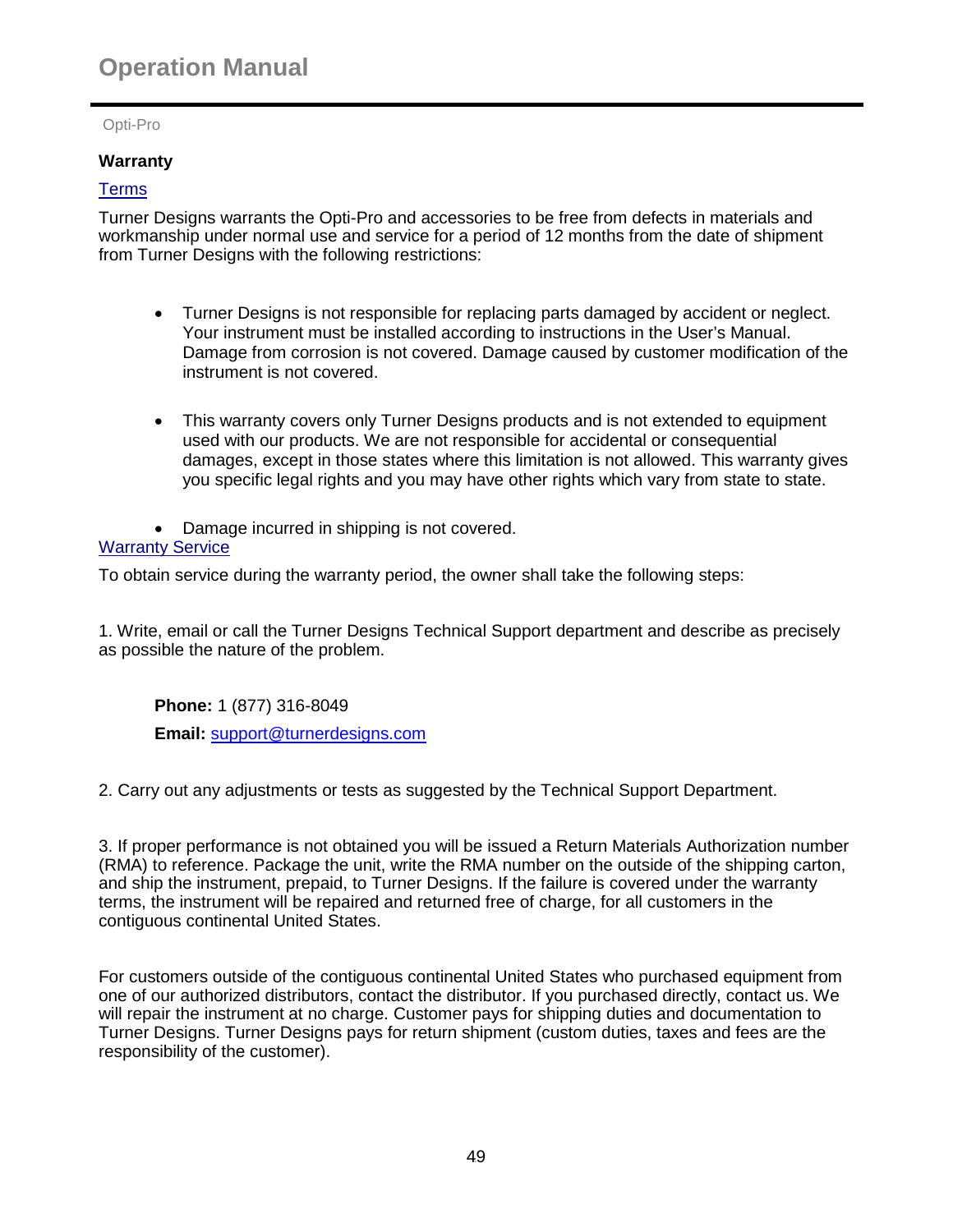## Warranty

### Terms

Turner Designs warrants the Opti-Pro and accessories to be free from defects in materials and workmanship under normal use and service for a period of 12 months from the date of shipment from Turner Designs with the following restrictions:

- Turner Designs is not responsible for replacing parts damaged by accident or neglect. Your instrument must be installed according to instructions in the User's Manual. Damage from corrosion is not covered. Damage caused by customer modification of the instrument is not covered.
- This warranty covers only Turner Designs products and is not extended to equipment used with our products. We are not responsible for accidental or consequential damages, except in those states where this limitation is not allowed. This warranty gives you specific legal rights and you may have other rights which vary from state to state.
- Damage incurred in shipping is not covered.

### Warranty Service

To obtain service during the warranty period, the owner shall take the following steps:

1. Write, email or call the Turner Designs Technical Support department and describe as precisely as possible the nature of the problem.

   **Phone:** 1 (877) 316-8049

   **Email:** support@turnerdesigns.com

2. Carry out any adjustments or tests as suggested by the Technical Support Department.

3. If proper performance is not obtained you will be issued a Return Materials Authorization number (RMA) to reference. Package the unit, write the RMA number on the outside of the shipping carton, and ship the instrument, prepaid, to Turner Designs. If the failure is covered under the warranty terms, the instrument will be repaired and returned free of charge, for all customers in the contiguous continental United States.

For customers outside of the contiguous continental United States who purchased equipment from one of our authorized distributors, contact the distributor. If you purchased directly, contact us. We will repair the instrument at no charge. Customer pays for shipping duties and documentation to Turner Designs. Turner Designs pays for return shipment (custom duties, taxes and fees are the responsibility of the customer).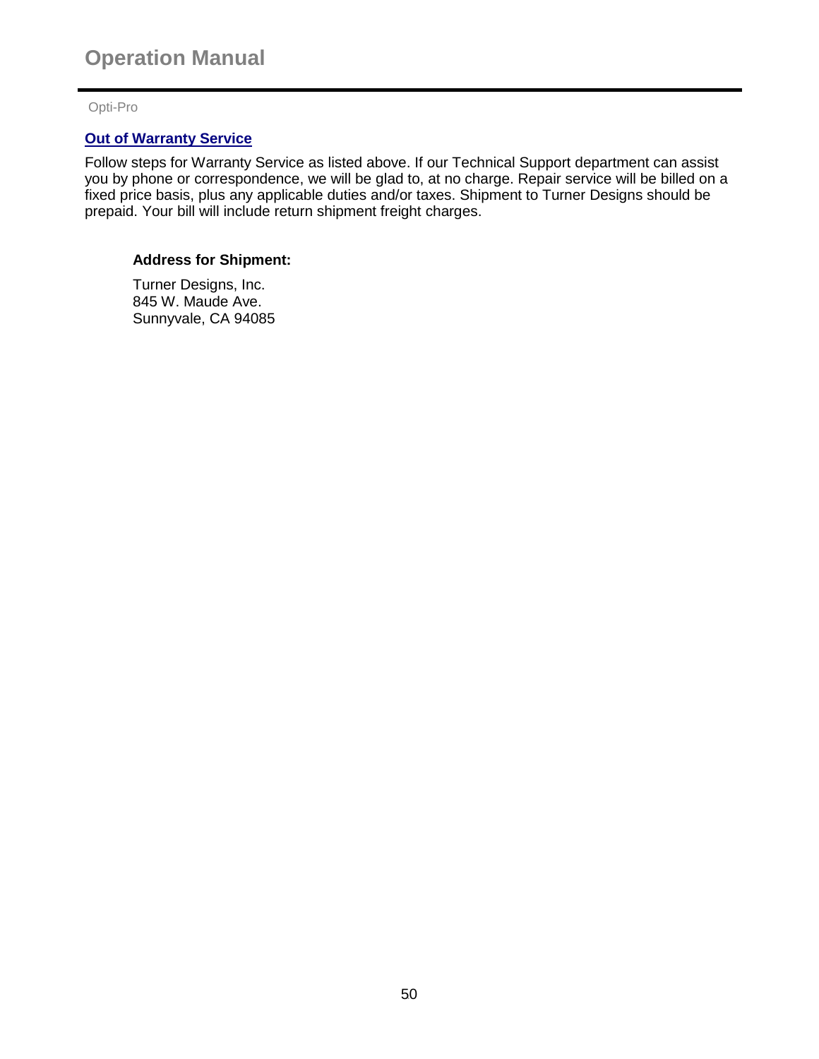## Out of Warranty Service

Follow steps for Warranty Service as listed above. If our Technical Support department can assist you by phone or correspondence, we will be glad to, at no charge. Repair service will be billed on a fixed price basis, plus any applicable duties and/or taxes. Shipment to Turner Designs should be prepaid. Your bill will include return shipment freight charges.

**Address for Shipment:**

Turner Designs, Inc.
845 W. Maude Ave.
Sunnyvale, CA 94085